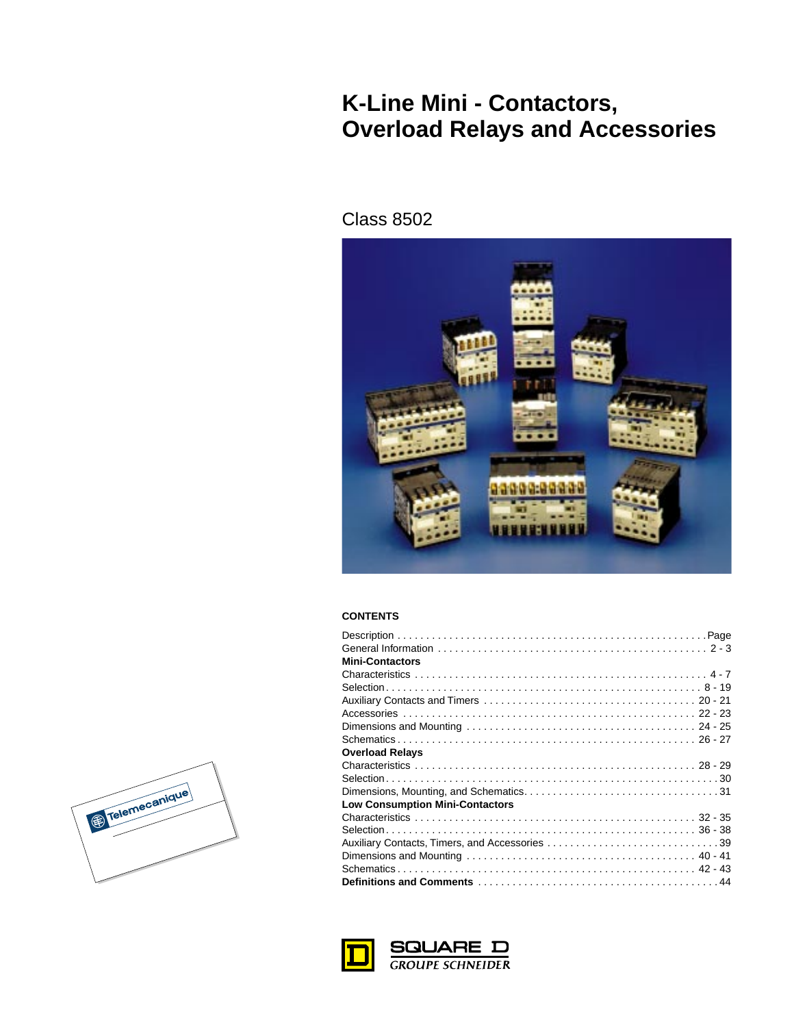# K-Line Mini - Contactors, Overload Relays and Accessories

## Class 8502

**CONTENTS**

| Description | Page |
|---|---|
| General Information | 2 - 3 |
| **Mini-Contactors** | |
| Characteristics | 4 - 7 |
| Selection | 8 - 19 |
| Auxiliary Contacts and Timers | 20 - 21 |
| Accessories | 22 - 23 |
| Dimensions and Mounting | 24 - 25 |
| Schematics | 26 - 27 |
| **Overload Relays** | |
| Characteristics | 28 - 29 |
| Selection | 30 |
| Dimensions, Mounting, and Schematics | 31 |
| **Low Consumption Mini-Contactors** | |
| Characteristics | 32 - 35 |
| Selection | 36 - 38 |
| Auxiliary Contacts, Timers, and Accessories | 39 |
| Dimensions and Mounting | 40 - 41 |
| Schematics | 42 - 43 |
| **Definitions and Comments** | 44 |

Telemecanique

SQUARE D
GROUPE SCHNEIDER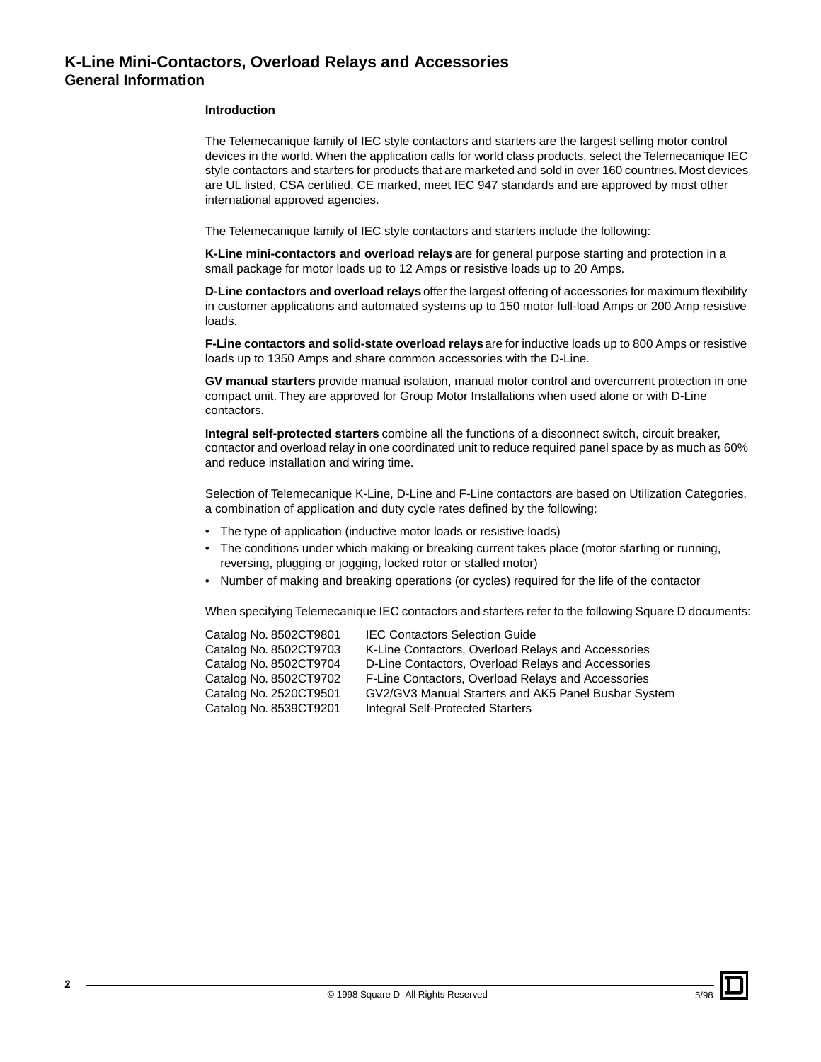# K-Line Mini-Contactors, Overload Relays and Accessories
## General Information

### Introduction

The Telemecanique family of IEC style contactors and starters are the largest selling motor control devices in the world. When the application calls for world class products, select the Telemecanique IEC style contactors and starters for products that are marketed and sold in over 160 countries. Most devices are UL listed, CSA certified, CE marked, meet IEC 947 standards and are approved by most other international approved agencies.

The Telemecanique family of IEC style contactors and starters include the following:

**K-Line mini-contactors and overload relays** are for general purpose starting and protection in a small package for motor loads up to 12 Amps or resistive loads up to 20 Amps.

**D-Line contactors and overload relays** offer the largest offering of accessories for maximum flexibility in customer applications and automated systems up to 150 motor full-load Amps or 200 Amp resistive loads.

**F-Line contactors and solid-state overload relays** are for inductive loads up to 800 Amps or resistive loads up to 1350 Amps and share common accessories with the D-Line.

**GV manual starters** provide manual isolation, manual motor control and overcurrent protection in one compact unit. They are approved for Group Motor Installations when used alone or with D-Line contactors.

**Integral self-protected starters** combine all the functions of a disconnect switch, circuit breaker, contactor and overload relay in one coordinated unit to reduce required panel space by as much as 60% and reduce installation and wiring time.

Selection of Telemecanique K-Line, D-Line and F-Line contactors are based on Utilization Categories, a combination of application and duty cycle rates defined by the following:

- The type of application (inductive motor loads or resistive loads)
- The conditions under which making or breaking current takes place (motor starting or running, reversing, plugging or jogging, locked rotor or stalled motor)
- Number of making and breaking operations (or cycles) required for the life of the contactor

When specifying Telemecanique IEC contactors and starters refer to the following Square D documents:

| | |
|---|---|
| Catalog No. 8502CT9801 | IEC Contactors Selection Guide |
| Catalog No. 8502CT9703 | K-Line Contactors, Overload Relays and Accessories |
| Catalog No. 8502CT9704 | D-Line Contactors, Overload Relays and Accessories |
| Catalog No. 8502CT9702 | F-Line Contactors, Overload Relays and Accessories |
| Catalog No. 2520CT9501 | GV2/GV3 Manual Starters and AK5 Panel Busbar System |
| Catalog No. 8539CT9201 | Integral Self-Protected Starters |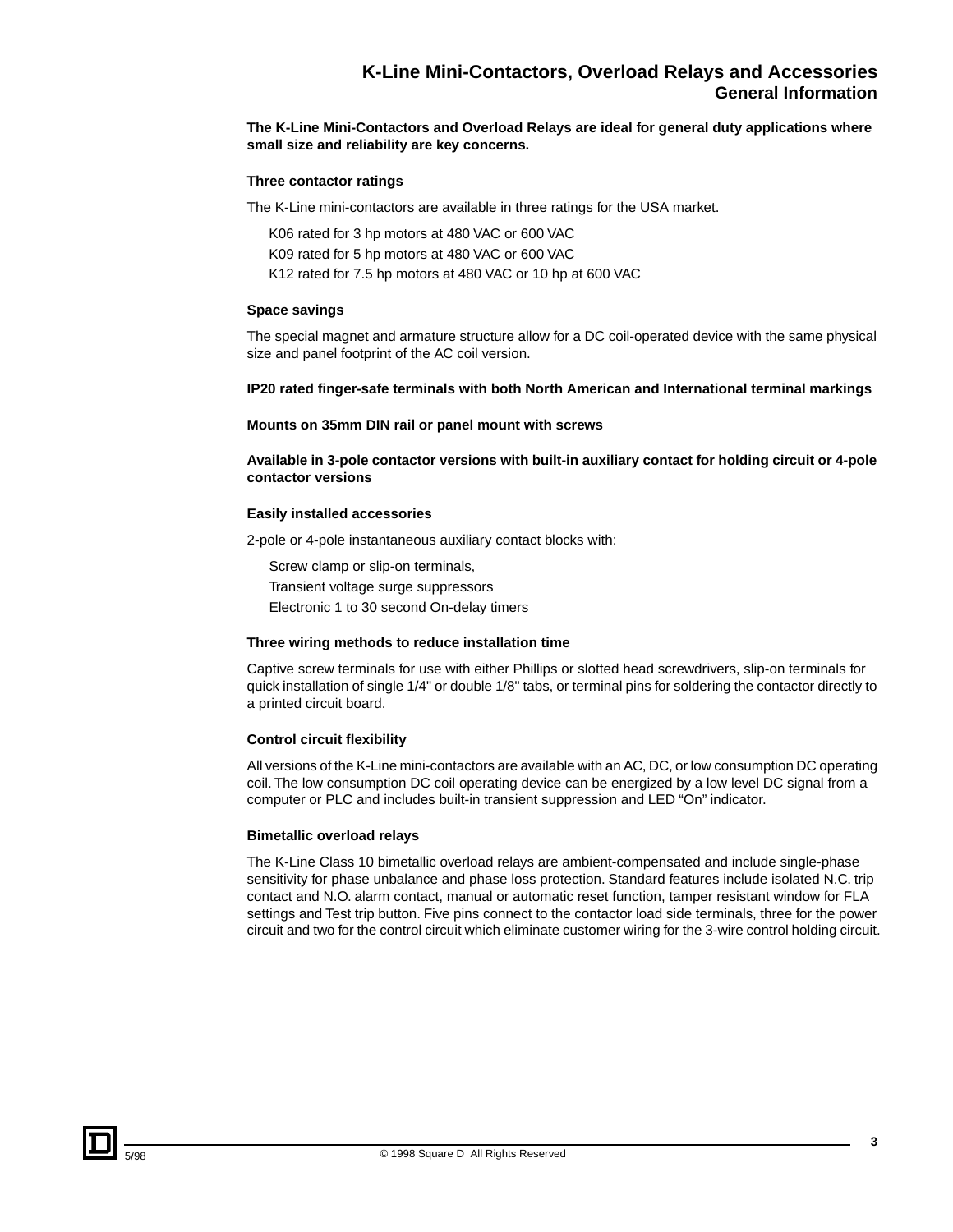# K-Line Mini-Contactors, Overload Relays and Accessories
## General Information

**The K-Line Mini-Contactors and Overload Relays are ideal for general duty applications where small size and reliability are key concerns.**

### Three contactor ratings

The K-Line mini-contactors are available in three ratings for the USA market.

- K06 rated for 3 hp motors at 480 VAC or 600 VAC
- K09 rated for 5 hp motors at 480 VAC or 600 VAC
- K12 rated for 7.5 hp motors at 480 VAC or 10 hp at 600 VAC

### Space savings

The special magnet and armature structure allow for a DC coil-operated device with the same physical size and panel footprint of the AC coil version.

### IP20 rated finger-safe terminals with both North American and International terminal markings

### Mounts on 35mm DIN rail or panel mount with screws

### Available in 3-pole contactor versions with built-in auxiliary contact for holding circuit or 4-pole contactor versions

### Easily installed accessories

2-pole or 4-pole instantaneous auxiliary contact blocks with:

- Screw clamp or slip-on terminals,
- Transient voltage surge suppressors
- Electronic 1 to 30 second On-delay timers

### Three wiring methods to reduce installation time

Captive screw terminals for use with either Phillips or slotted head screwdrivers, slip-on terminals for quick installation of single 1/4" or double 1/8" tabs, or terminal pins for soldering the contactor directly to a printed circuit board.

### Control circuit flexibility

All versions of the K-Line mini-contactors are available with an AC, DC, or low consumption DC operating coil. The low consumption DC coil operating device can be energized by a low level DC signal from a computer or PLC and includes built-in transient suppression and LED “On” indicator.

### Bimetallic overload relays

The K-Line Class 10 bimetallic overload relays are ambient-compensated and include single-phase sensitivity for phase unbalance and phase loss protection. Standard features include isolated N.C. trip contact and N.O. alarm contact, manual or automatic reset function, tamper resistant window for FLA settings and Test trip button. Five pins connect to the contactor load side terminals, three for the power circuit and two for the control circuit which eliminate customer wiring for the 3-wire control holding circuit.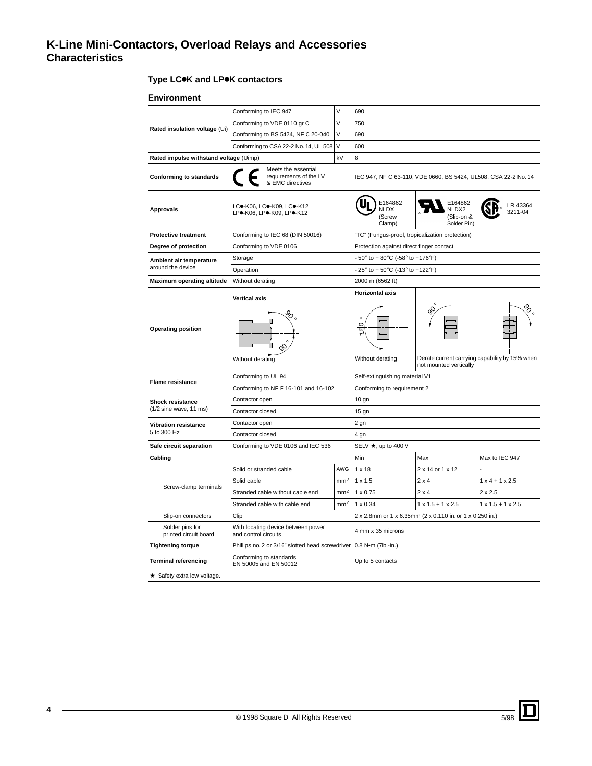# K-Line Mini-Contactors, Overload Relays and Accessories
## Characteristics

### Type LC●K and LP●K contactors

#### Environment

| | | | | | |
|---|---|---|---|---|---|
| **Rated insulation voltage** (Ui) | Conforming to IEC 947 | V | 690 | | |
| | Conforming to VDE 0110 gr C | V | 750 | | |
| | Conforming to BS 5424, NF C 20-040 | V | 690 | | |
| | Conforming to CSA 22-2 No. 14, UL 508 | V | 600 | | |
| **Rated impulse withstand voltage** (Uimp) | | kV | 8 | | |
| **Conforming to standards** | CE Meets the essential requirements of the LV & EMC directives | | IEC 947, NF C 63-110, VDE 0660, BS 5424, UL508, CSA 22-2 No. 14 | | |
| **Approvals** | LC●-K06, LC●-K09, LC●-K12 LP●-K06, LP●-K09, LP●-K12 | | UL E164862 NLDX (Screw Clamp) | UR E164862 NLDX2 (Slip-on & Solder Pin) | CSA LR 43364 3211-04 |
| **Protective treatment** | Conforming to IEC 68 (DIN 50016) | | "TC" (Fungus-proof, tropicalization protection) | | |
| **Degree of protection** | Conforming to VDE 0106 | | Protection against direct finger contact | | |
| **Ambient air temperature** around the device | Storage | | - 50° to + 80°C (-58° to +176°F) | | |
| | Operation | | - 25° to + 50°C (-13° to +122°F) | | |
| **Maximum operating altitude** | Without derating | | 2000 m (6562 ft) | | |
| **Operating position** | Vertical axis: 90°, 90° — Without derating | | Horizontal axis: 180° — Without derating | 90°, 90° — Derate current carrying capability by 15% when not mounted vertically | |
| **Flame resistance** | Conforming to UL 94 | | Self-extinguishing material V1 | | |
| | Conforming to NF F 16-101 and 16-102 | | Conforming to requirement 2 | | |
| **Shock resistance** (1/2 sine wave, 11 ms) | Contactor open | | 10 gn | | |
| | Contactor closed | | 15 gn | | |
| **Vibration resistance** 5 to 300 Hz | Contactor open | | 2 gn | | |
| | Contactor closed | | 4 gn | | |
| **Safe circuit separation** | Conforming to VDE 0106 and IEC 536 | | SELV ★, up to 400 V | | |
| **Cabling** | | | Min | Max | Max to IEC 947 |
| Screw-clamp terminals | Solid or stranded cable | AWG | 1 x 18 | 2 x 14 or 1 x 12 | - |
| | Solid cable | $mm^2$ | 1 x 1.5 | 2 x 4 | 1 x 4 + 1 x 2.5 |
| | Stranded cable without cable end | $mm^2$ | 1 x 0.75 | 2 x 4 | 2 x 2.5 |
| | Stranded cable with cable end | $mm^2$ | 1 x 0.34 | 1 x 1.5 + 1 x 2.5 | 1 x 1.5 + 1 x 2.5 |
| Slip-on connectors | Clip | | 2 x 2.8mm or 1 x 6.35mm (2 x 0.110 in. or 1 x 0.250 in.) | | |
| Solder pins for printed circuit board | With locating device between power and control circuits | | 4 mm x 35 microns | | |
| **Tightening torque** | Phillips no. 2 or 3/16" slotted head screwdriver | | 0.8 N•m (7lb.-in.) | | |
| **Terminal referencing** | Conforming to standards EN 50005 and EN 50012 | | Up to 5 contacts | | |

★ Safety extra low voltage.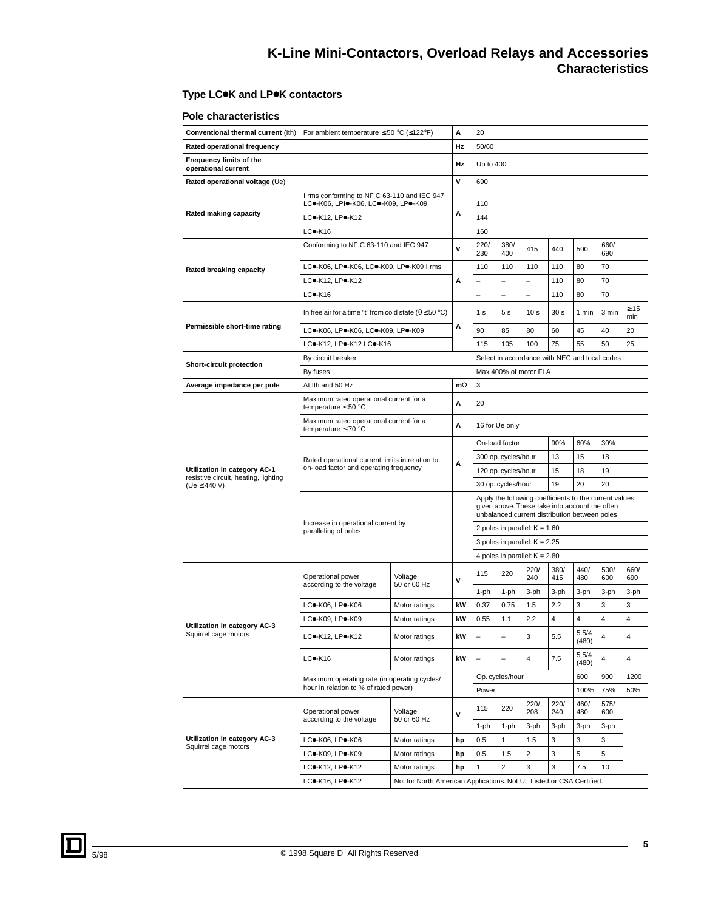# K-Line Mini-Contactors, Overload Relays and Accessories
## Characteristics

### Type LC●K and LP●K contactors

#### Pole characteristics

| | | | | | | | | | | |
|---|---|---|---|---|---|---|---|---|---|---|
| **Conventional thermal current** (Ith) | For ambient temperature ≤ 50 °C (≤122°F) | A | 20 | | | | | | | |
| **Rated operational frequency** | | Hz | 50/60 | | | | | | | |
| **Frequency limits of the operational current** | | Hz | Up to 400 | | | | | | | |
| **Rated operational voltage** (Ue) | | V | 690 | | | | | | | |
| **Rated making capacity** | I rms conforming to NF C 63-110 and IEC 947 LC●-K06, LP●-K06, LC●-K09, LP●-K09 | A | 110 | | | | | | | |
| | LC●-K12, LP●-K12 | | 144 | | | | | | | |
| | LC●-K16 | | 160 | | | | | | | |
| **Rated breaking capacity** | Conforming to NF C 63-110 and IEC 947 | V | 220/230 | 380/400 | 415 | 440 | 500 | 660/690 | | |
| | LC●-K06, LP●-K06, LC●-K09, LP●-K09 I rms | A | 110 | 110 | 110 | 110 | 80 | 70 | | |
| | LC●-K12, LP●-K12 | | – | – | – | 110 | 80 | 70 | | |
| | LC●-K16 | | – | – | – | 110 | 80 | 70 | | |
| **Permissible short-time rating** | In free air for a time "t" from cold state (θ ≤ 50 °C) | A | 1 s | 5 s | 10 s | 30 s | 1 min | 3 min | ≥15 min | |
| | LC●-K06, LP●-K06, LC●-K09, LP●-K09 | | 90 | 85 | 80 | 60 | 45 | 40 | 20 | |
| | LC●-K12, LP●-K12 LC●-K16 | | 115 | 105 | 100 | 75 | 55 | 50 | 25 | |
| **Short-circuit protection** | By circuit breaker | | Select in accordance with NEC and local codes | | | | | | | |
| | By fuses | | Max 400% of motor FLA | | | | | | | |
| **Average impedance per pole** | At Ith and 50 Hz | mΩ | 3 | | | | | | | |
| **Utilization in category AC-1** resistive circuit, heating, lighting (Ue ≤ 440 V) | Maximum rated operational current for a temperature ≤ 50 °C | A | 20 | | | | | | | |
| | Maximum rated operational current for a temperature ≤ 70 °C | A | 16 for Ue only | | | | | | | |
| | Rated operational current limits in relation to on-load factor and operating frequency | A | On-load factor | | | 90% | 60% | 30% | | |
| | | | 300 op. cycles/hour | | | 13 | 15 | 18 | | |
| | | | 120 op. cycles/hour | | | 15 | 18 | 19 | | |
| | | | 30 op. cycles/hour | | | 19 | 20 | 20 | | |
| | Increase in operational current by paralleling of poles | | Apply the following coefficients to the current values given above. These take into account the often unbalanced current distribution between poles | | | | | | | |
| | | | 2 poles in parallel: K = 1.60 | | | | | | | |
| | | | 3 poles in parallel: K = 2.25 | | | | | | | |
| | | | 4 poles in parallel: K = 2.80 | | | | | | | |

| | | | | | | | | | | |
|---|---|---|---|---|---|---|---|---|---|---|
| **Utilization in category AC-3** Squirrel cage motors | Operational power according to the voltage | Voltage 50 or 60 Hz | V | 115 | 220 | 220/240 | 380/415 | 440/480 | 500/600 | 660/690 |
| | | | | 1-ph | 1-ph | 3-ph | 3-ph | 3-ph | 3-ph | 3-ph |
| | LC●-K06, LP●-K06 | Motor ratings | kW | 0.37 | 0.75 | 1.5 | 2.2 | 3 | 3 | 3 |
| | LC●-K09, LP●-K09 | Motor ratings | kW | 0.55 | 1.1 | 2.2 | 4 | 4 | 4 | 4 |
| | LC●-K12, LP●-K12 | Motor ratings | kW | – | – | 3 | 5.5 | 5.5/4 (480) | 4 | 4 |
| | LC●-K16 | Motor ratings | kW | – | – | 4 | 7.5 | 5.5/4 (480) | 4 | 4 |
| | Maximum operating rate (in operating cycles/hour in relation to % of rated power) | | | Op. cycles/hour | | | | 600 | 900 | 1200 |
| | | | | Power | | | | 100% | 75% | 50% |

| | | | | | | | | | |
|---|---|---|---|---|---|---|---|---|---|
| **Utilization in category AC-3** Squirrel cage motors | Operational power according to the voltage | Voltage 50 or 60 Hz | V | 115 | 220 | 220/208 | 220/240 | 460/480 | 575/600 |
| | | | | 1-ph | 1-ph | 3-ph | 3-ph | 3-ph | 3-ph |
| | LC●-K06, LP●-K06 | Motor ratings | hp | 0.5 | 1 | 1.5 | 3 | 3 | 3 |
| | LC●-K09, LP●-K09 | Motor ratings | hp | 0.5 | 1.5 | 2 | 3 | 5 | 5 |
| | LC●-K12, LP●-K12 | Motor ratings | hp | 1 | 2 | 3 | 3 | 7.5 | 10 |
| | LC●-K16, LP●-K12 | Not for North American Applications. Not UL Listed or CSA Certified. | | | | | | | |

5/98 © 1998 Square D All Rights Reserved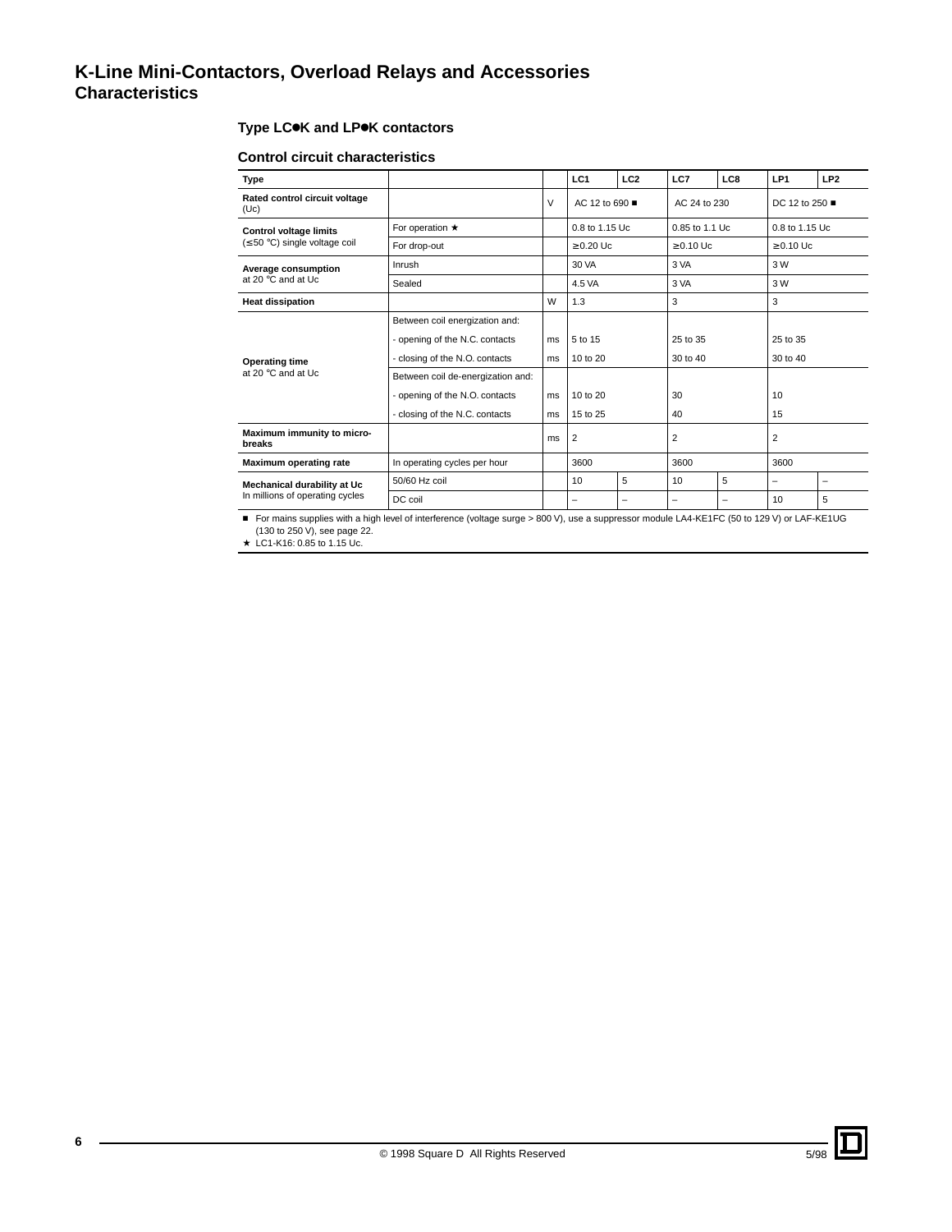# K-Line Mini-Contactors, Overload Relays and Accessories
## Characteristics

### Type LC●K and LP●K contactors

#### Control circuit characteristics

| Type | | | LC1 | LC2 | LC7 | LC8 | LP1 | LP2 |
|---|---|---|---|---|---|---|---|---|
| **Rated control circuit voltage** (Uc) | | V | AC 12 to 690 ■ | | AC 24 to 230 | | DC 12 to 250 ■ | |
| **Control voltage limits** (≤ 50 °C) single voltage coil | For operation ★ | | 0.8 to 1.15 Uc | | 0.85 to 1.1 Uc | | 0.8 to 1.15 Uc | |
| | For drop-out | | ≥ 0.20 Uc | | ≥ 0.10 Uc | | ≥ 0.10 Uc | |
| **Average consumption** at 20 °C and at Uc | Inrush | | 30 VA | | 3 VA | | 3 W | |
| | Sealed | | 4.5 VA | | 3 VA | | 3 W | |
| **Heat dissipation** | | W | 1.3 | | 3 | | 3 | |
| **Operating time** at 20 °C and at Uc | Between coil energization and: | | | | | | | |
| | - opening of the N.C. contacts | ms | 5 to 15 | | 25 to 35 | | 25 to 35 | |
| | - closing of the N.O. contacts | ms | 10 to 20 | | 30 to 40 | | 30 to 40 | |
| | Between coil de-energization and: | | | | | | | |
| | - opening of the N.O. contacts | ms | 10 to 20 | | 30 | | 10 | |
| | - closing of the N.C. contacts | ms | 15 to 25 | | 40 | | 15 | |
| **Maximum immunity to micro-breaks** | | ms | 2 | | 2 | | 2 | |
| **Maximum operating rate** | In operating cycles per hour | | 3600 | | 3600 | | 3600 | |
| **Mechanical durability at Uc** In millions of operating cycles | 50/60 Hz coil | | 10 | 5 | 10 | 5 | – | – |
| | DC coil | | – | – | – | – | 10 | 5 |

■ For mains supplies with a high level of interference (voltage surge > 800 V), use a suppressor module LA4-KE1FC (50 to 129 V) or LAF-KE1UG (130 to 250 V), see page 22.

★ LC1-K16: 0.85 to 1.15 Uc.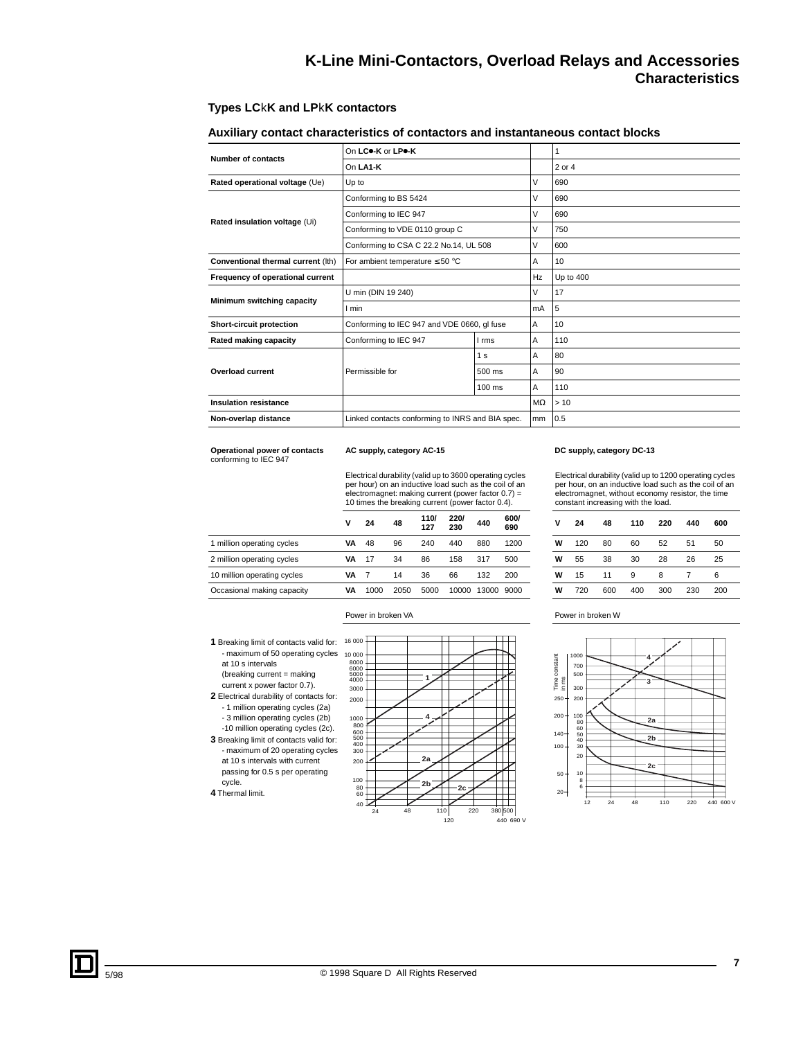# K-Line Mini-Contactors, Overload Relays and Accessories
## Characteristics

### Types LCkK and LPkK contactors

### Auxiliary contact characteristics of contactors and instantaneous contact blocks

| | | | | |
|---|---|---|---|---|
| **Number of contacts** | On **LC●-K** or **LP●-K** | | | 1 |
| | On **LA1-K** | | | 2 or 4 |
| **Rated operational voltage** (Ue) | Up to | | V | 690 |
| **Rated insulation voltage** (Ui) | Conforming to BS 5424 | | V | 690 |
| | Conforming to IEC 947 | | V | 690 |
| | Conforming to VDE 0110 group C | | V | 750 |
| | Conforming to CSA C 22.2 No.14, UL 508 | | V | 600 |
| **Conventional thermal current** (Ith) | For ambient temperature ≤ 50 °C | | A | 10 |
| **Frequency of operational current** | | | Hz | Up to 400 |
| **Minimum switching capacity** | U min (DIN 19 240) | | V | 17 |
| | I min | | mA | 5 |
| **Short-circuit protection** | Conforming to IEC 947 and VDE 0660, gI fuse | | A | 10 |
| **Rated making capacity** | Conforming to IEC 947 | I rms | A | 110 |
| **Overload current** | Permissible for | 1 s | A | 80 |
| | | 500 ms | A | 90 |
| | | 100 ms | A | 110 |
| **Insulation resistance** | | | MΩ | > 10 |
| **Non-overlap distance** | Linked contacts conforming to INRS and BIA spec. | | mm | 0.5 |

**Operational power of contacts** conforming to IEC 947

**AC supply, category AC-15**

Electrical durability (valid up to 3600 operating cycles per hour) on an inductive load such as the coil of an electromagnet: making current (power factor 0.7) = 10 times the breaking current (power factor 0.4).

| | V | 24 | 48 | 110/127 | 220/230 | 440 | 600/690 |
|---|---|---|---|---|---|---|---|
| 1 million operating cycles | VA | 48 | 96 | 240 | 440 | 880 | 1200 |
| 2 million operating cycles | VA | 17 | 34 | 86 | 158 | 317 | 500 |
| 10 million operating cycles | VA | 7 | 14 | 36 | 66 | 132 | 200 |
| Occasional making capacity | VA | 1000 | 2050 | 5000 | 10000 | 13000 | 9000 |

**DC supply, category DC-13**

Electrical durability (valid up to 1200 operating cycles per hour, on an inductive load such as the coil of an electromagnet, without economy resistor, the time constant increasing with the load.

| | V | 24 | 48 | 110 | 220 | 440 | 600 |
|---|---|---|---|---|---|---|---|
| 1 million operating cycles | W | 120 | 80 | 60 | 52 | 51 | 50 |
| 2 million operating cycles | W | 55 | 38 | 30 | 28 | 26 | 25 |
| 10 million operating cycles | W | 15 | 11 | 9 | 8 | 7 | 6 |
| Occasional making capacity | W | 720 | 600 | 400 | 300 | 230 | 200 |

Power in broken VA

Power in broken W

**1** Breaking limit of contacts valid for:
- maximum of 50 operating cycles at 10 s intervals (breaking current = making current x power factor 0.7).

**2** Electrical durability of contacts for:
- 1 million operating cycles (2a)
- 3 million operating cycles (2b)
- 10 million operating cycles (2c).

**3** Breaking limit of contacts valid for:
- maximum of 20 operating cycles at 10 s intervals with current passing for 0.5 s per operating cycle.

**4** Thermal limit.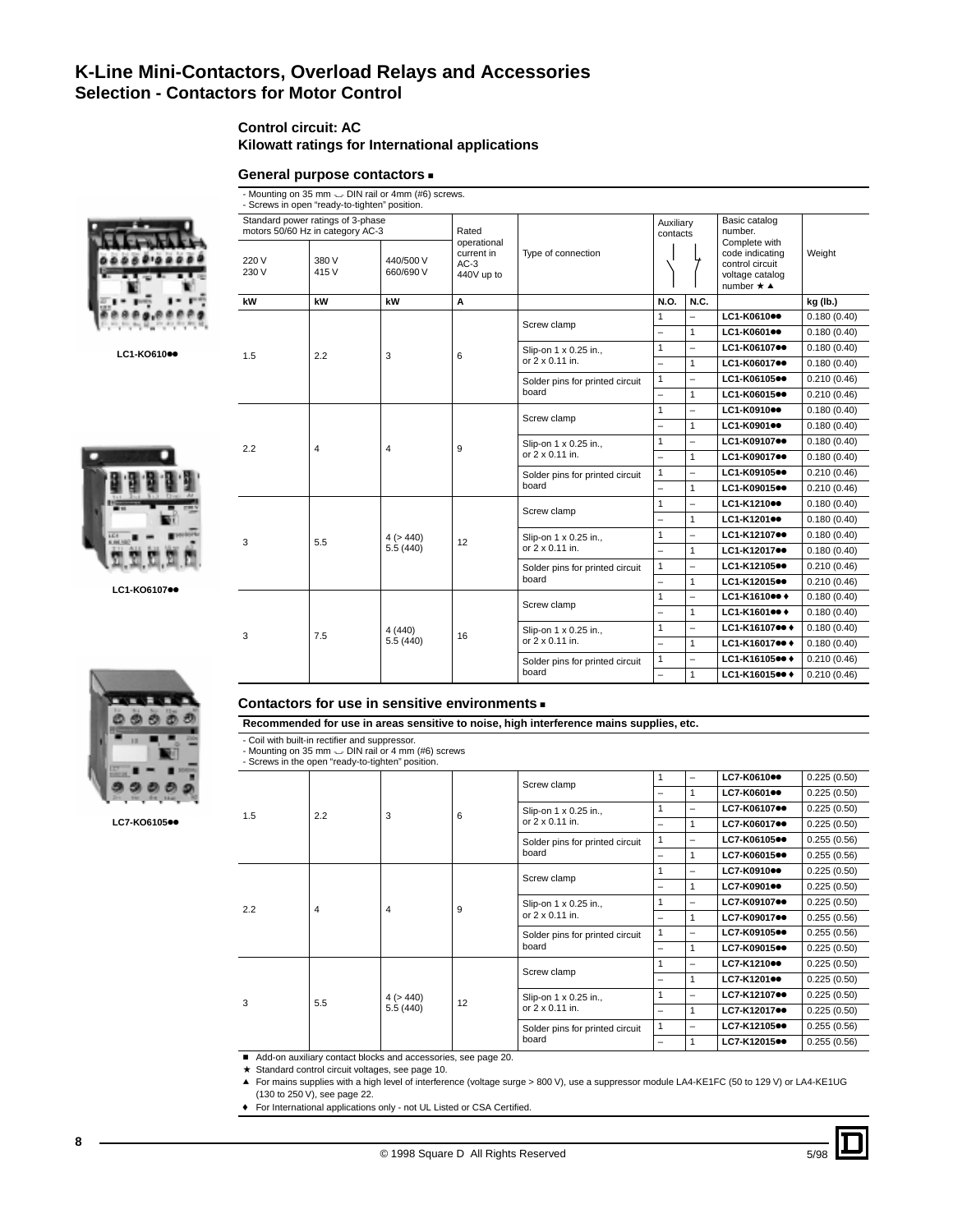# K-Line Mini-Contactors, Overload Relays and Accessories
## Selection - Contactors for Motor Control

### Control circuit: AC
### Kilowatt ratings for International applications

#### General purpose contactors ■

- Mounting on 35 mm ⌴ DIN rail or 4mm (#6) screws.
- Screws in open "ready-to-tighten" position.

| Standard power ratings of 3-phase motors 50/60 Hz in category AC-3 | | | Rated operational current in AC-3 440V up to | Type of connection | Auxiliary contacts | | Basic catalog number. Complete with code indicating control circuit voltage catalog number ★ ▲ | Weight |
|---|---|---|---|---|---|---|---|---|
| 220 V 230 V | 380 V 415 V | 440/500 V 660/690 V | | | | | | |
| kW | kW | kW | A | | N.O. | N.C. | | kg (lb.) |
| 1.5 | 2.2 | 3 | 6 | Screw clamp | 1 | – | LC1-K0610●● | 0.180 (0.40) |
| | | | | | – | 1 | LC1-K0601●● | 0.180 (0.40) |
| | | | | Slip-on 1 x 0.25 in., or 2 x 0.11 in. | 1 | – | LC1-K06107●● | 0.180 (0.40) |
| | | | | | – | 1 | LC1-K06017●● | 0.180 (0.40) |
| | | | | Solder pins for printed circuit board | 1 | – | LC1-K06105●● | 0.210 (0.46) |
| | | | | | – | 1 | LC1-K06015●● | 0.210 (0.46) |
| 2.2 | 4 | 4 | 9 | Screw clamp | 1 | – | LC1-K0910●● | 0.180 (0.40) |
| | | | | | – | 1 | LC1-K0901●● | 0.180 (0.40) |
| | | | | Slip-on 1 x 0.25 in., or 2 x 0.11 in. | 1 | – | LC1-K09107●● | 0.180 (0.40) |
| | | | | | – | 1 | LC1-K09017●● | 0.180 (0.40) |
| | | | | Solder pins for printed circuit board | 1 | – | LC1-K09105●● | 0.210 (0.46) |
| | | | | | – | 1 | LC1-K09015●● | 0.210 (0.46) |
| 3 | 5.5 | 4 (> 440) 5.5 (440) | 12 | Screw clamp | 1 | – | LC1-K1210●● | 0.180 (0.40) |
| | | | | | – | 1 | LC1-K1201●● | 0.180 (0.40) |
| | | | | Slip-on 1 x 0.25 in., or 2 x 0.11 in. | 1 | – | LC1-K12107●● | 0.180 (0.40) |
| | | | | | – | 1 | LC1-K12017●● | 0.180 (0.40) |
| | | | | Solder pins for printed circuit board | 1 | – | LC1-K12105●● | 0.210 (0.46) |
| | | | | | – | 1 | LC1-K12015●● | 0.210 (0.46) |
| 3 | 7.5 | 4 (440) 5.5 (440) | 16 | Screw clamp | 1 | – | LC1-K1610●● ♦ | 0.180 (0.40) |
| | | | | | – | 1 | LC1-K1601●● ♦ | 0.180 (0.40) |
| | | | | Slip-on 1 x 0.25 in., or 2 x 0.11 in. | 1 | – | LC1-K16107●● ♦ | 0.180 (0.40) |
| | | | | | – | 1 | LC1-K16017●● ♦ | 0.180 (0.40) |
| | | | | Solder pins for printed circuit board | 1 | – | LC1-K16105●● ♦ | 0.210 (0.46) |
| | | | | | – | 1 | LC1-K16015●● ♦ | 0.210 (0.46) |

LC1-KO610●●

LC1-KO6107●●

LC7-KO6105●●

#### Contactors for use in sensitive environments ■

**Recommended for use in areas sensitive to noise, high interference mains supplies, etc.**

- Coil with built-in rectifier and suppressor.
- Mounting on 35 mm ⌴ DIN rail or 4 mm (#6) screws
- Screws in the open "ready-to-tighten" position.

| 220 V 230 V (kW) | 380 V 415 V (kW) | 440/500 V 660/690 V (kW) | A | Type of connection | N.O. | N.C. | Catalog number | kg (lb.) |
|---|---|---|---|---|---|---|---|---|
| 1.5 | 2.2 | 3 | 6 | Screw clamp | 1 | – | LC7-K0610●● | 0.225 (0.50) |
| | | | | | – | 1 | LC7-K0601●● | 0.225 (0.50) |
| | | | | Slip-on 1 x 0.25 in., or 2 x 0.11 in. | 1 | – | LC7-K06107●● | 0.225 (0.50) |
| | | | | | – | 1 | LC7-K06017●● | 0.225 (0.50) |
| | | | | Solder pins for printed circuit board | 1 | – | LC7-K06105●● | 0.255 (0.56) |
| | | | | | – | 1 | LC7-K06015●● | 0.255 (0.56) |
| 2.2 | 4 | 4 | 9 | Screw clamp | 1 | – | LC7-K0910●● | 0.225 (0.50) |
| | | | | | – | 1 | LC7-K0901●● | 0.225 (0.50) |
| | | | | Slip-on 1 x 0.25 in., or 2 x 0.11 in. | 1 | – | LC7-K09107●● | 0.225 (0.50) |
| | | | | | – | 1 | LC7-K09017●● | 0.255 (0.56) |
| | | | | Solder pins for printed circuit board | 1 | – | LC7-K09105●● | 0.255 (0.56) |
| | | | | | – | 1 | LC7-K09015●● | 0.225 (0.50) |
| 3 | 5.5 | 4 (> 440) 5.5 (440) | 12 | Screw clamp | 1 | – | LC7-K1210●● | 0.225 (0.50) |
| | | | | | – | 1 | LC7-K1201●● | 0.225 (0.50) |
| | | | | Slip-on 1 x 0.25 in., or 2 x 0.11 in. | 1 | – | LC7-K12107●● | 0.225 (0.50) |
| | | | | | – | 1 | LC7-K12017●● | 0.225 (0.50) |
| | | | | Solder pins for printed circuit board | 1 | – | LC7-K12105●● | 0.255 (0.56) |
| | | | | | – | 1 | LC7-K12015●● | 0.255 (0.56) |

■ Add-on auxiliary contact blocks and accessories, see page 20.

★ Standard control circuit voltages, see page 10.

▲ For mains supplies with a high level of interference (voltage surge > 800 V), use a suppressor module LA4-KE1FC (50 to 129 V) or LA4-KE1UG (130 to 250 V), see page 22.

♦ For International applications only - not UL Listed or CSA Certified.

© 1998 Square D All Rights Reserved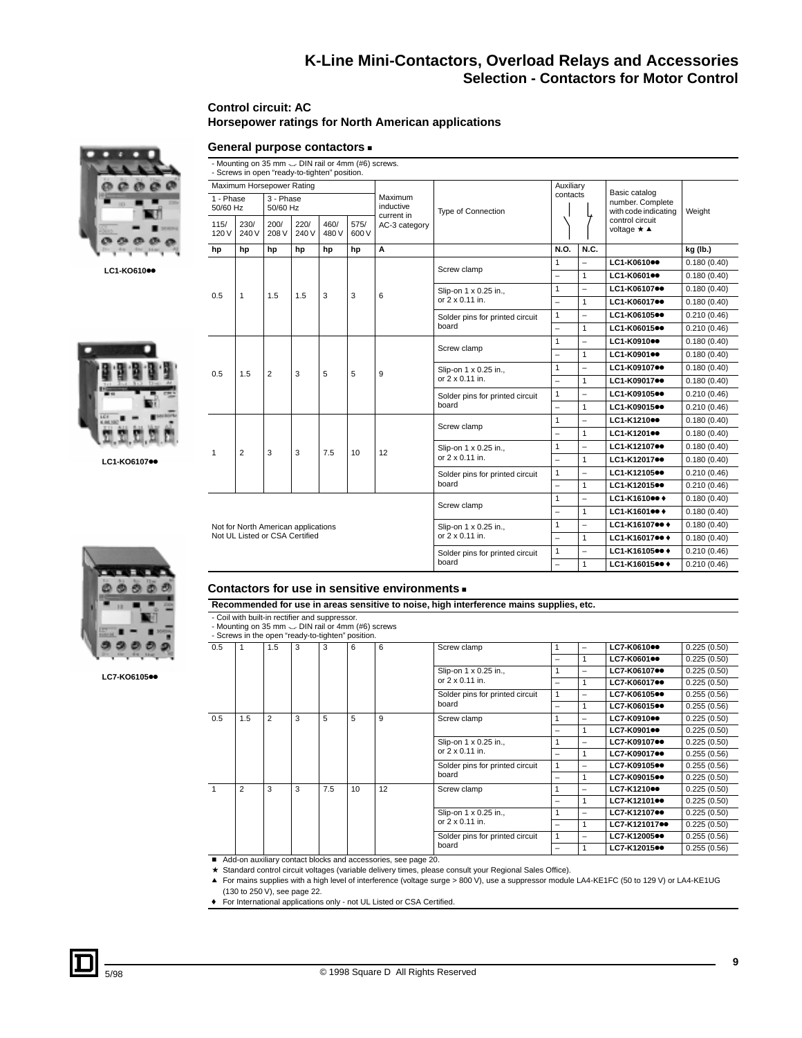# K-Line Mini-Contactors, Overload Relays and Accessories

## Selection - Contactors for Motor Control

### Control circuit: AC
### Horsepower ratings for North American applications

LC1-KO610●●

LC1-KO6107●●

LC7-KO6105●●

#### General purpose contactors ■

- Mounting on 35 mm ⌴ DIN rail or 4mm (#6) screws.
- Screws in open "ready-to-tighten" position.

| Maximum Horsepower Rating | | | | | | Maximum inductive current in AC-3 category | Type of Connection | Auxiliary contacts | | Basic catalog number. Complete with code indicating control circuit voltage ★ ▲ | Weight |
|---|---|---|---|---|---|---|---|---|---|---|---|
| 1 - Phase 50/60 Hz | | 3 - Phase 50/60 Hz | | | | | | | | | |
| 115/ 120 V | 230/ 240 V | 200/ 208 V | 220/ 240 V | 460/ 480 V | 575/ 600 V | | | | | | |
| hp | hp | hp | hp | hp | hp | A | | N.O. | N.C. | | kg (lb.) |
| 0.5 | 1 | 1.5 | 1.5 | 3 | 3 | 6 | Screw clamp | 1 | – | LC1-K0610●● | 0.180 (0.40) |
| | | | | | | | | – | 1 | LC1-K0601●● | 0.180 (0.40) |
| | | | | | | | Slip-on 1 x 0.25 in., or 2 x 0.11 in. | 1 | – | LC1-K06107●● | 0.180 (0.40) |
| | | | | | | | | – | 1 | LC1-K06017●● | 0.180 (0.40) |
| | | | | | | | Solder pins for printed circuit board | 1 | – | LC1-K06105●● | 0.210 (0.46) |
| | | | | | | | | – | 1 | LC1-K06015●● | 0.210 (0.46) |
| 0.5 | 1.5 | 2 | 3 | 5 | 5 | 9 | Screw clamp | 1 | – | LC1-K0910●● | 0.180 (0.40) |
| | | | | | | | | – | 1 | LC1-K0901●● | 0.180 (0.40) |
| | | | | | | | Slip-on 1 x 0.25 in., or 2 x 0.11 in. | 1 | – | LC1-K09107●● | 0.180 (0.40) |
| | | | | | | | | – | 1 | LC1-K09017●● | 0.180 (0.40) |
| | | | | | | | Solder pins for printed circuit board | 1 | – | LC1-K09105●● | 0.210 (0.46) |
| | | | | | | | | – | 1 | LC1-K09015●● | 0.210 (0.46) |
| 1 | 2 | 3 | 3 | 7.5 | 10 | 12 | Screw clamp | 1 | – | LC1-K1210●● | 0.180 (0.40) |
| | | | | | | | | – | 1 | LC1-K1201●● | 0.180 (0.40) |
| | | | | | | | Slip-on 1 x 0.25 in., or 2 x 0.11 in. | 1 | – | LC1-K12107●● | 0.180 (0.40) |
| | | | | | | | | – | 1 | LC1-K12017●● | 0.180 (0.40) |
| | | | | | | | Solder pins for printed circuit board | 1 | – | LC1-K12105●● | 0.210 (0.46) |
| | | | | | | | | – | 1 | LC1-K12015●● | 0.210 (0.46) |
| Not for North American applications Not UL Listed or CSA Certified | | | | | | | Screw clamp | 1 | – | LC1-K1610●● ♦ | 0.180 (0.40) |
| | | | | | | | | – | 1 | LC1-K1601●● ♦ | 0.180 (0.40) |
| | | | | | | | Slip-on 1 x 0.25 in., or 2 x 0.11 in. | 1 | – | LC1-K16107●● ♦ | 0.180 (0.40) |
| | | | | | | | | – | 1 | LC1-K16017●● ♦ | 0.180 (0.40) |
| | | | | | | | Solder pins for printed circuit board | 1 | – | LC1-K16105●● ♦ | 0.210 (0.46) |
| | | | | | | | | – | 1 | LC1-K16015●● ♦ | 0.210 (0.46) |

#### Contactors for use in sensitive environments ■

**Recommended for use in areas sensitive to noise, high interference mains supplies, etc.**

- Coil with built-in rectifier and suppressor.
- Mounting on 35 mm ⌴ DIN rail or 4mm (#6) screws
- Screws in the open "ready-to-tighten" position.

| hp | hp | hp | hp | hp | hp | A | Type of Connection | N.O. | N.C. | Catalog number | kg (lb.) |
|---|---|---|---|---|---|---|---|---|---|---|---|
| 0.5 | 1 | 1.5 | 3 | 3 | 6 | 6 | Screw clamp | 1 | – | LC7-K0610●● | 0.225 (0.50) |
| | | | | | | | | – | 1 | LC7-K0601●● | 0.225 (0.50) |
| | | | | | | | Slip-on 1 x 0.25 in., or 2 x 0.11 in. | 1 | – | LC7-K06107●● | 0.225 (0.50) |
| | | | | | | | | – | 1 | LC7-K06017●● | 0.225 (0.50) |
| | | | | | | | Solder pins for printed circuit board | 1 | – | LC7-K06105●● | 0.255 (0.56) |
| | | | | | | | | – | 1 | LC7-K06015●● | 0.255 (0.56) |
| 0.5 | 1.5 | 2 | 3 | 5 | 5 | 9 | Screw clamp | 1 | – | LC7-K0910●● | 0.225 (0.50) |
| | | | | | | | | – | 1 | LC7-K0901●● | 0.225 (0.50) |
| | | | | | | | Slip-on 1 x 0.25 in., or 2 x 0.11 in. | 1 | – | LC7-K09107●● | 0.225 (0.50) |
| | | | | | | | | – | 1 | LC7-K09017●● | 0.255 (0.56) |
| | | | | | | | Solder pins for printed circuit board | 1 | – | LC7-K09105●● | 0.255 (0.56) |
| | | | | | | | | – | 1 | LC7-K09015●● | 0.225 (0.50) |
| 1 | 2 | 3 | 3 | 7.5 | 10 | 12 | Screw clamp | 1 | – | LC7-K1210●● | 0.225 (0.50) |
| | | | | | | | | – | 1 | LC7-K12101●● | 0.225 (0.50) |
| | | | | | | | Slip-on 1 x 0.25 in., or 2 x 0.11 in. | 1 | – | LC7-K12107●● | 0.225 (0.50) |
| | | | | | | | | – | 1 | LC7-K121017●● | 0.225 (0.50) |
| | | | | | | | Solder pins for printed circuit board | 1 | – | LC7-K12005●● | 0.255 (0.56) |
| | | | | | | | | – | 1 | LC7-K12015●● | 0.255 (0.56) |

■ Add-on auxiliary contact blocks and accessories, see page 20.

★ Standard control circuit voltages (variable delivery times, please consult your Regional Sales Office).

▲ For mains supplies with a high level of interference (voltage surge > 800 V), use a suppressor module LA4-KE1FC (50 to 129 V) or LA4-KE1UG (130 to 250 V), see page 22.

♦ For International applications only - not UL Listed or CSA Certified.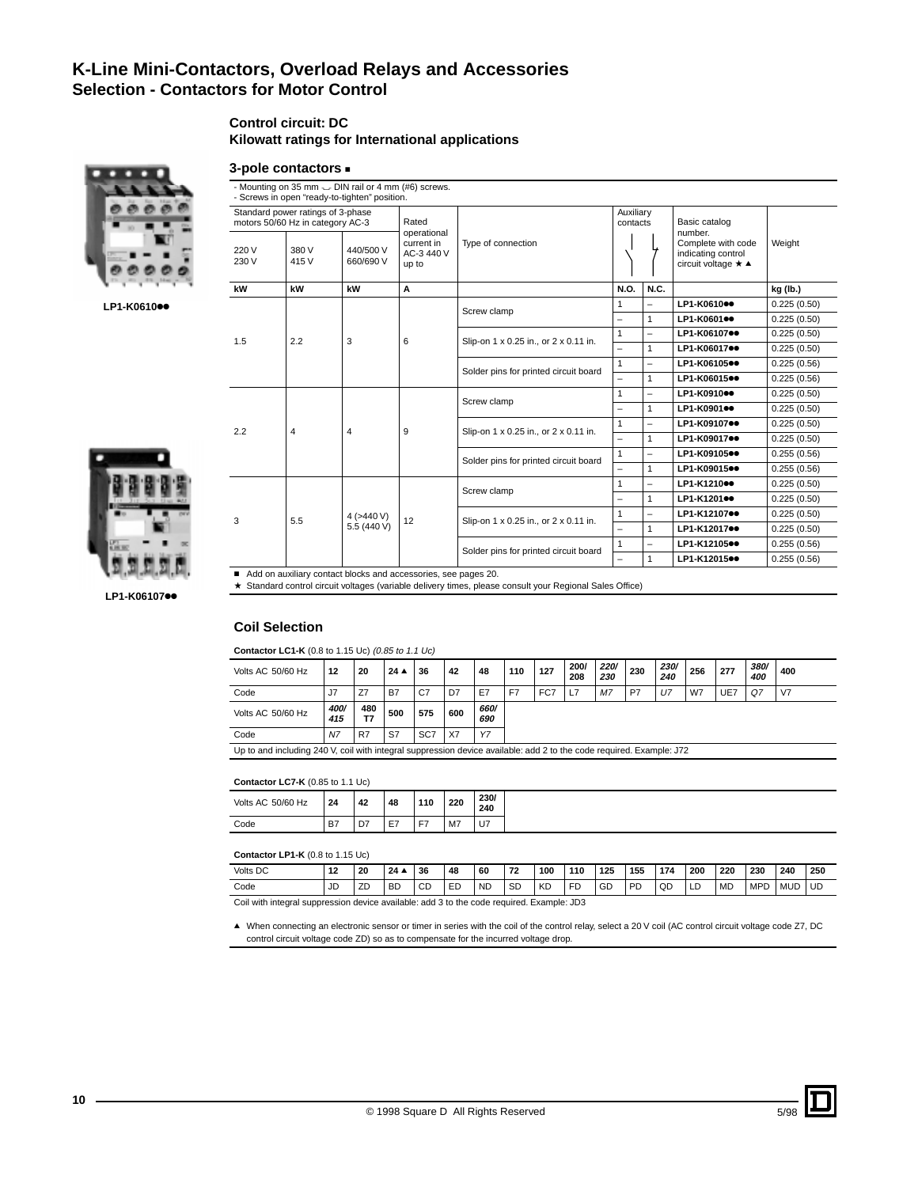# K-Line Mini-Contactors, Overload Relays and Accessories
## Selection - Contactors for Motor Control

### Control circuit: DC
### Kilowatt ratings for International applications

LP1-K0610●●

LP1-K06107●●

### 3-pole contactors ■

- Mounting on 35 mm ⌴ DIN rail or 4 mm (#6) screws.
- Screws in open "ready-to-tighten" position.

| Standard power ratings of 3-phase motors 50/60 Hz in category AC-3 | | | Rated operational current in AC-3 440 V up to | Type of connection | Auxiliary contacts | | Basic catalog number. Complete with code indicating control circuit voltage ★ ▲ | Weight |
|---|---|---|---|---|---|---|---|---|
| 220 V 230 V | 380 V 415 V | 440/500 V 660/690 V | | | | | | |
| kW | kW | kW | A | | N.O. | N.C. | | kg (lb.) |
| 1.5 | 2.2 | 3 | 6 | Screw clamp | 1 | – | LP1-K0610●● | 0.225 (0.50) |
| | | | | | – | 1 | LP1-K0601●● | 0.225 (0.50) |
| | | | | Slip-on 1 x 0.25 in., or 2 x 0.11 in. | 1 | – | LP1-K06107●● | 0.225 (0.50) |
| | | | | | – | 1 | LP1-K06017●● | 0.225 (0.50) |
| | | | | Solder pins for printed circuit board | 1 | – | LP1-K06105●● | 0.225 (0.56) |
| | | | | | – | 1 | LP1-K06015●● | 0.225 (0.56) |
| 2.2 | 4 | 4 | 9 | Screw clamp | 1 | – | LP1-K0910●● | 0.225 (0.50) |
| | | | | | – | 1 | LP1-K0901●● | 0.225 (0.50) |
| | | | | Slip-on 1 x 0.25 in., or 2 x 0.11 in. | 1 | – | LP1-K09107●● | 0.225 (0.50) |
| | | | | | – | 1 | LP1-K09017●● | 0.225 (0.50) |
| | | | | Solder pins for printed circuit board | 1 | – | LP1-K09105●● | 0.255 (0.56) |
| | | | | | – | 1 | LP1-K09015●● | 0.255 (0.56) |
| 3 | 5.5 | 4 (>440 V) 5.5 (440 V) | 12 | Screw clamp | 1 | – | LP1-K1210●● | 0.225 (0.50) |
| | | | | | – | 1 | LP1-K1201●● | 0.225 (0.50) |
| | | | | Slip-on 1 x 0.25 in., or 2 x 0.11 in. | 1 | – | LP1-K12107●● | 0.225 (0.50) |
| | | | | | – | 1 | LP1-K12017●● | 0.225 (0.50) |
| | | | | Solder pins for printed circuit board | 1 | – | LP1-K12105●● | 0.255 (0.56) |
| | | | | | – | 1 | LP1-K12015●● | 0.255 (0.56) |

■ Add on auxiliary contact blocks and accessories, see pages 20.
★ Standard control circuit voltages (variable delivery times, please consult your Regional Sales Office)

### Coil Selection

**Contactor LC1-K** (0.8 to 1.15 Uc) *(0.85 to 1.1 Uc)*

| Volts AC 50/60 Hz | 12 | 20 | 24 ▲ | 36 | 42 | 48 | 110 | 127 | 200/208 | *220/230* | 230 | *230/240* | 256 | 277 | *380/400* | 400 |
|---|---|---|---|---|---|---|---|---|---|---|---|---|---|---|---|---|
| Code | J7 | Z7 | B7 | C7 | D7 | E7 | F7 | FC7 | L7 | *M7* | P7 | *U7* | W7 | UE7 | *Q7* | V7 |
| Volts AC 50/60 Hz | *400/415* | 480 T7 | 500 | 575 | 600 | *660/690* | | | | | | | | | | |
| Code | *N7* | R7 | S7 | SC7 | X7 | *Y7* | | | | | | | | | | |

Up to and including 240 V, coil with integral suppression device available: add 2 to the code required. Example: J72

**Contactor LC7-K** (0.85 to 1.1 Uc)

| Volts AC 50/60 Hz | 24 | 42 | 48 | 110 | 220 | 230/240 |
|---|---|---|---|---|---|---|
| Code | B7 | D7 | E7 | F7 | M7 | U7 |

**Contactor LP1-K** (0.8 to 1.15 Uc)

| Volts DC | 12 | 20 | 24 ▲ | 36 | 48 | 60 | 72 | 100 | 110 | 125 | 155 | 174 | 200 | 220 | 230 | 240 | 250 |
|---|---|---|---|---|---|---|---|---|---|---|---|---|---|---|---|---|---|
| Code | JD | ZD | BD | CD | ED | ND | SD | KD | FD | GD | PD | QD | LD | MD | MPD | MUD | UD |

Coil with integral suppression device available: add 3 to the code required. Example: JD3

▲ When connecting an electronic sensor or timer in series with the coil of the control relay, select a 20 V coil (AC control circuit voltage code Z7, DC control circuit voltage code ZD) so as to compensate for the incurred voltage drop.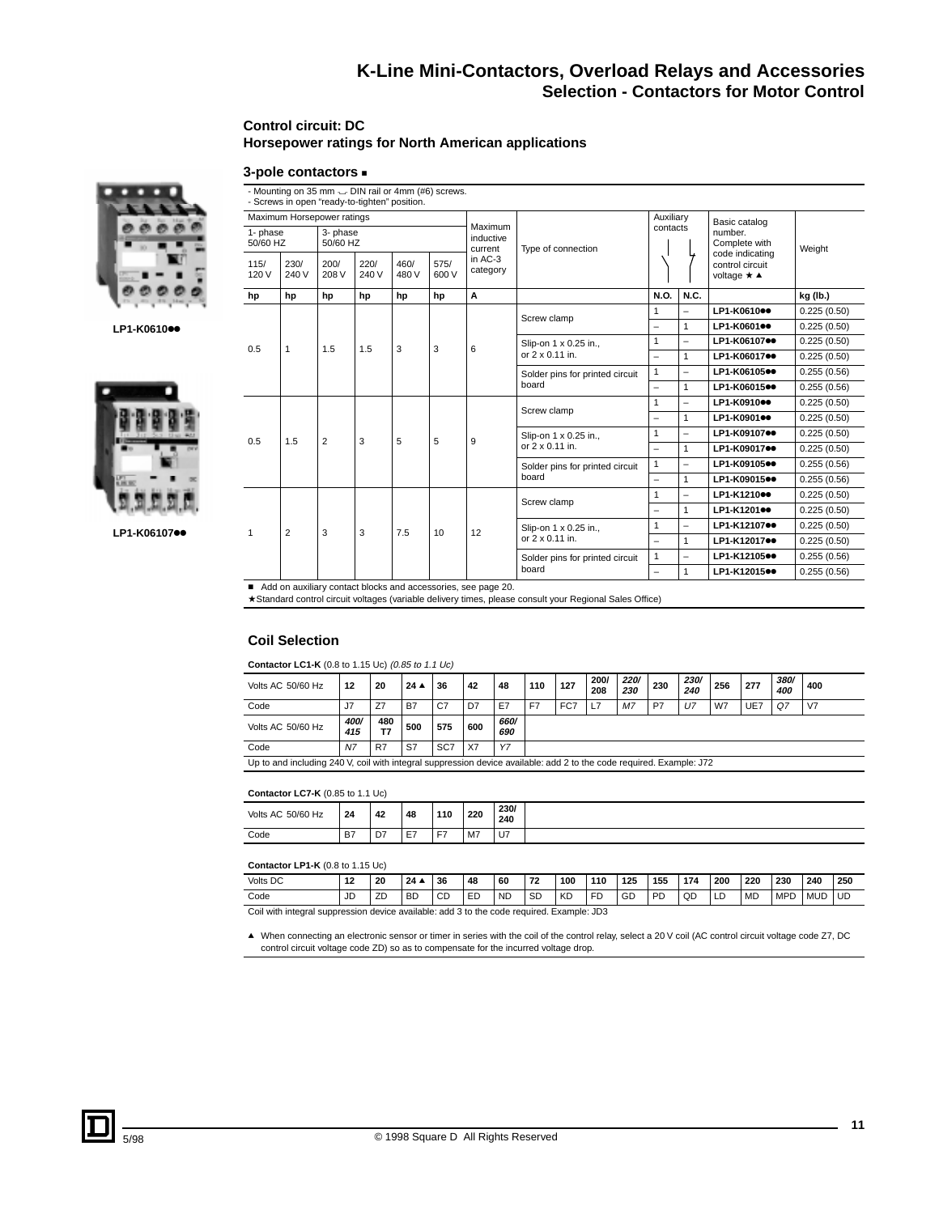# K-Line Mini-Contactors, Overload Relays and Accessories

## Selection - Contactors for Motor Control

**Control circuit: DC**
**Horsepower ratings for North American applications**

### 3-pole contactors ■

- Mounting on 35 mm ⌴ DIN rail or 4mm (#6) screws.
- Screws in open "ready-to-tighten" position.

| Maximum Horsepower ratings | | | | | | Maximum inductive current in AC-3 category | Type of connection | Auxiliary contacts | | Basic catalog number. Complete with code indicating control circuit voltage ★ ▲ | Weight |
|---|---|---|---|---|---|---|---|---|---|---|---|
| 1- phase 50/60 HZ | | 3- phase 50/60 HZ | | | | | | | | | |
| 115/ 120 V | 230/ 240 V | 200/ 208 V | 220/ 240 V | 460/ 480 V | 575/ 600 V | | | | | | |
| hp | hp | hp | hp | hp | hp | A | | N.O. | N.C. | | kg (lb.) |
| 0.5 | 1 | 1.5 | 1.5 | 3 | 3 | 6 | Screw clamp | 1 | – | LP1-K0610●● | 0.225 (0.50) |
| | | | | | | | | – | 1 | LP1-K0601●● | 0.225 (0.50) |
| | | | | | | | Slip-on 1 x 0.25 in., or 2 x 0.11 in. | 1 | – | LP1-K06107●● | 0.225 (0.50) |
| | | | | | | | | – | 1 | LP1-K06017●● | 0.225 (0.50) |
| | | | | | | | Solder pins for printed circuit board | 1 | – | LP1-K06105●● | 0.255 (0.56) |
| | | | | | | | | – | 1 | LP1-K06015●● | 0.255 (0.56) |
| 0.5 | 1.5 | 2 | 3 | 5 | 5 | 9 | Screw clamp | 1 | – | LP1-K0910●● | 0.225 (0.50) |
| | | | | | | | | – | 1 | LP1-K0901●● | 0.225 (0.50) |
| | | | | | | | Slip-on 1 x 0.25 in., or 2 x 0.11 in. | 1 | – | LP1-K09107●● | 0.225 (0.50) |
| | | | | | | | | – | 1 | LP1-K09017●● | 0.225 (0.50) |
| | | | | | | | Solder pins for printed circuit board | 1 | – | LP1-K09105●● | 0.255 (0.56) |
| | | | | | | | | – | 1 | LP1-K09015●● | 0.255 (0.56) |
| 1 | 2 | 3 | 3 | 7.5 | 10 | 12 | Screw clamp | 1 | – | LP1-K1210●● | 0.225 (0.50) |
| | | | | | | | | – | 1 | LP1-K1201●● | 0.225 (0.50) |
| | | | | | | | Slip-on 1 x 0.25 in., or 2 x 0.11 in. | 1 | – | LP1-K12107●● | 0.225 (0.50) |
| | | | | | | | | – | 1 | LP1-K12017●● | 0.225 (0.50) |
| | | | | | | | Solder pins for printed circuit board | 1 | – | LP1-K12105●● | 0.255 (0.56) |
| | | | | | | | | – | 1 | LP1-K12015●● | 0.255 (0.56) |

■ Add on auxiliary contact blocks and accessories, see page 20.
★ Standard control circuit voltages (variable delivery times, please consult your Regional Sales Office)

LP1-K0610●●

LP1-K06107●●

### Coil Selection

**Contactor LC1-K** (0.8 to 1.15 Uc) *(0.85 to 1.1 Uc)*

| Volts AC 50/60 Hz | 12 | 20 | 24 ▲ | 36 | 42 | 48 | 110 | 127 | 200/ 208 | *220/ 230* | 230 | *230/ 240* | 256 | 277 | *380/ 400* | 400 |
|---|---|---|---|---|---|---|---|---|---|---|---|---|---|---|---|---|
| Code | J7 | Z7 | B7 | C7 | D7 | E7 | F7 | FC7 | L7 | *M7* | P7 | *U7* | W7 | UE7 | *Q7* | V7 |
| Volts AC 50/60 Hz | *400/ 415* | 480 T7 | 500 | 575 | 600 | *660/ 690* | | | | | | | | | | |
| Code | *N7* | R7 | S7 | SC7 | X7 | *Y7* | | | | | | | | | | |

Up to and including 240 V, coil with integral suppression device available: add 2 to the code required. Example: J72

**Contactor LC7-K** (0.85 to 1.1 Uc)

| Volts AC 50/60 Hz | 24 | 42 | 48 | 110 | 220 | 230/ 240 |
|---|---|---|---|---|---|---|
| Code | B7 | D7 | E7 | F7 | M7 | U7 |

**Contactor LP1-K** (0.8 to 1.15 Uc)

| Volts DC | 12 | 20 | 24 ▲ | 36 | 48 | 60 | 72 | 100 | 110 | 125 | 155 | 174 | 200 | 220 | 230 | 240 | 250 |
|---|---|---|---|---|---|---|---|---|---|---|---|---|---|---|---|---|---|
| Code | JD | ZD | BD | CD | ED | ND | SD | KD | FD | GD | PD | QD | LD | MD | MPD | MUD | UD |

Coil with integral suppression device available: add 3 to the code required. Example: JD3

▲ When connecting an electronic sensor or timer in series with the coil of the control relay, select a 20 V coil (AC control circuit voltage code Z7, DC control circuit voltage code ZD) so as to compensate for the incurred voltage drop.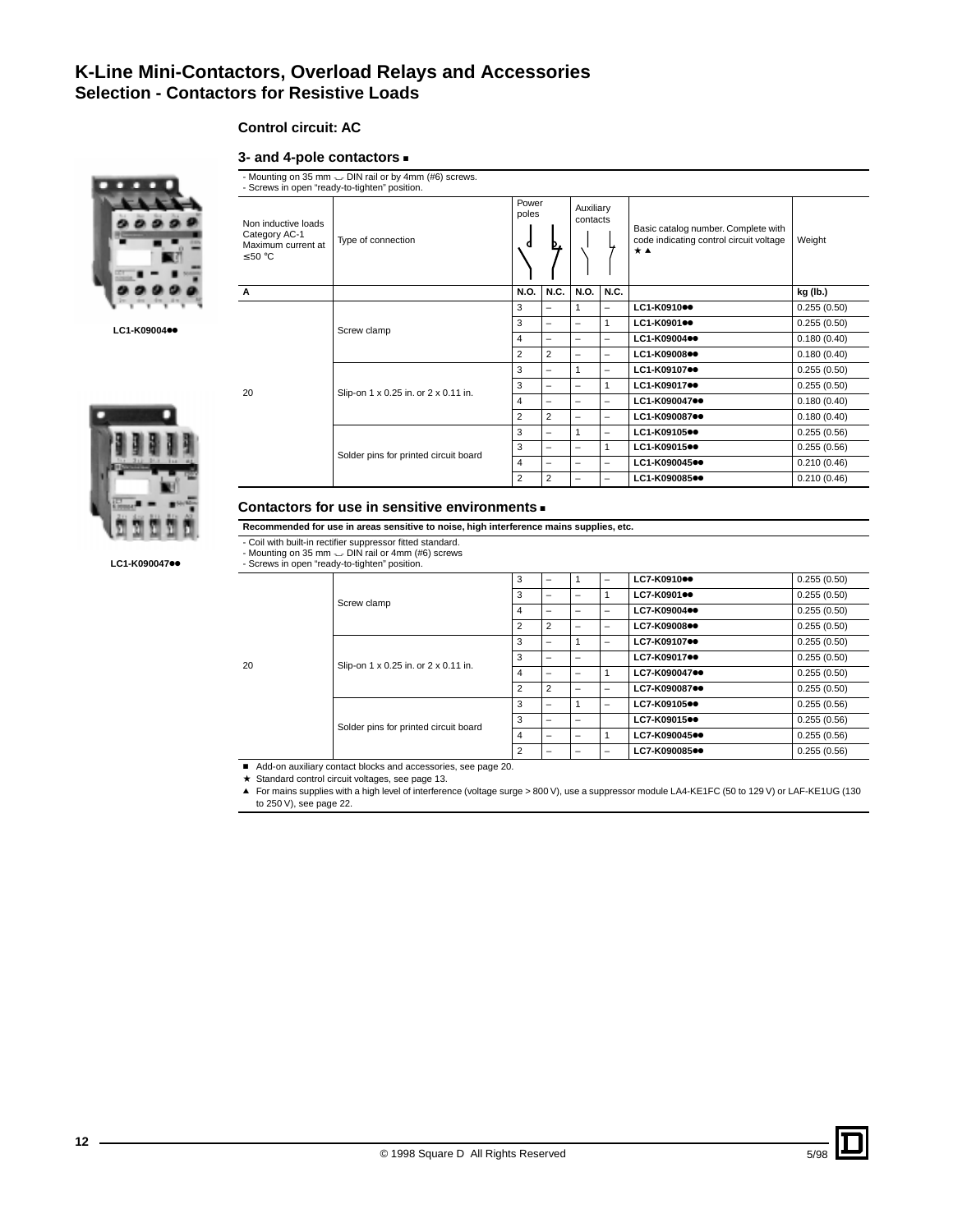# K-Line Mini-Contactors, Overload Relays and Accessories
## Selection - Contactors for Resistive Loads

### Control circuit: AC

### 3- and 4-pole contactors ■

- Mounting on 35 mm DIN rail or by 4mm (#6) screws.
- Screws in open "ready-to-tighten" position.

| Non inductive loads Category AC-1 Maximum current at ≤50 °C | Type of connection | Power poles | | Auxiliary contacts | | Basic catalog number. Complete with code indicating control circuit voltage ★ ▲ | Weight |
|---|---|---|---|---|---|---|---|
| A | | N.O. | N.C. | N.O. | N.C. | | kg (lb.) |
| 20 | Screw clamp | 3 | – | 1 | – | LC1-K0910●● | 0.255 (0.50) |
| | | 3 | – | – | 1 | LC1-K0901●● | 0.255 (0.50) |
| | | 4 | – | – | – | LC1-K09004●● | 0.180 (0.40) |
| | | 2 | 2 | – | – | LC1-K09008●● | 0.180 (0.40) |
| | Slip-on 1 x 0.25 in. or 2 x 0.11 in. | 3 | – | 1 | – | LC1-K09107●● | 0.255 (0.50) |
| | | 3 | – | – | 1 | LC1-K09017●● | 0.255 (0.50) |
| | | 4 | – | – | – | LC1-K090047●● | 0.180 (0.40) |
| | | 2 | 2 | – | – | LC1-K090087●● | 0.180 (0.40) |
| | Solder pins for printed circuit board | 3 | – | 1 | – | LC1-K09105●● | 0.255 (0.56) |
| | | 3 | – | – | 1 | LC1-K09015●● | 0.255 (0.56) |
| | | 4 | – | – | – | LC1-K090045●● | 0.210 (0.46) |
| | | 2 | 2 | – | – | LC1-K090085●● | 0.210 (0.46) |

LC1-K09004●●

LC1-K090047●●

### Contactors for use in sensitive environments ■

**Recommended for use in areas sensitive to noise, high interference mains supplies, etc.**

- Coil with built-in rectifier suppressor fitted standard.
- Mounting on 35 mm DIN rail or 4mm (#6) screws
- Screws in open "ready-to-tighten" position.

| Non inductive loads Category AC-1 Maximum current at ≤50 °C | Type of connection | Power poles N.O. | Power poles N.C. | Auxiliary N.O. | Auxiliary N.C. | Basic catalog number | Weight kg (lb.) |
|---|---|---|---|---|---|---|---|
| 20 | Screw clamp | 3 | – | 1 | – | LC7-K0910●● | 0.255 (0.50) |
| | | 3 | – | – | 1 | LC7-K0901●● | 0.255 (0.50) |
| | | 4 | – | – | – | LC7-K09004●● | 0.255 (0.50) |
| | | 2 | 2 | – | – | LC7-K09008●● | 0.255 (0.50) |
| | Slip-on 1 x 0.25 in. or 2 x 0.11 in. | 3 | – | 1 | – | LC7-K09107●● | 0.255 (0.50) |
| | | 3 | – | – | | LC7-K09017●● | 0.255 (0.50) |
| | | 4 | – | – | 1 | LC7-K090047●● | 0.255 (0.50) |
| | | 2 | 2 | – | – | LC7-K090087●● | 0.255 (0.50) |
| | Solder pins for printed circuit board | 3 | – | 1 | – | LC7-K09105●● | 0.255 (0.56) |
| | | 3 | – | – | | LC7-K09015●● | 0.255 (0.56) |
| | | 4 | – | – | 1 | LC7-K090045●● | 0.255 (0.56) |
| | | 2 | – | – | – | LC7-K090085●● | 0.255 (0.56) |

■ Add-on auxiliary contact blocks and accessories, see page 20.
★ Standard control circuit voltages, see page 13.
▲ For mains supplies with a high level of interference (voltage surge > 800 V), use a suppressor module LA4-KE1FC (50 to 129 V) or LAF-KE1UG (130 to 250 V), see page 22.

© 1998 Square D All Rights Reserved 5/98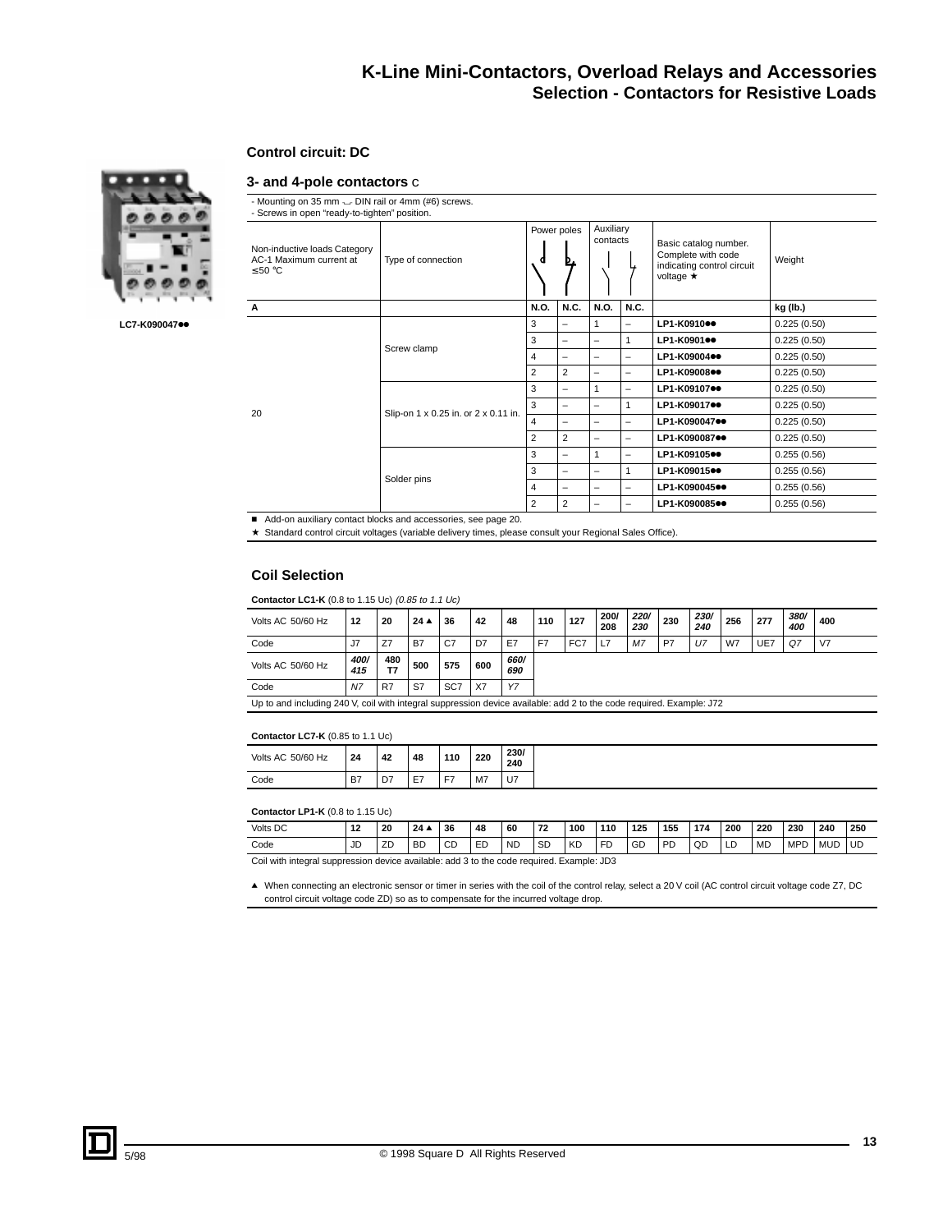# K-Line Mini-Contactors, Overload Relays and Accessories
## Selection - Contactors for Resistive Loads

### Control circuit: DC

LC7-K090047●●

### 3- and 4-pole contactors c

- Mounting on 35 mm DIN rail or 4mm (#6) screws.
- Screws in open "ready-to-tighten" position.

| Non-inductive loads Category AC-1 Maximum current at ≤50 °C | Type of connection | Power poles | | Auxiliary contacts | | Basic catalog number. Complete with code indicating control circuit voltage ★ | Weight |
|---|---|---|---|---|---|---|---|
| A | | N.O. | N.C. | N.O. | N.C. | | kg (lb.) |
| 20 | Screw clamp | 3 | – | 1 | – | LP1-K0910●● | 0.225 (0.50) |
| | | 3 | – | – | 1 | LP1-K0901●● | 0.225 (0.50) |
| | | 4 | – | – | – | LP1-K09004●● | 0.225 (0.50) |
| | | 2 | 2 | – | – | LP1-K09008●● | 0.225 (0.50) |
| | Slip-on 1 x 0.25 in. or 2 x 0.11 in. | 3 | – | 1 | – | LP1-K09107●● | 0.225 (0.50) |
| | | 3 | – | – | 1 | LP1-K09017●● | 0.225 (0.50) |
| | | 4 | – | – | – | LP1-K090047●● | 0.225 (0.50) |
| | | 2 | 2 | – | – | LP1-K090087●● | 0.225 (0.50) |
| | Solder pins | 3 | – | 1 | – | LP1-K09105●● | 0.255 (0.56) |
| | | 3 | – | – | 1 | LP1-K09015●● | 0.255 (0.56) |
| | | 4 | – | – | – | LP1-K090045●● | 0.255 (0.56) |
| | | 2 | 2 | – | – | LP1-K090085●● | 0.255 (0.56) |

■ Add-on auxiliary contact blocks and accessories, see page 20.

★ Standard control circuit voltages (variable delivery times, please consult your Regional Sales Office).

### Coil Selection

**Contactor LC1-K** (0.8 to 1.15 Uc) *(0.85 to 1.1 Uc)*

| Volts AC 50/60 Hz | 12 | 20 | 24 ▲ | 36 | 42 | 48 | 110 | 127 | 200/208 | *220/230* | 230 | *230/240* | 256 | 277 | *380/400* | 400 |
|---|---|---|---|---|---|---|---|---|---|---|---|---|---|---|---|---|
| Code | J7 | Z7 | B7 | C7 | D7 | E7 | F7 | FC7 | L7 | *M7* | P7 | *U7* | W7 | UE7 | *Q7* | V7 |
| Volts AC 50/60 Hz | *400/415* | 480 T7 | 500 | 575 | 600 | *660/690* | | | | | | | | | | |
| Code | *N7* | R7 | S7 | SC7 | X7 | *Y7* | | | | | | | | | | |

Up to and including 240 V, coil with integral suppression device available: add 2 to the code required. Example: J72

**Contactor LC7-K** (0.85 to 1.1 Uc)

| Volts AC 50/60 Hz | 24 | 42 | 48 | 110 | 220 | 230/240 |
|---|---|---|---|---|---|---|
| Code | B7 | D7 | E7 | F7 | M7 | U7 |

**Contactor LP1-K** (0.8 to 1.15 Uc)

| Volts DC | 12 | 20 | 24 ▲ | 36 | 48 | 60 | 72 | 100 | 110 | 125 | 155 | 174 | 200 | 220 | 230 | 240 | 250 |
|---|---|---|---|---|---|---|---|---|---|---|---|---|---|---|---|---|---|
| Code | JD | ZD | BD | CD | ED | ND | SD | KD | FD | GD | PD | QD | LD | MD | MPD | MUD | UD |

Coil with integral suppression device available: add 3 to the code required. Example: JD3

▲ When connecting an electronic sensor or timer in series with the coil of the control relay, select a 20 V coil (AC control circuit voltage code Z7, DC control circuit voltage code ZD) so as to compensate for the incurred voltage drop.

5/98 © 1998 Square D All Rights Reserved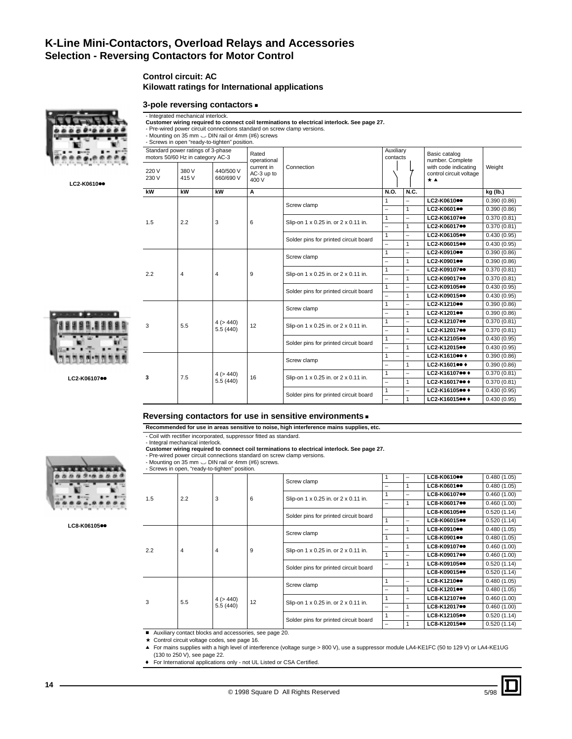# K-Line Mini-Contactors, Overload Relays and Accessories

## Selection - Reversing Contactors for Motor Control

### Control circuit: AC
### Kilowatt ratings for International applications

### 3-pole reversing contactors ■

- Integrated mechanical interlock.

**Customer wiring required to connect coil terminations to electrical interlock. See page 27.**

- Pre-wired power circuit connections standard on screw clamp versions.
- Mounting on 35 mm ⌣ DIN rail or 4mm (#6) screws
- Screws in open "ready-to-tighten" position.

LC2-K0610●●

LC2-K06107●●

| Standard power ratings of 3-phase motors 50/60 Hz in category AC-3 | | | Rated operational current in AC-3 up to 400 V | Connection | Auxiliary contacts | | Basic catalog number. Complete with code indicating control circuit voltage ★ ▲ | Weight |
|---|---|---|---|---|---|---|---|---|
| 220 V 230 V | 380 V 415 V | 440/500 V 660/690 V | | | | | | |
| kW | kW | kW | A | | N.O. | N.C. | | kg (lb.) |
| 1.5 | 2.2 | 3 | 6 | Screw clamp | 1 | – | LC2-K0610●● | 0.390 (0.86) |
| | | | | | – | 1 | LC2-K0601●● | 0.390 (0.86) |
| | | | | Slip-on 1 x 0.25 in. or 2 x 0.11 in. | 1 | – | LC2-K06107●● | 0.370 (0.81) |
| | | | | | – | 1 | LC2-K06017●● | 0.370 (0.81) |
| | | | | Solder pins for printed circuit board | 1 | – | LC2-K06105●● | 0.430 (0.95) |
| | | | | | – | 1 | LC2-K06015●● | 0.430 (0.95) |
| 2.2 | 4 | 4 | 9 | Screw clamp | 1 | – | LC2-K0910●● | 0.390 (0.86) |
| | | | | | – | 1 | LC2-K0901●● | 0.390 (0.86) |
| | | | | Slip-on 1 x 0.25 in. or 2 x 0.11 in. | 1 | – | LC2-K09107●● | 0.370 (0.81) |
| | | | | | – | 1 | LC2-K09017●● | 0.370 (0.81) |
| | | | | Solder pins for printed circuit board | 1 | – | LC2-K09105●● | 0.430 (0.95) |
| | | | | | – | 1 | LC2-K09015●● | 0.430 (0.95) |
| 3 | 5.5 | 4 (> 440) 5.5 (440) | 12 | Screw clamp | 1 | – | LC2-K1210●● | 0.390 (0.86) |
| | | | | | – | 1 | LC2-K1201●● | 0.390 (0.86) |
| | | | | Slip-on 1 x 0.25 in. or 2 x 0.11 in. | 1 | – | LC2-K12107●● | 0.370 (0.81) |
| | | | | | – | 1 | LC2-K12017●● | 0.370 (0.81) |
| | | | | Solder pins for printed circuit board | 1 | – | LC2-K12105●● | 0.430 (0.95) |
| | | | | | – | 1 | LC2-K12015●● | 0.430 (0.95) |
| **3** | 7.5 | 4 (> 440) 5.5 (440) | 16 | Screw clamp | 1 | – | LC2-K1610●● ♦ | 0.390 (0.86) |
| | | | | | – | 1 | LC2-K1601●● ♦ | 0.390 (0.86) |
| | | | | Slip-on 1 x 0.25 in. or 2 x 0.11 in. | 1 | – | LC2-K16107●● ♦ | 0.370 (0.81) |
| | | | | | – | 1 | LC2-K16017●● ♦ | 0.370 (0.81) |
| | | | | Solder pins for printed circuit board | 1 | – | LC2-K16105●● ♦ | 0.430 (0.95) |
| | | | | | – | 1 | LC2-K16015●● ♦ | 0.430 (0.95) |

### Reversing contactors for use in sensitive environments ■

**Recommended for use in areas sensitive to noise, high interference mains supplies, etc.**

- Coil with rectifier incorporated, suppressor fitted as standard.
- Integral mechanical interlock.

**Customer wiring required to connect coil terminations to electrical interlock. See page 27.**

- Pre-wired power circuit connections standard on screw clamp versions.
- Mounting on 35 mm ⌣ DIN rail or 4mm (#6) screws.
- Screws in open, "ready-to-tighten" position.

LC8-K06105●●

| | | | | | | | | |
|---|---|---|---|---|---|---|---|---|
| 1.5 | 2.2 | 3 | 6 | Screw clamp | 1 | – | LC8-K0610●● | 0.480 (1.05) |
| | | | | | – | 1 | LC8-K0601●● | 0.480 (1.05) |
| | | | | Slip-on 1 x 0.25 in. or 2 x 0.11 in. | 1 | – | LC8-K06107●● | 0.460 (1.00) |
| | | | | | – | 1 | LC8-K06017●● | 0.460 (1.00) |
| | | | | Solder pins for printed circuit board | | | LC8-K06105●● | 0.520 (1.14) |
| | | | | | 1 | – | LC8-K06015●● | 0.520 (1.14) |
| 2.2 | 4 | 4 | 9 | Screw clamp | – | 1 | LC8-K0910●● | 0.480 (1.05) |
| | | | | | 1 | – | LC8-K0901●● | 0.480 (1.05) |
| | | | | Slip-on 1 x 0.25 in. or 2 x 0.11 in. | – | 1 | LC8-K09107●● | 0.460 (1.00) |
| | | | | | 1 | – | LC8-K09017●● | 0.460 (1.00) |
| | | | | Solder pins for printed circuit board | – | 1 | LC8-K09105●● | 0.520 (1.14) |
| | | | | | | | LC8-K09015●● | 0.520 (1.14) |
| 3 | 5.5 | 4 (> 440) 5.5 (440) | 12 | Screw clamp | 1 | – | LC8-K1210●● | 0.480 (1.05) |
| | | | | | – | 1 | LC8-K1201●● | 0.480 (1.05) |
| | | | | Slip-on 1 x 0.25 in. or 2 x 0.11 in. | 1 | – | LC8-K12107●● | 0.460 (1.00) |
| | | | | | – | 1 | LC8-K12017●● | 0.460 (1.00) |
| | | | | Solder pins for printed circuit board | 1 | – | LC8-K12105●● | 0.520 (1.14) |
| | | | | | – | 1 | LC8-K12015●● | 0.520 (1.14) |

■ Auxiliary contact blocks and accessories, see page 20.

★ Control circuit voltage codes, see page 16.

▲ For mains supplies with a high level of interference (voltage surge > 800 V), use a suppressor module LA4-KE1FC (50 to 129 V) or LA4-KE1UG (130 to 250 V), see page 22.

♦ For International applications only - not UL Listed or CSA Certified.

© 1998 Square D All Rights Reserved 5/98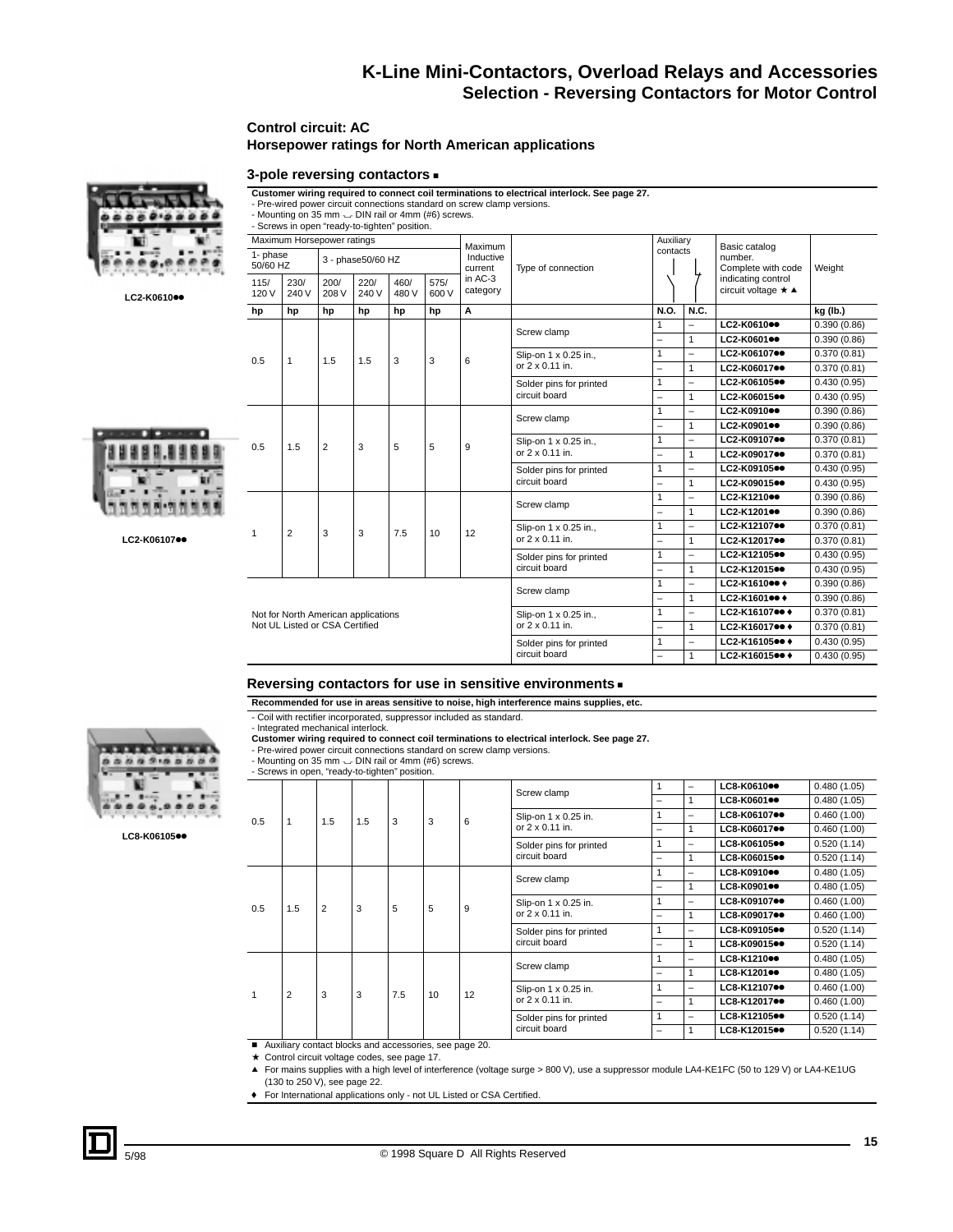# K-Line Mini-Contactors, Overload Relays and Accessories
## Selection - Reversing Contactors for Motor Control

### Control circuit: AC
### Horsepower ratings for North American applications

### 3-pole reversing contactors ■

**Customer wiring required to connect coil terminations to electrical interlock. See page 27.**
- Pre-wired power circuit connections standard on screw clamp versions.
- Mounting on 35 mm ⌴ DIN rail or 4mm (#6) screws.
- Screws in open "ready-to-tighten" position.

LC2-K0610●●

LC2-K06107●●

| Maximum Horsepower ratings | | | | | | Maximum Inductive current in AC-3 category | Type of connection | Auxiliary contacts | | Basic catalog number. Complete with code indicating control circuit voltage ★ ▲ | Weight |
|---|---|---|---|---|---|---|---|---|---|---|---|
| 1- phase 50/60 HZ | | 3 - phase50/60 HZ | | | | | | | | | |
| 115/ 120 V | 230/ 240 V | 200/ 208 V | 220/ 240 V | 460/ 480 V | 575/ 600 V | | | | | | |
| hp | hp | hp | hp | hp | hp | A | | N.O. | N.C. | | kg (lb.) |
| 0.5 | 1 | 1.5 | 1.5 | 3 | 3 | 6 | Screw clamp | 1 | – | LC2-K0610●● | 0.390 (0.86) |
| | | | | | | | | – | 1 | LC2-K0601●● | 0.390 (0.86) |
| | | | | | | | Slip-on 1 x 0.25 in., or 2 x 0.11 in. | 1 | – | LC2-K06107●● | 0.370 (0.81) |
| | | | | | | | | – | 1 | LC2-K06017●● | 0.370 (0.81) |
| | | | | | | | Solder pins for printed circuit board | 1 | – | LC2-K06105●● | 0.430 (0.95) |
| | | | | | | | | – | 1 | LC2-K06015●● | 0.430 (0.95) |
| 0.5 | 1.5 | 2 | 3 | 5 | 5 | 9 | Screw clamp | 1 | – | LC2-K0910●● | 0.390 (0.86) |
| | | | | | | | | – | 1 | LC2-K0901●● | 0.390 (0.86) |
| | | | | | | | Slip-on 1 x 0.25 in., or 2 x 0.11 in. | 1 | – | LC2-K09107●● | 0.370 (0.81) |
| | | | | | | | | – | 1 | LC2-K09017●● | 0.370 (0.81) |
| | | | | | | | Solder pins for printed circuit board | 1 | – | LC2-K09105●● | 0.430 (0.95) |
| | | | | | | | | – | 1 | LC2-K09015●● | 0.430 (0.95) |
| 1 | 2 | 3 | 3 | 7.5 | 10 | 12 | Screw clamp | 1 | – | LC2-K1210●● | 0.390 (0.86) |
| | | | | | | | | – | 1 | LC2-K1201●● | 0.390 (0.86) |
| | | | | | | | Slip-on 1 x 0.25 in., or 2 x 0.11 in. | 1 | – | LC2-K12107●● | 0.370 (0.81) |
| | | | | | | | | – | 1 | LC2-K12017●● | 0.370 (0.81) |
| | | | | | | | Solder pins for printed circuit board | 1 | – | LC2-K12105●● | 0.430 (0.95) |
| | | | | | | | | – | 1 | LC2-K12015●● | 0.430 (0.95) |
| Not for North American applications Not UL Listed or CSA Certified | | | | | | | Screw clamp | 1 | – | LC2-K1610●● ♦ | 0.390 (0.86) |
| | | | | | | | | – | 1 | LC2-K1601●● ♦ | 0.390 (0.86) |
| | | | | | | | Slip-on 1 x 0.25 in., or 2 x 0.11 in. | 1 | – | LC2-K16107●● ♦ | 0.370 (0.81) |
| | | | | | | | | – | 1 | LC2-K16017●● ♦ | 0.370 (0.81) |
| | | | | | | | Solder pins for printed circuit board | 1 | – | LC2-K16105●● ♦ | 0.430 (0.95) |
| | | | | | | | | – | 1 | LC2-K16015●● ♦ | 0.430 (0.95) |

### Reversing contactors for use in sensitive environments ■

**Recommended for use in areas sensitive to noise, high interference mains supplies, etc.**
- Coil with rectifier incorporated, suppressor included as standard.
- Integrated mechanical interlock.

**Customer wiring required to connect coil terminations to electrical interlock. See page 27.**
- Pre-wired power circuit connections standard on screw clamp versions.
- Mounting on 35 mm ⌴ DIN rail or 4mm (#6) screws.
- Screws in open, "ready-to-tighten" position.

LC8-K06105●●

| 115/ 120 V | 230/ 240 V | 200/ 208 V | 220/ 240 V | 460/ 480 V | 575/ 600 V | A | Type of connection | N.O. | N.C. | Catalog number | kg (lb.) |
|---|---|---|---|---|---|---|---|---|---|---|---|
| 0.5 | 1 | 1.5 | 1.5 | 3 | 3 | 6 | Screw clamp | 1 | – | LC8-K0610●● | 0.480 (1.05) |
| | | | | | | | | – | 1 | LC8-K0601●● | 0.480 (1.05) |
| | | | | | | | Slip-on 1 x 0.25 in. or 2 x 0.11 in. | 1 | – | LC8-K06107●● | 0.460 (1.00) |
| | | | | | | | | – | 1 | LC8-K06017●● | 0.460 (1.00) |
| | | | | | | | Solder pins for printed circuit board | 1 | – | LC8-K06105●● | 0.520 (1.14) |
| | | | | | | | | – | 1 | LC8-K06015●● | 0.520 (1.14) |
| 0.5 | 1.5 | 2 | 3 | 5 | 5 | 9 | Screw clamp | 1 | – | LC8-K0910●● | 0.480 (1.05) |
| | | | | | | | | – | 1 | LC8-K0901●● | 0.480 (1.05) |
| | | | | | | | Slip-on 1 x 0.25 in. or 2 x 0.11 in. | 1 | – | LC8-K09107●● | 0.460 (1.00) |
| | | | | | | | | – | 1 | LC8-K09017●● | 0.460 (1.00) |
| | | | | | | | Solder pins for printed circuit board | 1 | – | LC8-K09105●● | 0.520 (1.14) |
| | | | | | | | | – | 1 | LC8-K09015●● | 0.520 (1.14) |
| 1 | 2 | 3 | 3 | 7.5 | 10 | 12 | Screw clamp | 1 | – | LC8-K1210●● | 0.480 (1.05) |
| | | | | | | | | – | 1 | LC8-K1201●● | 0.480 (1.05) |
| | | | | | | | Slip-on 1 x 0.25 in. or 2 x 0.11 in. | 1 | – | LC8-K12107●● | 0.460 (1.00) |
| | | | | | | | | – | 1 | LC8-K12017●● | 0.460 (1.00) |
| | | | | | | | Solder pins for printed circuit board | 1 | – | LC8-K12105●● | 0.520 (1.14) |
| | | | | | | | | – | 1 | LC8-K12015●● | 0.520 (1.14) |

■ Auxiliary contact blocks and accessories, see page 20.
★ Control circuit voltage codes, see page 17.
▲ For mains supplies with a high level of interference (voltage surge > 800 V), use a suppressor module LA4-KE1FC (50 to 129 V) or LA4-KE1UG (130 to 250 V), see page 22.
♦ For International applications only - not UL Listed or CSA Certified.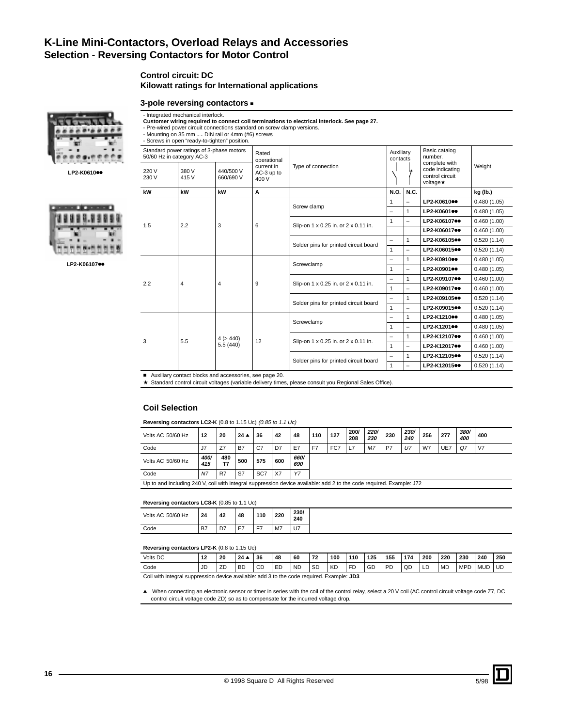# K-Line Mini-Contactors, Overload Relays and Accessories
## Selection - Reversing Contactors for Motor Control

**Control circuit: DC**
**Kilowatt ratings for International applications**

### 3-pole reversing contactors ■

LP2-K0610●●

LP2-K06107●●

- Integrated mechanical interlock.
**Customer wiring required to connect coil terminations to electrical interlock. See page 27.**
- Pre-wired power circuit connections standard on screw clamp versions.
- Mounting on 35 mm ⌴ DIN rail or 4mm (#6) screws
- Screws in open "ready-to-tighten" position.

| Standard power ratings of 3-phase motors 50/60 Hz in category AC-3 | | | Rated operational current in AC-3 up to 400 V | Type of connection | Auxiliary contacts | | Basic catalog number. complete with code indicating control circuit voltage★ | Weight |
|---|---|---|---|---|---|---|---|---|
| 220 V 230 V | 380 V 415 V | 440/500 V 660/690 V | | | | | | |
| kW | kW | kW | A | | N.O. | N.C. | | kg (lb.) |
| 1.5 | 2.2 | 3 | 6 | Screw clamp | 1 | – | LP2-K0610●● | 0.480 (1.05) |
| | | | | | – | 1 | LP2-K0601●● | 0.480 (1.05) |
| | | | | Slip-on 1 x 0.25 in. or 2 x 0.11 in. | 1 | – | LP2-K06107●● | 0.460 (1.00) |
| | | | | | | | LP2-K06017●● | 0.460 (1.00) |
| | | | | Solder pins for printed circuit board | – | 1 | LP2-K06105●● | 0.520 (1.14) |
| | | | | | 1 | – | LP2-K06015●● | 0.520 (1.14) |
| 2.2 | 4 | 4 | 9 | Screwclamp | – | 1 | LP2-K0910●● | 0.480 (1.05) |
| | | | | | 1 | – | LP2-K0901●● | 0.480 (1.05) |
| | | | | Slip-on 1 x 0.25 in. or 2 x 0.11 in. | – | 1 | LP2-K09107●● | 0.460 (1.00) |
| | | | | | 1 | – | LP2-K09017●● | 0.460 (1.00) |
| | | | | Solder pins for printed circuit board | – | 1 | LP2-K09105●● | 0.520 (1.14) |
| | | | | | 1 | – | LP2-K09015●● | 0.520 (1.14) |
| 3 | 5.5 | 4 (> 440) 5.5 (440) | 12 | Screwclamp | – | 1 | LP2-K1210●● | 0.480 (1.05) |
| | | | | | 1 | – | LP2-K1201●● | 0.480 (1.05) |
| | | | | Slip-on 1 x 0.25 in. or 2 x 0.11 in. | – | 1 | LP2-K12107●● | 0.460 (1.00) |
| | | | | | 1 | – | LP2-K12017●● | 0.460 (1.00) |
| | | | | Solder pins for printed circuit board | – | 1 | LP2-K12105●● | 0.520 (1.14) |
| | | | | | 1 | – | LP2-K12015●● | 0.520 (1.14) |

■ Auxiliary contact blocks and accessories, see page 20.
★ Standard control circuit voltages (variable delivery times, please consult you Regional Sales Office).

### Coil Selection

**Reversing contactors LC2-K** (0.8 to 1.15 Uc) *(0.85 to 1.1 Uc)*

| Volts AC 50/60 Hz | 12 | 20 | 24 ▲ | 36 | 42 | 48 | 110 | 127 | 200/ 208 | *220/ 230* | 230 | *230/ 240* | 256 | 277 | *380/ 400* | 400 |
|---|---|---|---|---|---|---|---|---|---|---|---|---|---|---|---|---|
| Code | J7 | Z7 | B7 | C7 | D7 | E7 | F7 | FC7 | L7 | *M7* | P7 | *U7* | W7 | UE7 | *Q7* | V7 |
| Volts AC 50/60 Hz | *400/ 415* | 480 T7 | 500 | 575 | 600 | *660/ 690* | | | | | | | | | | |
| Code | *N7* | R7 | S7 | SC7 | X7 | *Y7* | | | | | | | | | | |

Up to and including 240 V, coil with integral suppression device available: add 2 to the code required. Example: J72

**Reversing contactors LC8-K** (0.85 to 1.1 Uc)

| Volts AC 50/60 Hz | 24 | 42 | 48 | 110 | 220 | 230/ 240 |
|---|---|---|---|---|---|---|
| Code | B7 | D7 | E7 | F7 | M7 | U7 |

**Reversing contactors LP2-K** (0.8 to 1.15 Uc)

| Volts DC | 12 | 20 | 24 ▲ | 36 | 48 | 60 | 72 | 100 | 110 | 125 | 155 | 174 | 200 | 220 | 230 | 240 | 250 |
|---|---|---|---|---|---|---|---|---|---|---|---|---|---|---|---|---|---|
| Code | JD | ZD | BD | CD | ED | ND | SD | KD | FD | GD | PD | QD | LD | MD | MPD | MUD | UD |

Coil with integral suppression device available: add 3 to the code required. Example: **JD3**

▲ When connecting an electronic sensor or timer in series with the coil of the control relay, select a 20 V coil (AC control circuit voltage code Z7, DC control circuit voltage code ZD) so as to compensate for the incurred voltage drop.

© 1998 Square D All Rights Reserved 5/98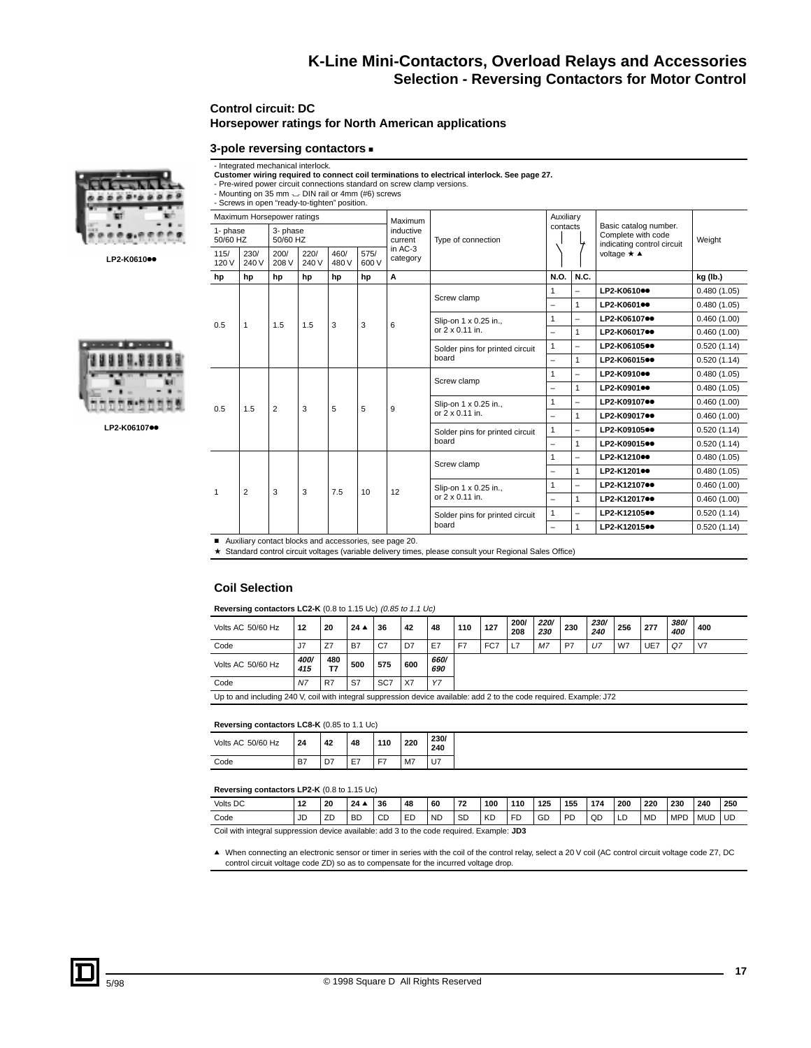# K-Line Mini-Contactors, Overload Relays and Accessories

## Selection - Reversing Contactors for Motor Control

### Control circuit: DC
### Horsepower ratings for North American applications

### 3-pole reversing contactors ■

- Integrated mechanical interlock.
**Customer wiring required to connect coil terminations to electrical interlock. See page 27.**
- Pre-wired power circuit connections standard on screw clamp versions.
- Mounting on 35 mm DIN rail or 4mm (#6) screws
- Screws in open "ready-to-tighten" position.

LP2-K0610●●

LP2-K06107●●

| Maximum Horsepower ratings | | | | | | Maximum inductive current in AC-3 category | Type of connection | Auxiliary contacts | | Basic catalog number. Complete with code indicating control circuit voltage ★ ▲ | Weight |
|---|---|---|---|---|---|---|---|---|---|---|---|
| 1- phase 50/60 HZ | | 3- phase 50/60 HZ | | | | | | | | | |
| 115/ 120 V | 230/ 240 V | 200/ 208 V | 220/ 240 V | 460/ 480 V | 575/ 600 V | | | | | | |
| hp | hp | hp | hp | hp | hp | A | | N.O. | N.C. | | kg (lb.) |
| 0.5 | 1 | 1.5 | 1.5 | 3 | 3 | 6 | Screw clamp | 1 | – | LP2-K0610●● | 0.480 (1.05) |
| | | | | | | | | – | 1 | LP2-K0601●● | 0.480 (1.05) |
| | | | | | | | Slip-on 1 x 0.25 in., or 2 x 0.11 in. | 1 | – | LP2-K06107●● | 0.460 (1.00) |
| | | | | | | | | – | 1 | LP2-K06017●● | 0.460 (1.00) |
| | | | | | | | Solder pins for printed circuit board | 1 | – | LP2-K06105●● | 0.520 (1.14) |
| | | | | | | | | – | 1 | LP2-K06015●● | 0.520 (1.14) |
| 0.5 | 1.5 | 2 | 3 | 5 | 5 | 9 | Screw clamp | 1 | – | LP2-K0910●● | 0.480 (1.05) |
| | | | | | | | | – | 1 | LP2-K0901●● | 0.480 (1.05) |
| | | | | | | | Slip-on 1 x 0.25 in., or 2 x 0.11 in. | 1 | – | LP2-K09107●● | 0.460 (1.00) |
| | | | | | | | | – | 1 | LP2-K09017●● | 0.460 (1.00) |
| | | | | | | | Solder pins for printed circuit board | 1 | – | LP2-K09105●● | 0.520 (1.14) |
| | | | | | | | | – | 1 | LP2-K09015●● | 0.520 (1.14) |
| 1 | 2 | 3 | 3 | 7.5 | 10 | 12 | Screw clamp | 1 | – | LP2-K1210●● | 0.480 (1.05) |
| | | | | | | | | – | 1 | LP2-K1201●● | 0.480 (1.05) |
| | | | | | | | Slip-on 1 x 0.25 in., or 2 x 0.11 in. | 1 | – | LP2-K12107●● | 0.460 (1.00) |
| | | | | | | | | – | 1 | LP2-K12017●● | 0.460 (1.00) |
| | | | | | | | Solder pins for printed circuit board | 1 | – | LP2-K12105●● | 0.520 (1.14) |
| | | | | | | | | – | 1 | LP2-K12015●● | 0.520 (1.14) |

■ Auxiliary contact blocks and accessories, see page 20.
★ Standard control circuit voltages (variable delivery times, please consult your Regional Sales Office)

### Coil Selection

**Reversing contactors LC2-K** (0.8 to 1.15 Uc) *(0.85 to 1.1 Uc)*

| Volts AC 50/60 Hz | 12 | 20 | 24 ▲ | 36 | 42 | 48 | 110 | 127 | 200/ 208 | *220/ 230* | 230 | *230/ 240* | 256 | 277 | *380/ 400* | 400 |
|---|---|---|---|---|---|---|---|---|---|---|---|---|---|---|---|---|
| Code | J7 | Z7 | B7 | C7 | D7 | E7 | F7 | FC7 | L7 | *M7* | P7 | *U7* | W7 | UE7 | *Q7* | V7 |
| Volts AC 50/60 Hz | *400/ 415* | 480 T7 | 500 | 575 | 600 | *660/ 690* | | | | | | | | | | |
| Code | *N7* | R7 | S7 | SC7 | X7 | *Y7* | | | | | | | | | | |

Up to and including 240 V, coil with integral suppression device available: add 2 to the code required. Example: J72

**Reversing contactors LC8-K** (0.85 to 1.1 Uc)

| Volts AC 50/60 Hz | 24 | 42 | 48 | 110 | 220 | 230/ 240 |
|---|---|---|---|---|---|---|
| Code | B7 | D7 | E7 | F7 | M7 | U7 |

**Reversing contactors LP2-K** (0.8 to 1.15 Uc)

| Volts DC | 12 | 20 | 24 ▲ | 36 | 48 | 60 | 72 | 100 | 110 | 125 | 155 | 174 | 200 | 220 | 230 | 240 | 250 |
|---|---|---|---|---|---|---|---|---|---|---|---|---|---|---|---|---|---|
| Code | JD | ZD | BD | CD | ED | ND | SD | KD | FD | GD | PD | QD | LD | MD | MPD | MUD | UD |

Coil with integral suppression device available: add 3 to the code required. Example: **JD3**

▲ When connecting an electronic sensor or timer in series with the coil of the control relay, select a 20 V coil (AC control circuit voltage code Z7, DC control circuit voltage code ZD) so as to compensate for the incurred voltage drop.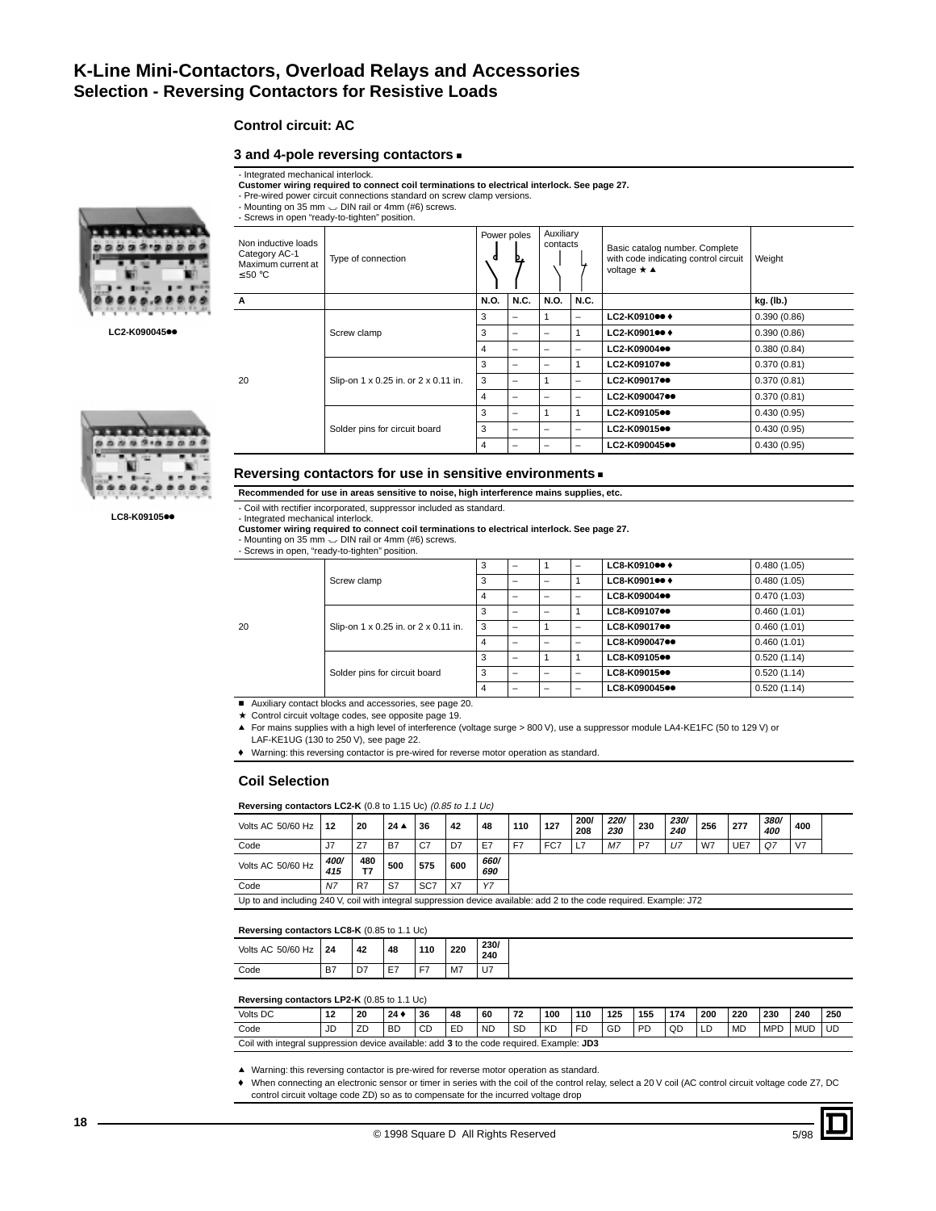# K-Line Mini-Contactors, Overload Relays and Accessories
## Selection - Reversing Contactors for Resistive Loads

### Control circuit: AC

### 3 and 4-pole reversing contactors ■

- Integrated mechanical interlock.

**Customer wiring required to connect coil terminations to electrical interlock. See page 27.**

- Pre-wired power circuit connections standard on screw clamp versions.
- Mounting on 35 mm DIN rail or 4mm (#6) screws.
- Screws in open "ready-to-tighten" position.

LC2-K090045●●

LC8-K09105●●

| Non inductive loads Category AC-1 Maximum current at ≤50 °C | Type of connection | Power poles | | Auxiliary contacts | | Basic catalog number. Complete with code indicating control circuit voltage ★ ▲ | Weight |
|---|---|---|---|---|---|---|---|
| A | | N.O. | N.C. | N.O. | N.C. | | kg. (lb.) |
| 20 | Screw clamp | 3 | – | 1 | – | LC2-K0910●● ♦ | 0.390 (0.86) |
| | | 3 | – | – | 1 | LC2-K0901●● ♦ | 0.390 (0.86) |
| | | 4 | – | – | – | LC2-K09004●● | 0.380 (0.84) |
| | Slip-on 1 x 0.25 in. or 2 x 0.11 in. | 3 | – | – | 1 | LC2-K09107●● | 0.370 (0.81) |
| | | 3 | – | 1 | – | LC2-K09017●● | 0.370 (0.81) |
| | | 4 | – | – | – | LC2-K090047●● | 0.370 (0.81) |
| | Solder pins for circuit board | 3 | – | 1 | 1 | LC2-K09105●● | 0.430 (0.95) |
| | | 3 | – | – | – | LC2-K09015●● | 0.430 (0.95) |
| | | 4 | – | – | – | LC2-K090045●● | 0.430 (0.95) |

### Reversing contactors for use in sensitive environments ■

**Recommended for use in areas sensitive to noise, high interference mains supplies, etc.**

- Coil with rectifier incorporated, suppressor included as standard.
- Integrated mechanical interlock.

**Customer wiring required to connect coil terminations to electrical interlock. See page 27.**

- Mounting on 35 mm DIN rail or 4mm (#6) screws.
- Screws in open, "ready-to-tighten" position.

| A | Type of connection | N.O. | N.C. | N.O. | N.C. | Catalog number | kg. (lb.) |
|---|---|---|---|---|---|---|---|
| 20 | Screw clamp | 3 | – | 1 | – | LC8-K0910●● ♦ | 0.480 (1.05) |
| | | 3 | – | – | 1 | LC8-K0901●● ♦ | 0.480 (1.05) |
| | | 4 | – | – | – | LC8-K09004●● | 0.470 (1.03) |
| | Slip-on 1 x 0.25 in. or 2 x 0.11 in. | 3 | – | – | 1 | LC8-K09107●● | 0.460 (1.01) |
| | | 3 | – | 1 | – | LC8-K09017●● | 0.460 (1.01) |
| | | 4 | – | – | – | LC8-K090047●● | 0.460 (1.01) |
| | Solder pins for circuit board | 3 | – | 1 | 1 | LC8-K09105●● | 0.520 (1.14) |
| | | 3 | – | – | – | LC8-K09015●● | 0.520 (1.14) |
| | | 4 | – | – | – | LC8-K090045●● | 0.520 (1.14) |

■ Auxiliary contact blocks and accessories, see page 20.

★ Control circuit voltage codes, see opposite page 19.

▲ For mains supplies with a high level of interference (voltage surge > 800 V), use a suppressor module LA4-KE1FC (50 to 129 V) or LAF-KE1UG (130 to 250 V), see page 22.

♦ Warning: this reversing contactor is pre-wired for reverse motor operation as standard.

### Coil Selection

**Reversing contactors LC2-K** (0.8 to 1.15 Uc) *(0.85 to 1.1 Uc)*

| Volts AC 50/60 Hz | 12 | 20 | 24 ▲ | 36 | 42 | 48 | 110 | 127 | 200/ 208 | *220/ 230* | 230 | *230/ 240* | 256 | 277 | *380/ 400* | 400 |
|---|---|---|---|---|---|---|---|---|---|---|---|---|---|---|---|---|
| Code | J7 | Z7 | B7 | C7 | D7 | E7 | F7 | FC7 | L7 | *M7* | P7 | *U7* | W7 | UE7 | *Q7* | V7 |
| Volts AC 50/60 Hz | *400/ 415* | 480 T7 | 500 | 575 | 600 | *660/ 690* | | | | | | | | | | |
| Code | *N7* | R7 | S7 | SC7 | X7 | *Y7* | | | | | | | | | | |

Up to and including 240 V, coil with integral suppression device available: add 2 to the code required. Example: J72

**Reversing contactors LC8-K** (0.85 to 1.1 Uc)

| Volts AC 50/60 Hz | 24 | 42 | 48 | 110 | 220 | 230/ 240 |
|---|---|---|---|---|---|---|
| Code | B7 | D7 | E7 | F7 | M7 | U7 |

**Reversing contactors LP2-K** (0.85 to 1.1 Uc)

| Volts DC | 12 | 20 | 24 ♦ | 36 | 48 | 60 | 72 | 100 | 110 | 125 | 155 | 174 | 200 | 220 | 230 | 240 | 250 |
|---|---|---|---|---|---|---|---|---|---|---|---|---|---|---|---|---|---|
| Code | JD | ZD | BD | CD | ED | ND | SD | KD | FD | GD | PD | QD | LD | MD | MPD | MUD | UD |

Coil with integral suppression device available: add **3** to the code required. Example: **JD3**

▲ Warning: this reversing contactor is pre-wired for reverse motor operation as standard.

♦ When connecting an electronic sensor or timer in series with the coil of the control relay, select a 20 V coil (AC control circuit voltage code Z7, DC control circuit voltage code ZD) so as to compensate for the incurred voltage drop

© 1998 Square D All Rights Reserved

5/98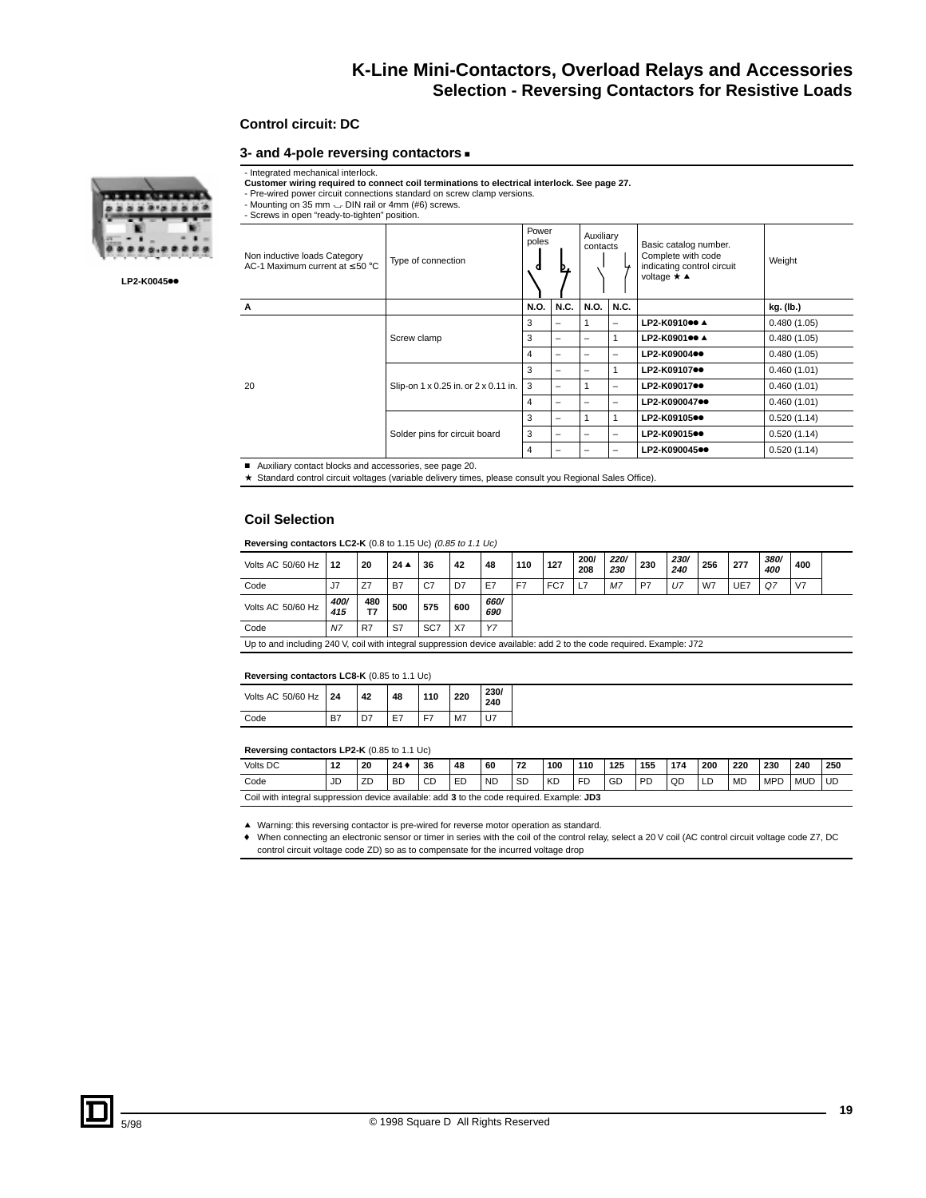# K-Line Mini-Contactors, Overload Relays and Accessories
## Selection - Reversing Contactors for Resistive Loads

### Control circuit: DC

### 3- and 4-pole reversing contactors ■

LP2-K0045●●

- Integrated mechanical interlock.

**Customer wiring required to connect coil terminations to electrical interlock. See page 27.**

- Pre-wired power circuit connections standard on screw clamp versions.
- Mounting on 35 mm DIN rail or 4mm (#6) screws.
- Screws in open "ready-to-tighten" position.

| Non inductive loads Category AC-1 Maximum current at ≤ 50 °C | Type of connection | Power poles | | Auxiliary contacts | | Basic catalog number. Complete with code indicating control circuit voltage ★ ▲ | Weight |
|---|---|---|---|---|---|---|---|
| A | | N.O. | N.C. | N.O. | N.C. | | kg. (lb.) |
| 20 | Screw clamp | 3 | – | 1 | – | LP2-K0910●● ▲ | 0.480 (1.05) |
| | | 3 | – | – | 1 | LP2-K0901●● ▲ | 0.480 (1.05) |
| | | 4 | – | – | – | LP2-K09004●● | 0.480 (1.05) |
| | Slip-on 1 x 0.25 in. or 2 x 0.11 in. | 3 | – | – | 1 | LP2-K09107●● | 0.460 (1.01) |
| | | 3 | – | 1 | – | LP2-K09017●● | 0.460 (1.01) |
| | | 4 | – | – | – | LP2-K090047●● | 0.460 (1.01) |
| | Solder pins for circuit board | 3 | – | 1 | 1 | LP2-K09105●● | 0.520 (1.14) |
| | | 3 | – | – | – | LP2-K09015●● | 0.520 (1.14) |
| | | 4 | – | – | – | LP2-K090045●● | 0.520 (1.14) |

■ Auxiliary contact blocks and accessories, see page 20.

★ Standard control circuit voltages (variable delivery times, please consult you Regional Sales Office).

### Coil Selection

**Reversing contactors LC2-K** (0.8 to 1.15 Uc) *(0.85 to 1.1 Uc)*

| Volts AC 50/60 Hz | 12 | 20 | 24 ▲ | 36 | 42 | 48 | 110 | 127 | 200/ 208 | *220/ 230* | 230 | *230/ 240* | 256 | 277 | *380/ 400* | 400 |
|---|---|---|---|---|---|---|---|---|---|---|---|---|---|---|---|---|
| Code | J7 | Z7 | B7 | C7 | D7 | E7 | F7 | FC7 | L7 | *M7* | P7 | *U7* | W7 | UE7 | *Q7* | V7 |
| Volts AC 50/60 Hz | *400/ 415* | 480 T7 | 500 | 575 | 600 | *660/ 690* | | | | | | | | | | |
| Code | *N7* | R7 | S7 | SC7 | X7 | *Y7* | | | | | | | | | | |

Up to and including 240 V, coil with integral suppression device available: add 2 to the code required. Example: J72

**Reversing contactors LC8-K** (0.85 to 1.1 Uc)

| Volts AC 50/60 Hz | 24 | 42 | 48 | 110 | 220 | 230/ 240 |
|---|---|---|---|---|---|---|
| Code | B7 | D7 | E7 | F7 | M7 | U7 |

**Reversing contactors LP2-K** (0.85 to 1.1 Uc)

| Volts DC | 12 | 20 | 24 ♦ | 36 | 48 | 60 | 72 | 100 | 110 | 125 | 155 | 174 | 200 | 220 | 230 | 240 | 250 |
|---|---|---|---|---|---|---|---|---|---|---|---|---|---|---|---|---|---|
| Code | JD | ZD | BD | CD | ED | ND | SD | KD | FD | GD | PD | QD | LD | MD | MPD | MUD | UD |

Coil with integral suppression device available: add **3** to the code required. Example: **JD3**

▲ Warning: this reversing contactor is pre-wired for reverse motor operation as standard.

♦ When connecting an electronic sensor or timer in series with the coil of the control relay, select a 20 V coil (AC control circuit voltage code Z7, DC control circuit voltage code ZD) so as to compensate for the incurred voltage drop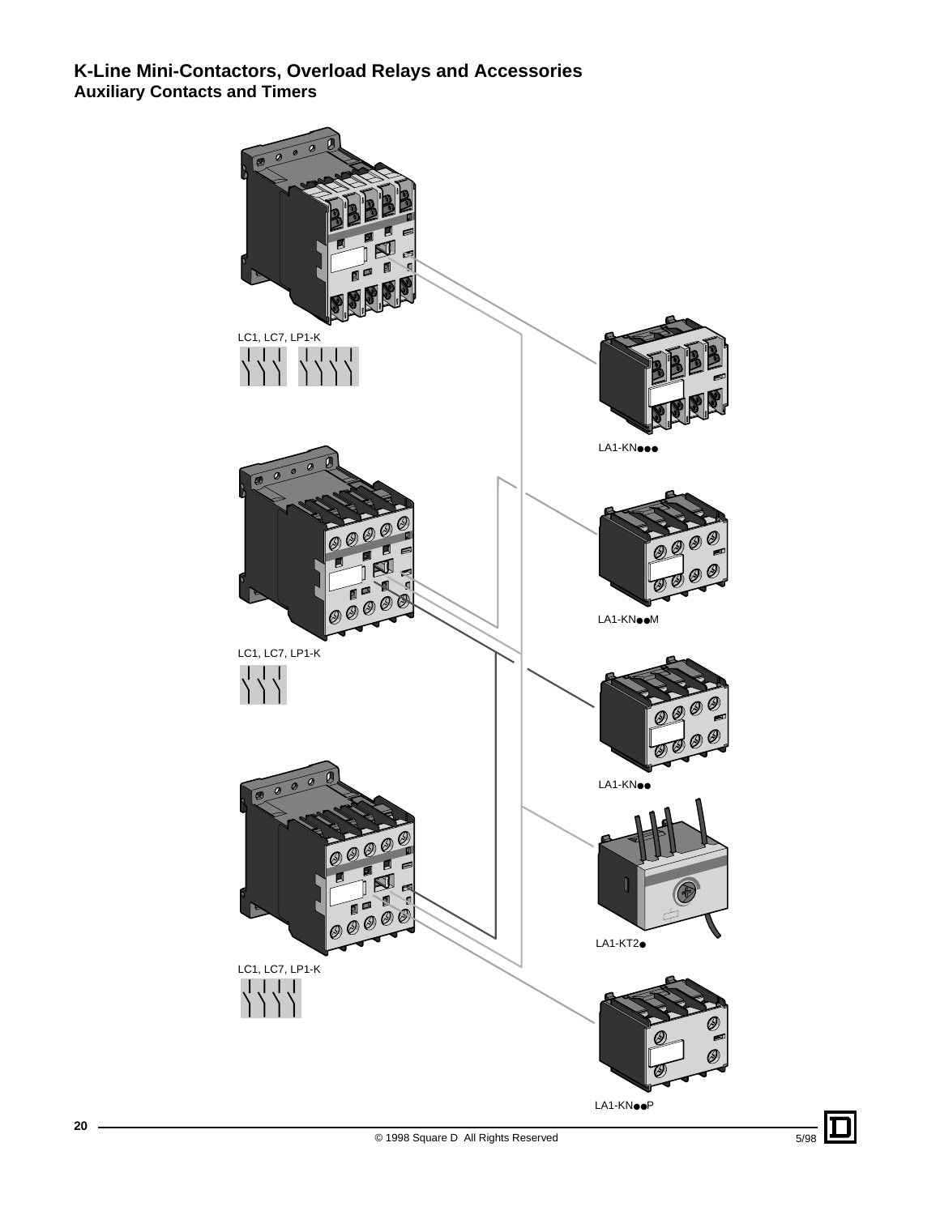# K-Line Mini-Contactors, Overload Relays and Accessories

## Auxiliary Contacts and Timers

LC1, LC7, LP1-K

LA1-KN●●●

LA1-KN●●M

LC1, LC7, LP1-K

LA1-KN●●

LA1-KT2●

LC1, LC7, LP1-K

LA1-KN●●P

© 1998 Square D All Rights Reserved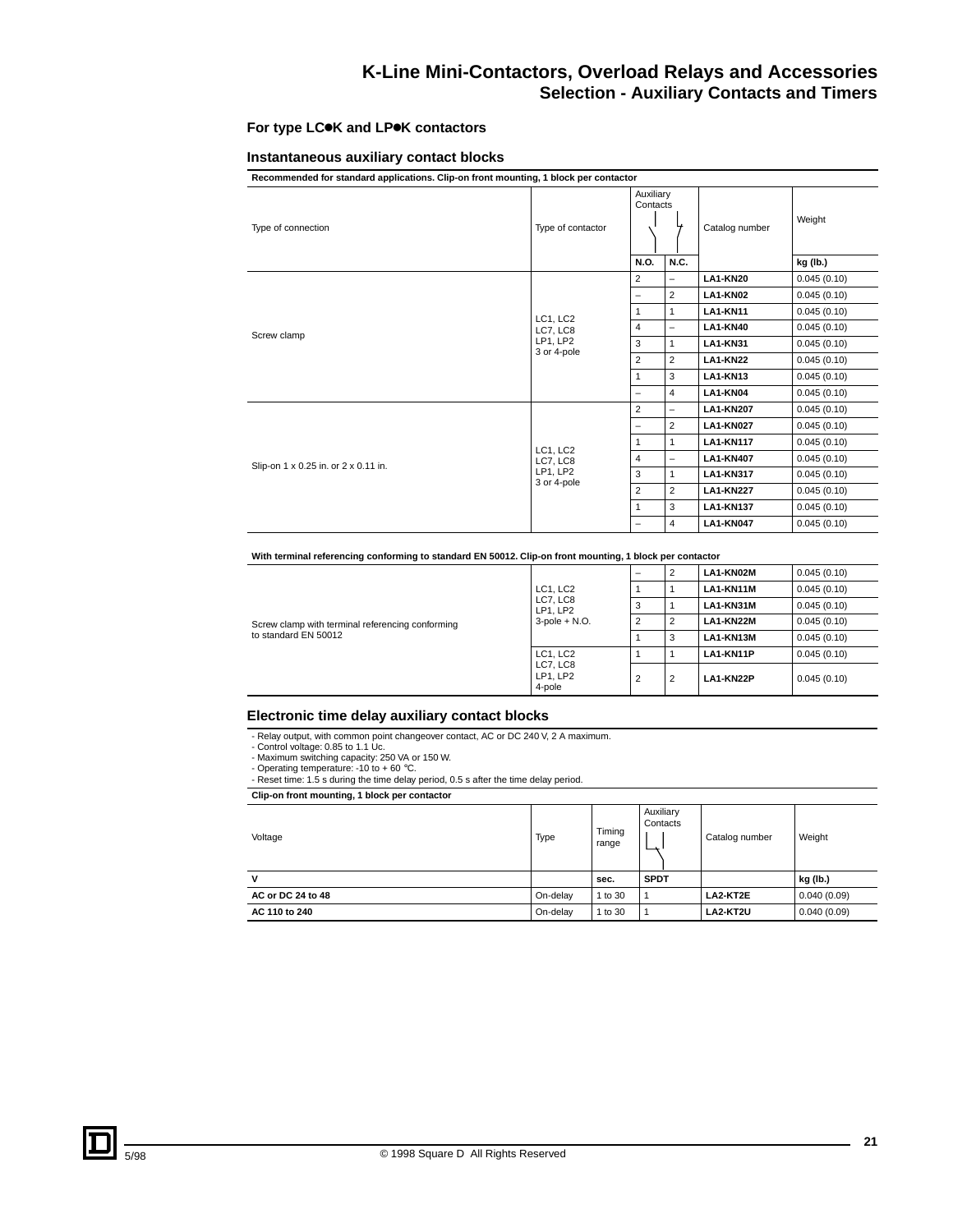# K-Line Mini-Contactors, Overload Relays and Accessories

## Selection - Auxiliary Contacts and Timers

### For type LC●K and LP●K contactors

### Instantaneous auxiliary contact blocks

**Recommended for standard applications. Clip-on front mounting, 1 block per contactor**

| Type of connection | Type of contactor | Auxiliary Contacts N.O. | Auxiliary Contacts N.C. | Catalog number | Weight kg (lb.) |
|---|---|---|---|---|---|
| Screw clamp | LC1, LC2 LC7, LC8 LP1, LP2 3 or 4-pole | 2 | – | **LA1-KN20** | 0.045 (0.10) |
| | | – | 2 | **LA1-KN02** | 0.045 (0.10) |
| | | 1 | 1 | **LA1-KN11** | 0.045 (0.10) |
| | | 4 | – | **LA1-KN40** | 0.045 (0.10) |
| | | 3 | 1 | **LA1-KN31** | 0.045 (0.10) |
| | | 2 | 2 | **LA1-KN22** | 0.045 (0.10) |
| | | 1 | 3 | **LA1-KN13** | 0.045 (0.10) |
| | | – | 4 | **LA1-KN04** | 0.045 (0.10) |
| Slip-on 1 x 0.25 in. or 2 x 0.11 in. | LC1, LC2 LC7, LC8 LP1, LP2 3 or 4-pole | 2 | – | **LA1-KN207** | 0.045 (0.10) |
| | | – | 2 | **LA1-KN027** | 0.045 (0.10) |
| | | 1 | 1 | **LA1-KN117** | 0.045 (0.10) |
| | | 4 | – | **LA1-KN407** | 0.045 (0.10) |
| | | 3 | 1 | **LA1-KN317** | 0.045 (0.10) |
| | | 2 | 2 | **LA1-KN227** | 0.045 (0.10) |
| | | 1 | 3 | **LA1-KN137** | 0.045 (0.10) |
| | | – | 4 | **LA1-KN047** | 0.045 (0.10) |

**With terminal referencing conforming to standard EN 50012. Clip-on front mounting, 1 block per contactor**

| Type of connection | Type of contactor | N.O. | N.C. | Catalog number | Weight kg (lb.) |
|---|---|---|---|---|---|
| Screw clamp with terminal referencing conforming to standard EN 50012 | LC1, LC2 LC7, LC8 LP1, LP2 3-pole + N.O. | – | 2 | **LA1-KN02M** | 0.045 (0.10) |
| | | 1 | 1 | **LA1-KN11M** | 0.045 (0.10) |
| | | 3 | 1 | **LA1-KN31M** | 0.045 (0.10) |
| | | 2 | 2 | **LA1-KN22M** | 0.045 (0.10) |
| | | 1 | 3 | **LA1-KN13M** | 0.045 (0.10) |
| | LC1, LC2 LC7, LC8 LP1, LP2 4-pole | 1 | 1 | **LA1-KN11P** | 0.045 (0.10) |
| | | 2 | 2 | **LA1-KN22P** | 0.045 (0.10) |

### Electronic time delay auxiliary contact blocks

- Relay output, with common point changeover contact, AC or DC 240 V, 2 A maximum.
- Control voltage: 0.85 to 1.1 Uc.
- Maximum switching capacity: 250 VA or 150 W.
- Operating temperature: -10 to + 60 °C.
- Reset time: 1.5 s during the time delay period, 0.5 s after the time delay period.

**Clip-on front mounting, 1 block per contactor**

| Voltage V | Type | Timing range sec. | Auxiliary Contacts SPDT | Catalog number | Weight kg (lb.) |
|---|---|---|---|---|---|
| **AC or DC 24 to 48** | On-delay | 1 to 30 | 1 | **LA2-KT2E** | 0.040 (0.09) |
| **AC 110 to 240** | On-delay | 1 to 30 | 1 | **LA2-KT2U** | 0.040 (0.09) |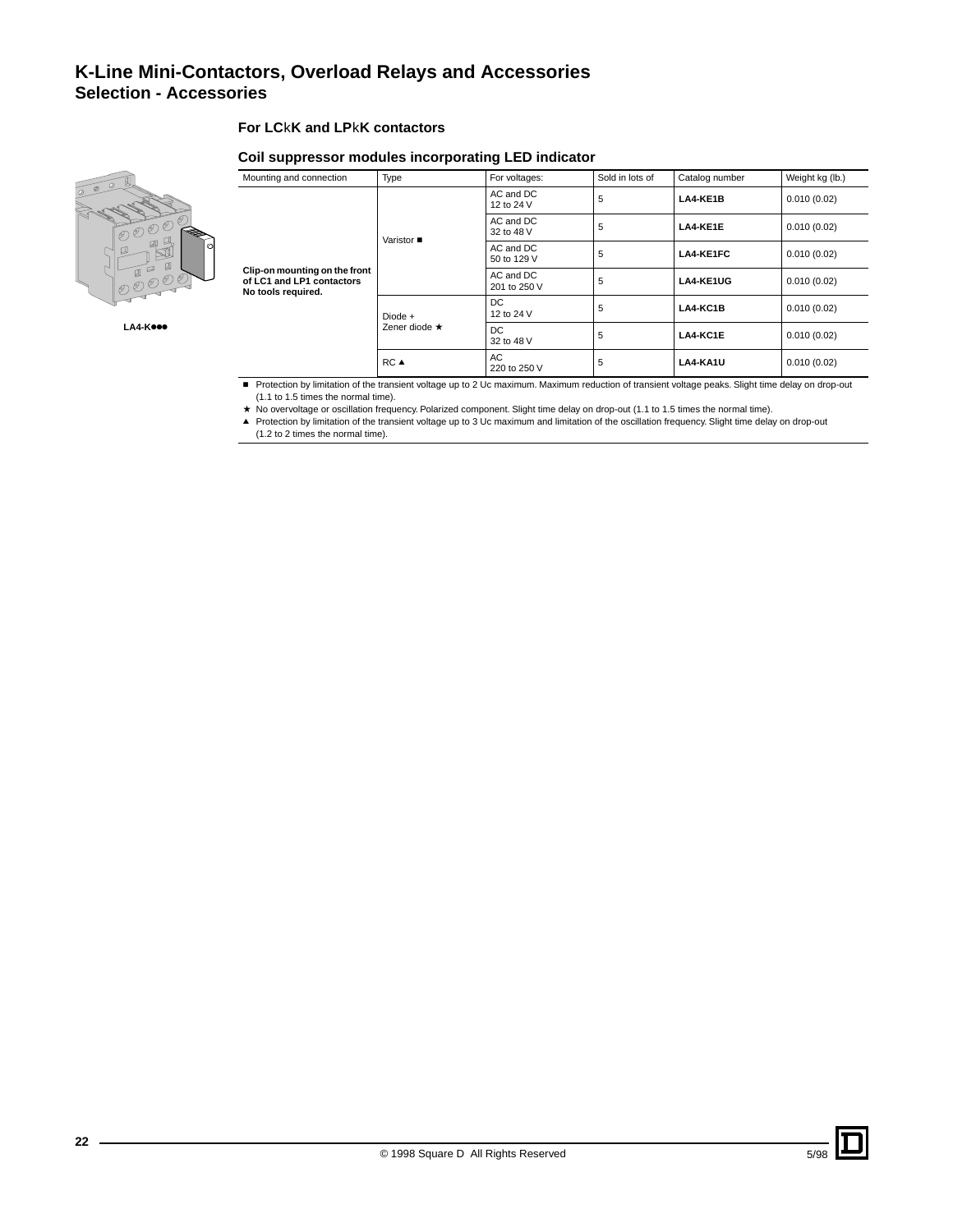# K-Line Mini-Contactors, Overload Relays and Accessories
## Selection - Accessories

### For LCkK and LPkK contactors

### Coil suppressor modules incorporating LED indicator

LA4-K●●●

| Mounting and connection | Type | For voltages: | Sold in lots of | Catalog number | Weight kg (lb.) |
|---|---|---|---|---|---|
| **Clip-on mounting on the front of LC1 and LP1 contactors No tools required.** | Varistor ■ | AC and DC 12 to 24 V | 5 | **LA4-KE1B** | 0.010 (0.02) |
| | | AC and DC 32 to 48 V | 5 | **LA4-KE1E** | 0.010 (0.02) |
| | | AC and DC 50 to 129 V | 5 | **LA4-KE1FC** | 0.010 (0.02) |
| | | AC and DC 201 to 250 V | 5 | **LA4-KE1UG** | 0.010 (0.02) |
| | Diode + Zener diode ★ | DC 12 to 24 V | 5 | **LA4-KC1B** | 0.010 (0.02) |
| | | DC 32 to 48 V | 5 | **LA4-KC1E** | 0.010 (0.02) |
| | RC ▲ | AC 220 to 250 V | 5 | **LA4-KA1U** | 0.010 (0.02) |

■ Protection by limitation of the transient voltage up to 2 Uc maximum. Maximum reduction of transient voltage peaks. Slight time delay on drop-out (1.1 to 1.5 times the normal time).

★ No overvoltage or oscillation frequency. Polarized component. Slight time delay on drop-out (1.1 to 1.5 times the normal time).

▲ Protection by limitation of the transient voltage up to 3 Uc maximum and limitation of the oscillation frequency. Slight time delay on drop-out (1.2 to 2 times the normal time).

© 1998 Square D All Rights Reserved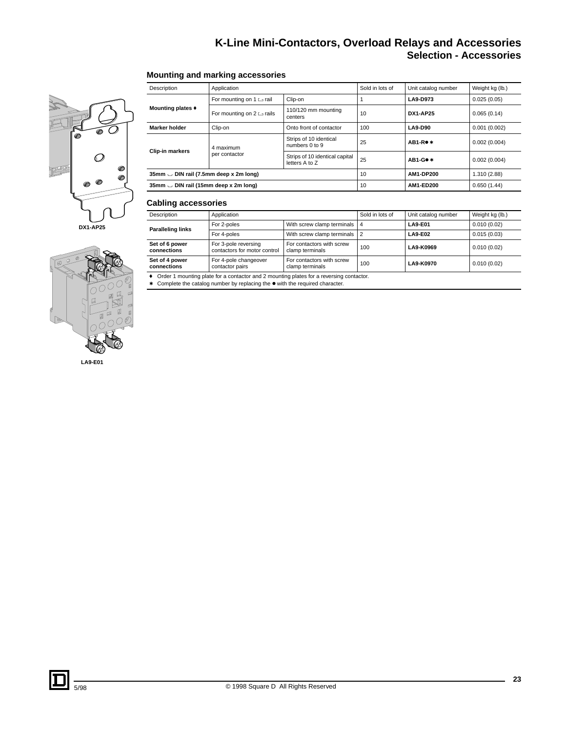# K-Line Mini-Contactors, Overload Relays and Accessories
## Selection - Accessories

### Mounting and marking accessories

| Description | Application | | Sold in lots of | Unit catalog number | Weight kg (lb.) |
|---|---|---|---|---|---|
| **Mounting plates ♦** | For mounting on 1 ⊏ rail | Clip-on | 1 | **LA9-D973** | 0.025 (0.05) |
| | For mounting on 2 ⊏ rails | 110/120 mm mounting centers | 10 | **DX1-AP25** | 0.065 (0.14) |
| **Marker holder** | Clip-on | Onto front of contactor | 100 | **LA9-D90** | 0.001 (0.002) |
| **Clip-in markers** | 4 maximum per contactor | Strips of 10 identical numbers 0 to 9 | 25 | **AB1-R● ✱** | 0.002 (0.004) |
| | | Strips of 10 identical capital letters A to Z | 25 | **AB1-G● ✱** | 0.002 (0.004) |
| **35mm ⌣ DIN rail (7.5mm deep x 2m long)** | | | 10 | **AM1-DP200** | 1.310 (2.88) |
| **35mm ⌣ DIN rail (15mm deep x 2m long)** | | | 10 | **AM1-ED200** | 0.650 (1.44) |

DX1-AP25

### Cabling accessories

| Description | Application | | Sold in lots of | Unit catalog number | Weight kg (lb.) |
|---|---|---|---|---|---|
| **Paralleling links** | For 2-poles | With screw clamp terminals | 4 | **LA9-E01** | 0.010 (0.02) |
| | For 4-poles | With screw clamp terminals | 2 | **LA9-E02** | 0.015 (0.03) |
| **Set of 6 power connections** | For 3-pole reversing contactors for motor control | For contactors with screw clamp terminals | 100 | **LA9-K0969** | 0.010 (0.02) |
| **Set of 4 power connections** | For 4-pole changeover contactor pairs | For contactors with screw clamp terminals | 100 | **LA9-K0970** | 0.010 (0.02) |

♦ Order 1 mounting plate for a contactor and 2 mounting plates for a reversing contactor.
✱ Complete the catalog number by replacing the ● with the required character.

LA9-E01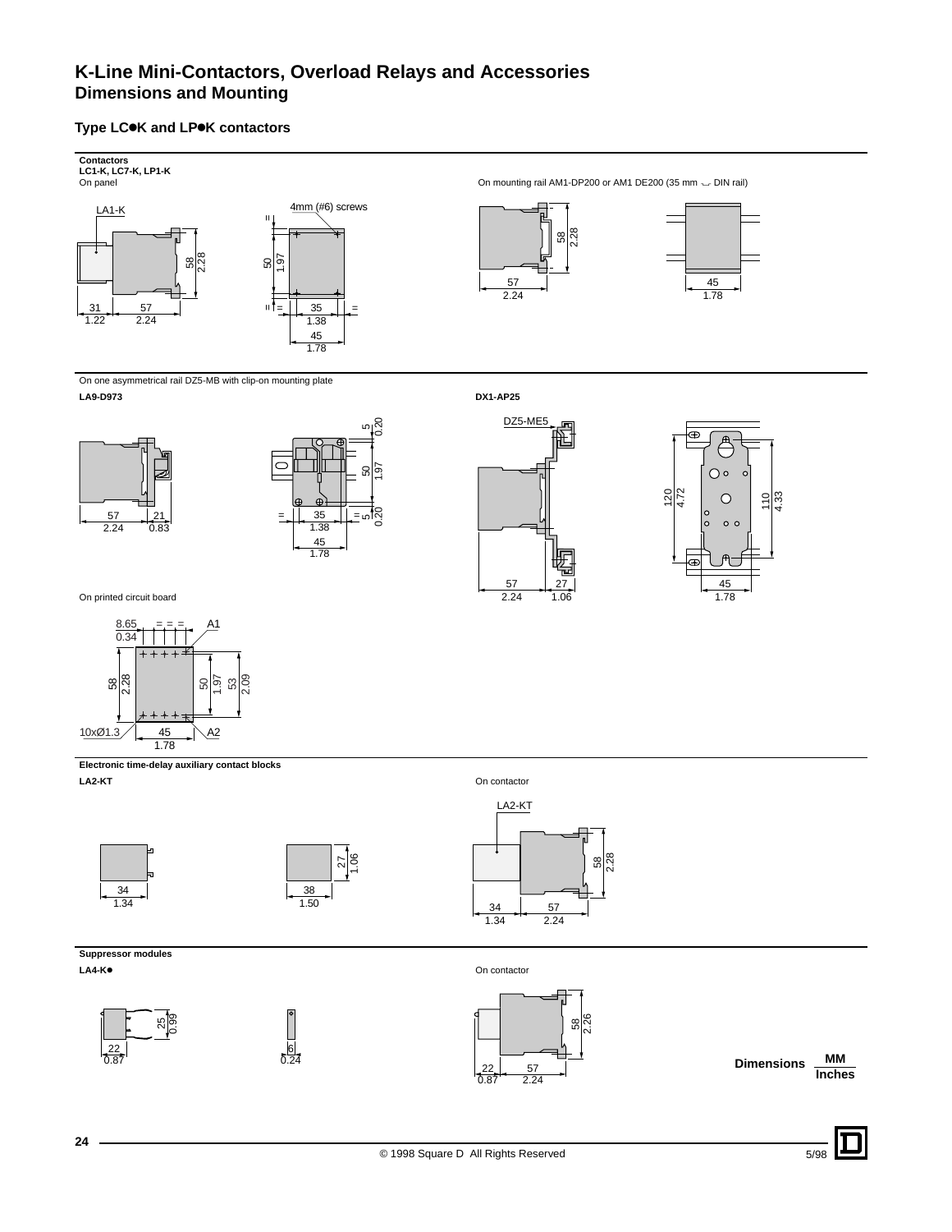# K-Line Mini-Contactors, Overload Relays and Accessories
## Dimensions and Mounting

### Type LC●K and LP●K contactors

**Contactors**
**LC1-K, LC7-K, LP1-K**
On panel

LA1-K

4mm (#6) screws

58 / 2.28

50 / 1.97

31 / 1.22 — 57 / 2.24

= 35 / 1.38 =

45 / 1.78

On mounting rail AM1-DP200 or AM1 DE200 (35 mm DIN rail)

58 / 2.28

57 / 2.24

45 / 1.78

On one asymmetrical rail DZ5-MB with clip-on mounting plate

**LA9-D973**

57 / 2.24 — 21 / 0.83

5 / 0.20

50 / 1.97

= 35 / 1.38 =

5 / 0.20

45 / 1.78

**DX1-AP25**

DZ5-ME5

57 / 2.24 — 27 / 1.06

120 / 4.72

110 / 4.33

45 / 1.78

On printed circuit board

8.65 / 0.34

A1

58 / 2.28

50 / 1.97

53 / 2.09

10xØ1.3

45 / 1.78

A2

**Electronic time-delay auxiliary contact blocks**

**LA2-KT**

34 / 1.34

38 / 1.50

27 / 1.06

On contactor

LA2-KT

58 / 2.28

34 / 1.34 — 57 / 2.24

**Suppressor modules**

**LA4-K●**

25 / 0.99

22 / 0.87

6 / 0.24

On contactor

58 / 2.26

22 / 0.87 — 57 / 2.24

Dimensions $\frac{\text{MM}}{\text{Inches}}$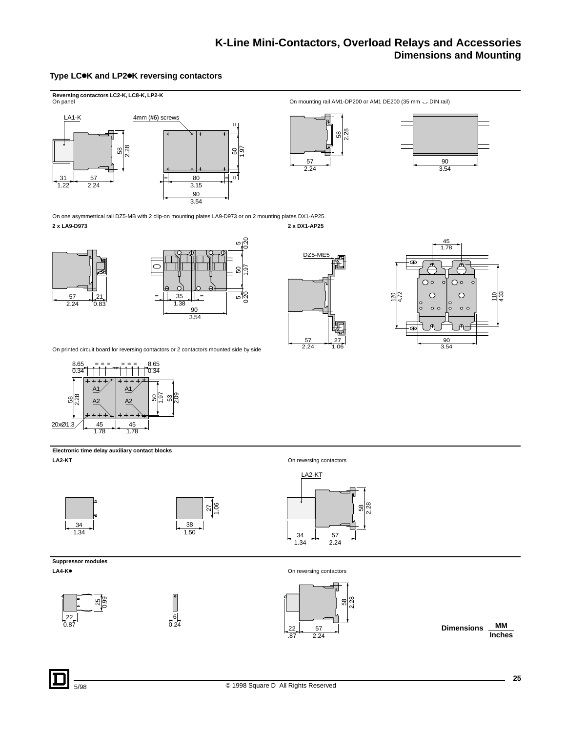# K-Line Mini-Contactors, Overload Relays and Accessories
## Dimensions and Mounting

### Type LC●K and LP2●K reversing contactors

**Reversing contactors LC2-K, LC8-K, LP2-K**

On panel

LA1-K

4mm (#6) screws

On mounting rail AM1-DP200 or AM1 DE200 (35 mm DIN rail)

On one asymmetrical rail DZ5-MB with 2 clip-on mounting plates LA9-D973 or on 2 mounting plates DX1-AP25.

**2 x LA9-D973**

**2 x DX1-AP25**

DZ5-ME5

On printed circuit board for reversing contactors or 2 contactors mounted side by side

20xØ1.3

**Electronic time delay auxiliary contact blocks**

**LA2-KT**

On reversing contactors

LA2-KT

**Suppressor modules**

**LA4-K●**

On reversing contactors

Dimensions: MM / Inches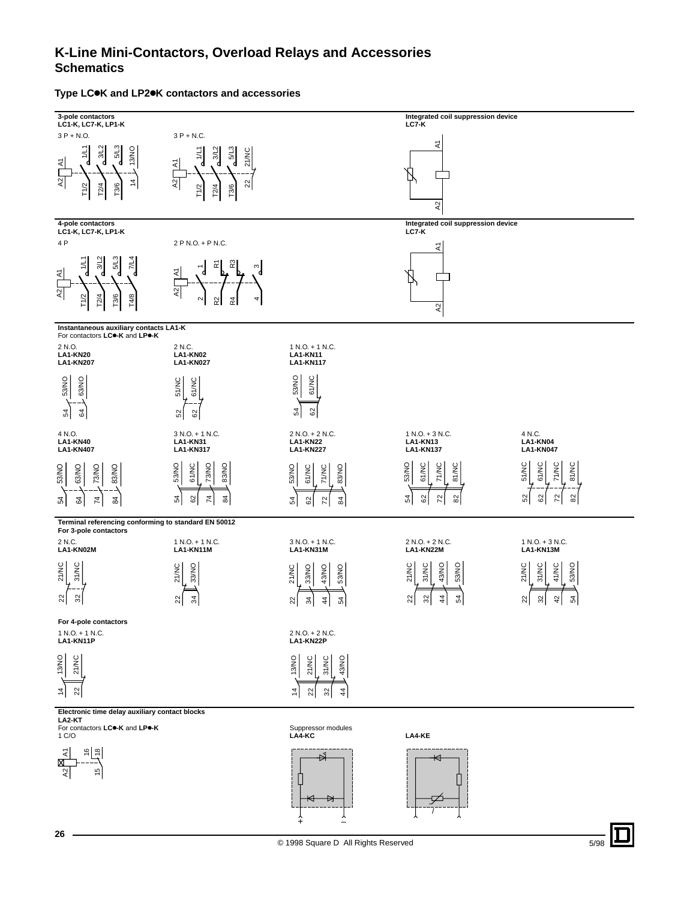# K-Line Mini-Contactors, Overload Relays and Accessories
## Schematics

### Type LC●K and LP2●K contactors and accessories

**3-pole contactors**
**LC1-K, LC7-K, LP1-K**

3 P + N.O.

A1, 1/L1, 3/L2, 5/L3, 13/NO
A2, T1/2, T2/4, T3/6, 14

3 P + N.C.

A1, 1/L1, 3/L2, 5/L3, 21/NC
A2, T1/2, T2/4, T3/6, 22

**Integrated coil suppression device**
**LC7-K**

A1, A2

**4-pole contactors**
**LC1-K, LC7-K, LP1-K**

4 P

A1, 1/L1, 3/L2, 5/L3, 7/L4
A2, T1/2, T2/4, T3/6, T4/8

2 P N.O. + P N.C.

A1, 1, R1, R3, 3
A2, 2, R2, R4, 4

**Integrated coil suppression device**
**LC7-K**

A1, A2

**Instantaneous auxiliary contacts LA1-K**
For contactors **LC●-K** and **LP●-K**

2 N.O.
**LA1-KN20**
**LA1-KN207**

53/NO, 63/NO
54, 64

2 N.C.
**LA1-KN02**
**LA1-KN027**

51/NC, 61/NC
52, 62

1 N.O. + 1 N.C.
**LA1-KN11**
**LA1-KN117**

53/NO, 61/NC
54, 62

4 N.O.
**LA1-KN40**
**LA1-KN407**

53/NO, 63/NO, 73/NO, 83/NO
54, 64, 74, 84

3 N.O. + 1 N.C.
**LA1-KN31**
**LA1-KN317**

53/NO, 61/NC, 73/NO, 83/NO
54, 62, 74, 84

2 N.O. + 2 N.C.
**LA1-KN22**
**LA1-KN227**

53/NO, 61/NC, 71/NC, 83/NO
54, 62, 72, 84

1 N.O. + 3 N.C.
**LA1-KN13**
**LA1-KN137**

53/NO, 61/NC, 71/NC, 81/NC
54, 62, 72, 82

4 N.C.
**LA1-KN04**
**LA1-KN047**

51/NC, 61/NC, 71/NC, 81/NC
52, 62, 72, 82

**Terminal referencing conforming to standard EN 50012**
**For 3-pole contactors**

2 N.C.
**LA1-KN02M**

21/NC, 31/NC
22, 32

1 N.O. + 1 N.C.
**LA1-KN11M**

21/NC, 33/NO
22, 34

3 N.O. + 1 N.C.
**LA1-KN31M**

21/NC, 33/NO, 43/NO, 53/NO
22, 34, 44, 54

2 N.O. + 2 N.C.
**LA1-KN22M**

21/NC, 31/NC, 43/NO, 53/NO
22, 32, 44, 54

1 N.O. + 3 N.C.
**LA1-KN13M**

21/NC, 31/NC, 41/NC, 53/NO
22, 32, 42, 54

**For 4-pole contactors**

1 N.O. + 1 N.C.
**LA1-KN11P**

13/NO, 21/NC
14, 22

2 N.O. + 2 N.C.
**LA1-KN22P**

13/NO, 21/NC, 31/NC, 43/NO
14, 22, 32, 44

**Electronic time delay auxiliary contact blocks**
**LA2-KT**
For contactors **LC●-K** and **LP●-K**
1 C/O

A1, 16, 18
A2, 15

Suppressor modules
**LA4-KC**

+ –

**LA4-KE**

© 1998 Square D All Rights Reserved

5/98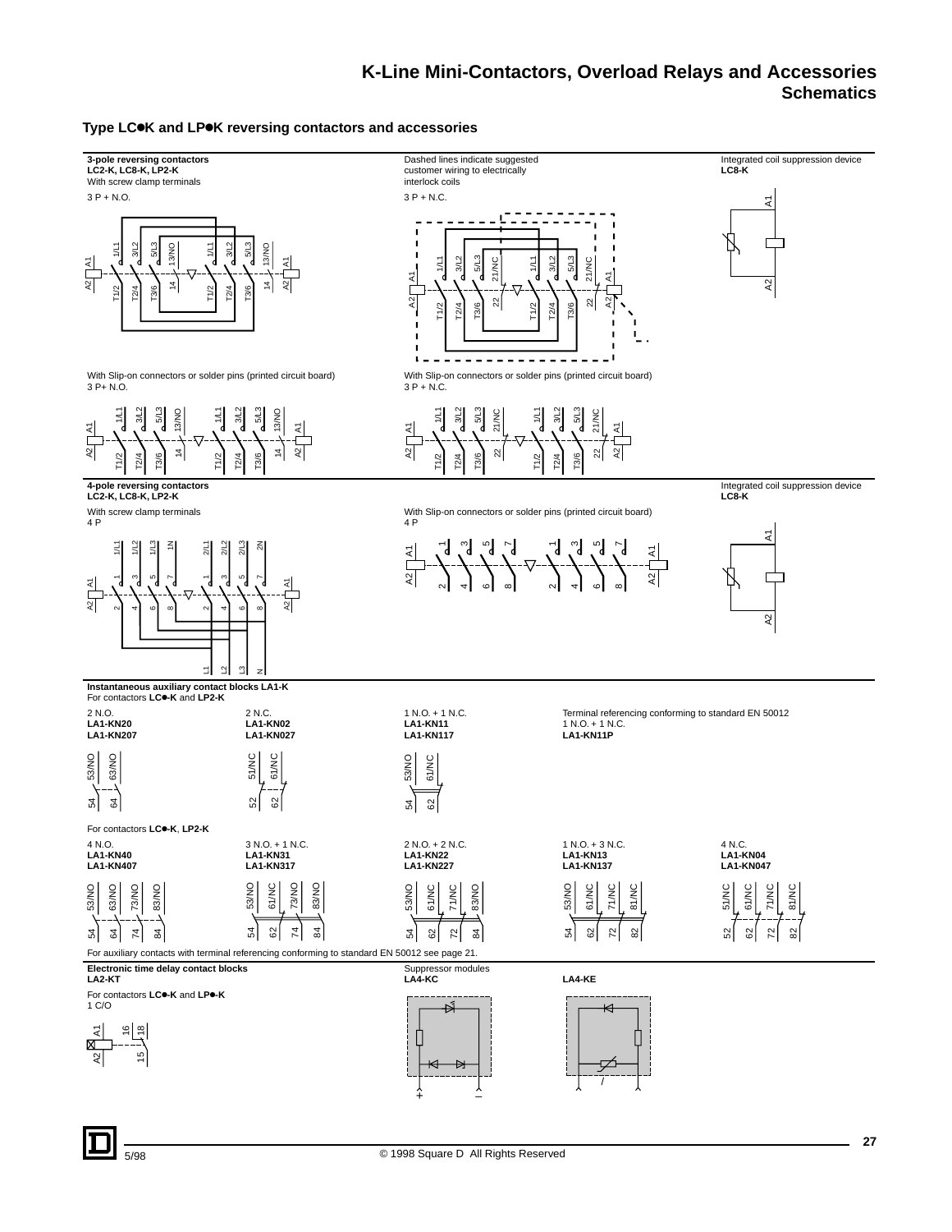# K-Line Mini-Contactors, Overload Relays and Accessories
## Schematics

### Type LC●K and LP●K reversing contactors and accessories

**3-pole reversing contactors**
**LC2-K, LC8-K, LP2-K**
With screw clamp terminals

3 P + N.O.

Dashed lines indicate suggested customer wiring to electrically interlock coils

3 P + N.C.

Integrated coil suppression device
**LC8-K**

With Slip-on connectors or solder pins (printed circuit board)
3 P+ N.O.

With Slip-on connectors or solder pins (printed circuit board)
3 P + N.C.

**4-pole reversing contactors**
**LC2-K, LC8-K, LP2-K**
With screw clamp terminals
4 P

With Slip-on connectors or solder pins (printed circuit board)
4 P

Integrated coil suppression device
**LC8-K**

**Instantaneous auxiliary contact blocks LA1-K**
For contactors **LC●-K** and **LP2-K**

2 N.O.
**LA1-KN20**
**LA1-KN207**

2 N.C.
**LA1-KN02**
**LA1-KN027**

1 N.O. + 1 N.C.
**LA1-KN11**
**LA1-KN117**

Terminal referencing conforming to standard EN 50012
1 N.O. + 1 N.C.
**LA1-KN11P**

For contactors **LC●-K**, **LP2-K**

4 N.O.
**LA1-KN40**
**LA1-KN407**

3 N.O. + 1 N.C.
**LA1-KN31**
**LA1-KN317**

2 N.O. + 2 N.C.
**LA1-KN22**
**LA1-KN227**

1 N.O. + 3 N.C.
**LA1-KN13**
**LA1-KN137**

4 N.C.
**LA1-KN04**
**LA1-KN047**

For auxiliary contacts with terminal referencing conforming to standard EN 50012 see page 21.

**Electronic time delay contact blocks**
**LA2-KT**

For contactors **LC●-K** and **LP●-K**
1 C/O

Suppressor modules
**LA4-KC**

**LA4-KE**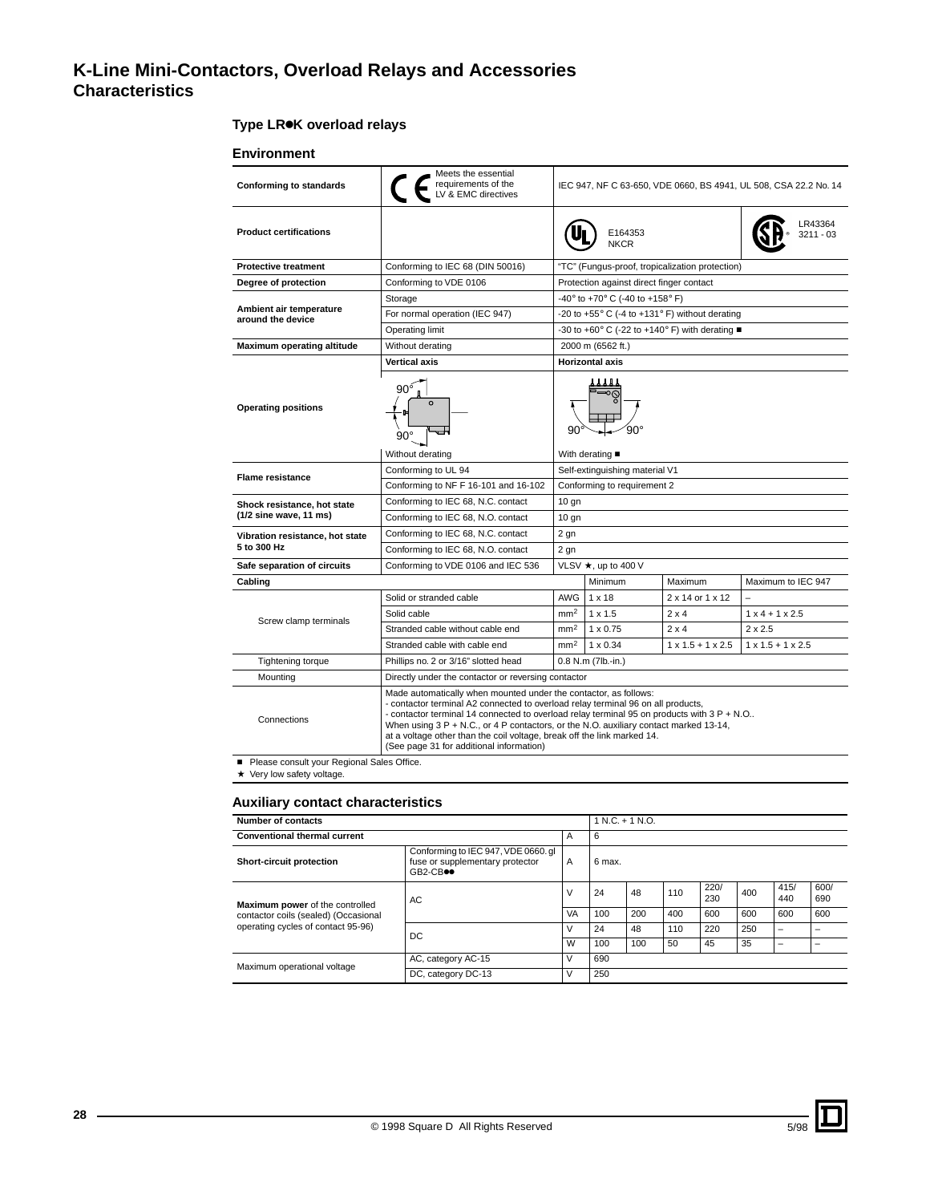# K-Line Mini-Contactors, Overload Relays and Accessories
## Characteristics

### Type LR●K overload relays

### Environment

| | | | | | |
|---|---|---|---|---|---|
| **Conforming to standards** | CE Meets the essential requirements of the LV & EMC directives | IEC 947, NF C 63-650, VDE 0660, BS 4941, UL 508, CSA 22.2 No. 14 | | | |
| **Product certifications** | | UL E164353 NKCR | | | CSA LR43364 3211 - 03 |
| **Protective treatment** | Conforming to IEC 68 (DIN 50016) | "TC" (Fungus-proof, tropicalization protection) | | | |
| **Degree of protection** | Conforming to VDE 0106 | Protection against direct finger contact | | | |
| **Ambient air temperature around the device** | Storage | -40° to +70° C (-40 to +158° F) | | | |
| | For normal operation (IEC 947) | -20 to +55° C (-4 to +131° F) without derating | | | |
| | Operating limit | -30 to +60° C (-22 to +140° F) with derating ■ | | | |
| **Maximum operating altitude** | Without derating | 2000 m (6562 ft.) | | | |
| **Operating positions** | **Vertical axis** 90° / 90° Without derating | **Horizontal axis** 90° / 90° With derating ■ | | | |
| **Flame resistance** | Conforming to UL 94 | Self-extinguishing material V1 | | | |
| | Conforming to NF F 16-101 and 16-102 | Conforming to requirement 2 | | | |
| **Shock resistance, hot state (1/2 sine wave, 11 ms)** | Conforming to IEC 68, N.C. contact | 10 gn | | | |
| | Conforming to IEC 68, N.O. contact | 10 gn | | | |
| **Vibration resistance, hot state 5 to 300 Hz** | Conforming to IEC 68, N.C. contact | 2 gn | | | |
| | Conforming to IEC 68, N.O. contact | 2 gn | | | |
| **Safe separation of circuits** | Conforming to VDE 0106 and IEC 536 | VLSV ★, up to 400 V | | | |
| **Cabling** | | | Minimum | Maximum | Maximum to IEC 947 |
| Screw clamp terminals | Solid or stranded cable | AWG | 1 x 18 | 2 x 14 or 1 x 12 | – |
| | Solid cable | mm² | 1 x 1.5 | 2 x 4 | 1 x 4 + 1 x 2.5 |
| | Stranded cable without cable end | mm² | 1 x 0.75 | 2 x 4 | 2 x 2.5 |
| | Stranded cable with cable end | mm² | 1 x 0.34 | 1 x 1.5 + 1 x 2.5 | 1 x 1.5 + 1 x 2.5 |
| Tightening torque | Phillips no. 2 or 3/16" slotted head | 0.8 N.m (7lb.-in.) | | | |
| Mounting | Directly under the contactor or reversing contactor | | | | |
| Connections | Made automatically when mounted under the contactor, as follows:<br>- contactor terminal A2 connected to overload relay terminal 96 on all products,<br>- contactor terminal 14 connected to overload relay terminal 95 on products with 3 P + N.O..<br>When using 3 P + N.C., or 4 P contactors, or the N.O. auxiliary contact marked 13-14, at a voltage other than the coil voltage, break off the link marked 14.<br>(See page 31 for additional information) | | | | |

■ Please consult your Regional Sales Office.
★ Very low safety voltage.

### Auxiliary contact characteristics

| | | | | | | | | | |
|---|---|---|---|---|---|---|---|---|---|
| **Number of contacts** | | | 1 N.C. + 1 N.O. | | | | | | |
| **Conventional thermal current** | | A | 6 | | | | | | |
| **Short-circuit protection** | Conforming to IEC 947, VDE 0660. gl fuse or supplementary protector GB2-CB●● | A | 6 max. | | | | | | |
| **Maximum power** of the controlled contactor coils (sealed) (Occasional operating cycles of contact 95-96) | AC | V | 24 | 48 | 110 | 220/230 | 400 | 415/440 | 600/690 |
| | | VA | 100 | 200 | 400 | 600 | 600 | 600 | 600 |
| | DC | V | 24 | 48 | 110 | 220 | 250 | – | – |
| | | W | 100 | 100 | 50 | 45 | 35 | – | – |
| Maximum operational voltage | AC, category AC-15 | V | 690 | | | | | | |
| | DC, category DC-13 | V | 250 | | | | | | |

© 1998 Square D All Rights Reserved 5/98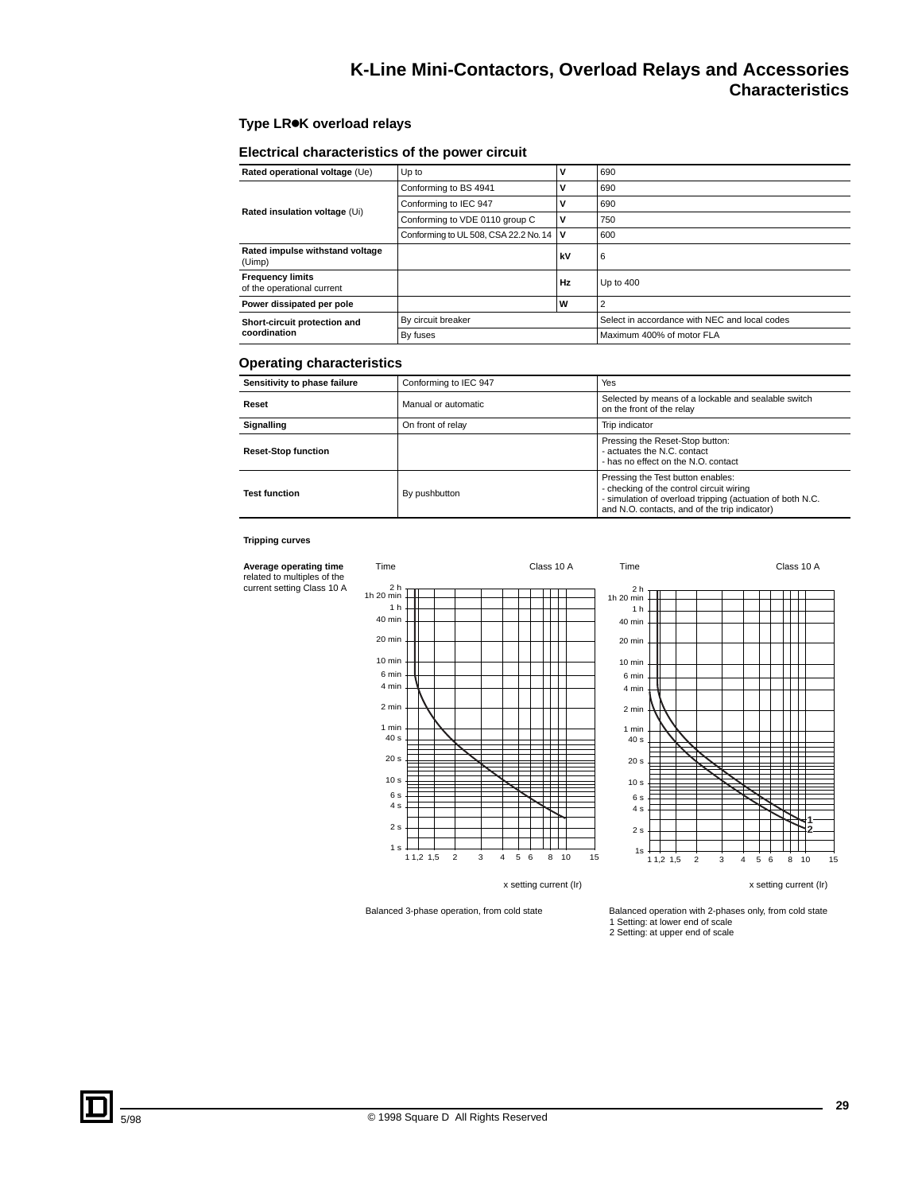# K-Line Mini-Contactors, Overload Relays and Accessories
## Characteristics

### Type LR●K overload relays

#### Electrical characteristics of the power circuit

| | | | |
|---|---|---|---|
| **Rated operational voltage** (Ue) | Up to | **V** | 690 |
| **Rated insulation voltage** (Ui) | Conforming to BS 4941 | **V** | 690 |
| | Conforming to IEC 947 | **V** | 690 |
| | Conforming to VDE 0110 group C | **V** | 750 |
| | Conforming to UL 508, CSA 22.2 No. 14 | **V** | 600 |
| **Rated impulse withstand voltage** (Uimp) | | **kV** | 6 |
| **Frequency limits** of the operational current | | **Hz** | Up to 400 |
| **Power dissipated per pole** | | **W** | 2 |
| **Short-circuit protection and coordination** | By circuit breaker | | Select in accordance with NEC and local codes |
| | By fuses | | Maximum 400% of motor FLA |

#### Operating characteristics

| | | |
|---|---|---|
| **Sensitivity to phase failure** | Conforming to IEC 947 | Yes |
| **Reset** | Manual or automatic | Selected by means of a lockable and sealable switch on the front of the relay |
| **Signalling** | On front of relay | Trip indicator |
| **Reset-Stop function** | | Pressing the Reset-Stop button:<br>- actuates the N.C. contact<br>- has no effect on the N.O. contact |
| **Test function** | By pushbutton | Pressing the Test button enables:<br>- checking of the control circuit wiring<br>- simulation of overload tripping (actuation of both N.C. and N.O. contacts, and of the trip indicator) |

**Tripping curves**

**Average operating time** related to multiples of the current setting Class 10 A

Balanced 3-phase operation, from cold state

Balanced operation with 2-phases only, from cold state
1 Setting: at lower end of scale
2 Setting: at upper end of scale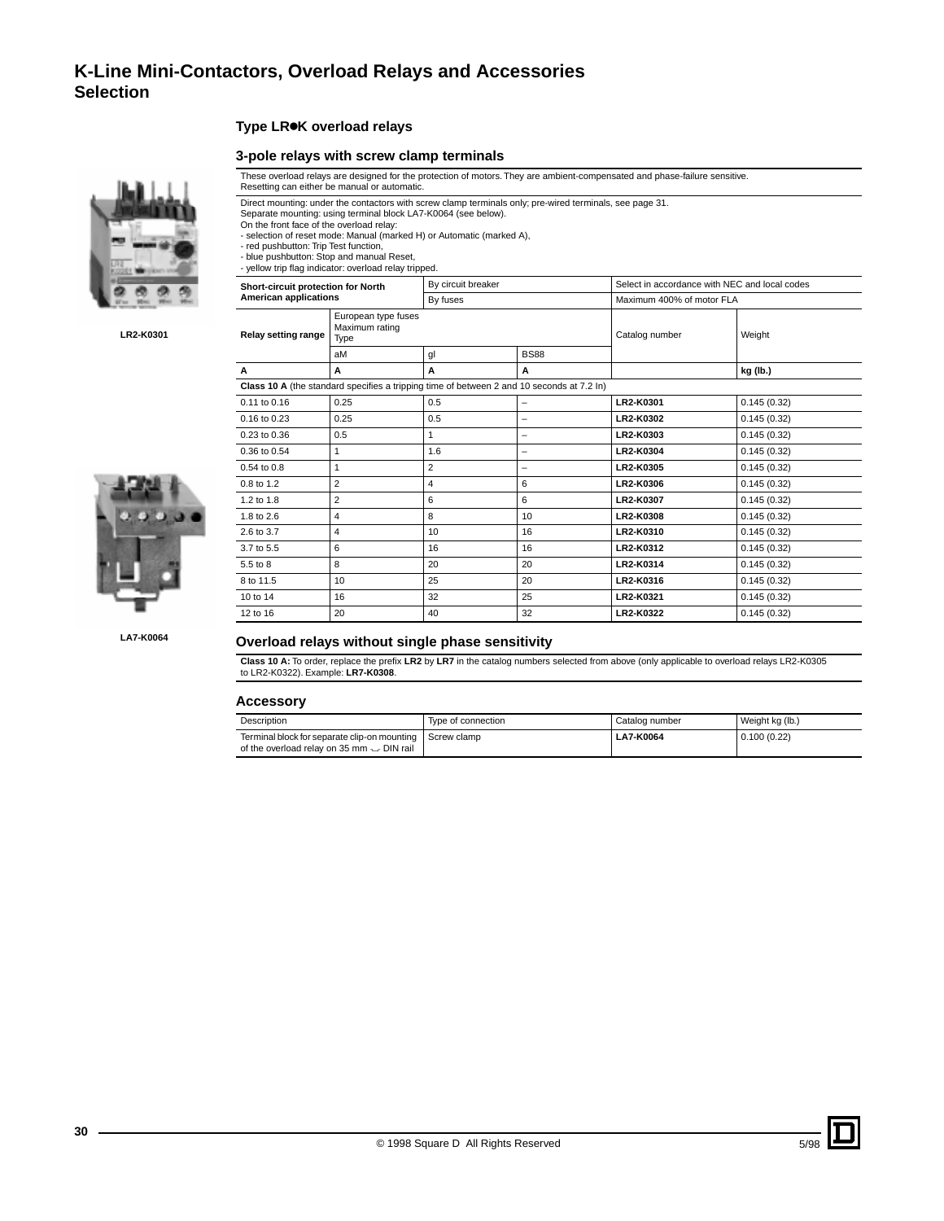# K-Line Mini-Contactors, Overload Relays and Accessories
## Selection

### Type LR●K overload relays

### 3-pole relays with screw clamp terminals

LR2-K0301

LA7-K0064

These overload relays are designed for the protection of motors. They are ambient-compensated and phase-failure sensitive.
Resetting can either be manual or automatic.

Direct mounting: under the contactors with screw clamp terminals only; pre-wired terminals, see page 31.
Separate mounting: using terminal block LA7-K0064 (see below).
On the front face of the overload relay:
- selection of reset mode: Manual (marked H) or Automatic (marked A),
- red pushbutton: Trip Test function,
- blue pushbutton: Stop and manual Reset,
- yellow trip flag indicator: overload relay tripped.

| **Short-circuit protection for North American applications** | | By circuit breaker | | Select in accordance with NEC and local codes | |
|---|---|---|---|---|---|
| | | By fuses | | Maximum 400% of motor FLA | |
| **Relay setting range** | European type fuses Maximum rating Type | | | Catalog number | Weight |
| | aM | gl | BS88 | | |
| **A** | **A** | **A** | **A** | | **kg (lb.)** |
| **Class 10 A** (the standard specifies a tripping time of between 2 and 10 seconds at 7.2 In) | | | | | |
| 0.11 to 0.16 | 0.25 | 0.5 | – | **LR2-K0301** | 0.145 (0.32) |
| 0.16 to 0.23 | 0.25 | 0.5 | – | **LR2-K0302** | 0.145 (0.32) |
| 0.23 to 0.36 | 0.5 | 1 | – | **LR2-K0303** | 0.145 (0.32) |
| 0.36 to 0.54 | 1 | 1.6 | – | **LR2-K0304** | 0.145 (0.32) |
| 0.54 to 0.8 | 1 | 2 | – | **LR2-K0305** | 0.145 (0.32) |
| 0.8 to 1.2 | 2 | 4 | 6 | **LR2-K0306** | 0.145 (0.32) |
| 1.2 to 1.8 | 2 | 6 | 6 | **LR2-K0307** | 0.145 (0.32) |
| 1.8 to 2.6 | 4 | 8 | 10 | **LR2-K0308** | 0.145 (0.32) |
| 2.6 to 3.7 | 4 | 10 | 16 | **LR2-K0310** | 0.145 (0.32) |
| 3.7 to 5.5 | 6 | 16 | 16 | **LR2-K0312** | 0.145 (0.32) |
| 5.5 to 8 | 8 | 20 | 20 | **LR2-K0314** | 0.145 (0.32) |
| 8 to 11.5 | 10 | 25 | 20 | **LR2-K0316** | 0.145 (0.32) |
| 10 to 14 | 16 | 32 | 25 | **LR2-K0321** | 0.145 (0.32) |
| 12 to 16 | 20 | 40 | 32 | **LR2-K0322** | 0.145 (0.32) |

### Overload relays without single phase sensitivity

**Class 10 A:** To order, replace the prefix **LR2** by **LR7** in the catalog numbers selected from above (only applicable to overload relays LR2-K0305 to LR2-K0322). Example: **LR7-K0308**.

### Accessory

| Description | Type of connection | Catalog number | Weight kg (lb.) |
|---|---|---|---|
| Terminal block for separate clip-on mounting of the overload relay on 35 mm ⌴ DIN rail | Screw clamp | **LA7-K0064** | 0.100 (0.22) |

© 1998 Square D All Rights Reserved 5/98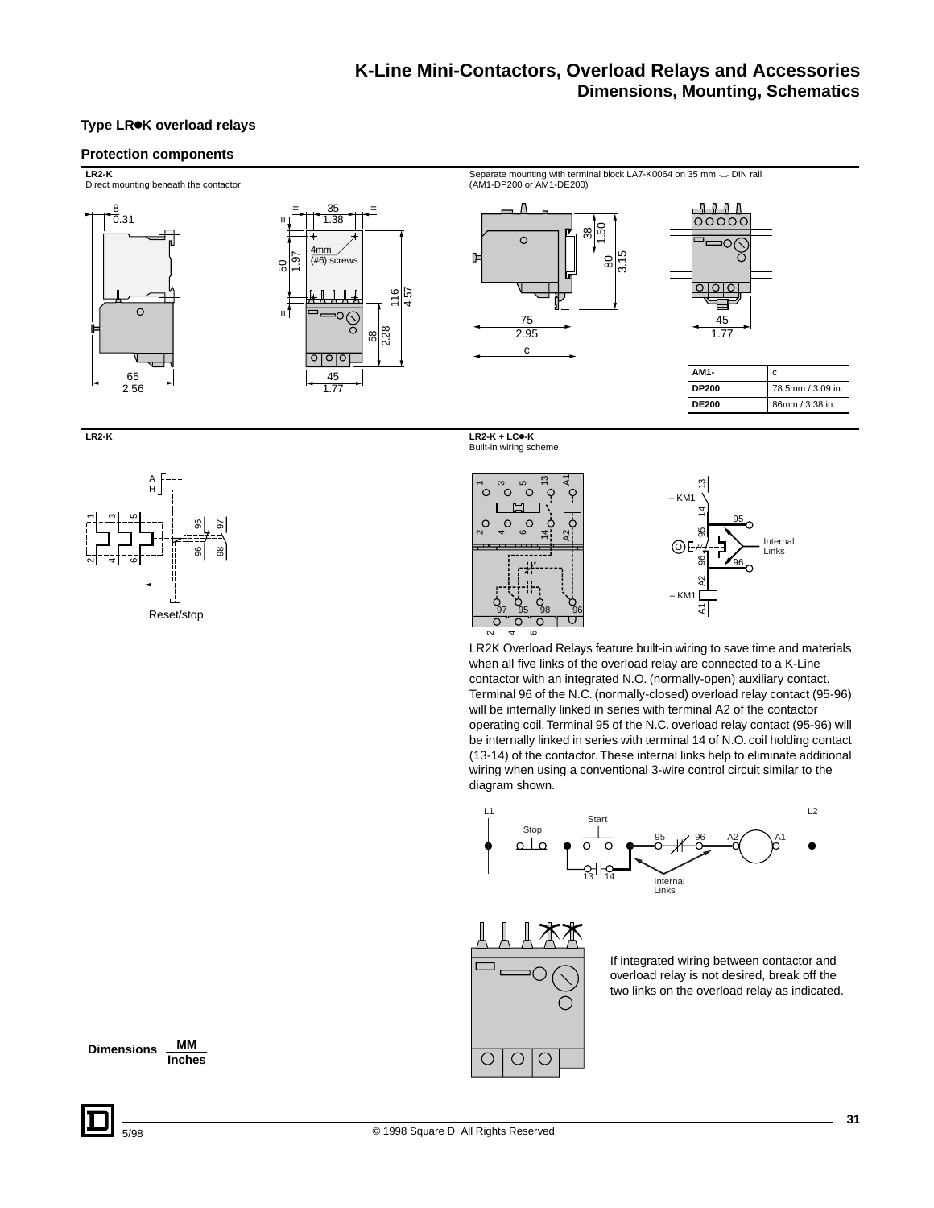## Type LR●K overload relays

### Protection components

**LR2-K**
Direct mounting beneath the contactor

Separate mounting with terminal block LA7-K0064 on 35 mm DIN rail (AM1-DP200 or AM1-DE200)

| AM1- | c |
|---|---|
| DP200 | 78.5mm / 3.09 in. |
| DE200 | 86mm / 3.38 in. |

**LR2-K**

**LR2-K + LC●-K**
Built-in wiring scheme

LR2K Overload Relays feature built-in wiring to save time and materials when all five links of the overload relay are connected to a K-Line contactor with an integrated N.O. (normally-open) auxiliary contact. Terminal 96 of the N.C. (normally-closed) overload relay contact (95-96) will be internally linked in series with terminal A2 of the contactor operating coil. Terminal 95 of the N.C. overload relay contact (95-96) will be internally linked in series with terminal 14 of N.O. coil holding contact (13-14) of the contactor. These internal links help to eliminate additional wiring when using a conventional 3-wire control circuit similar to the diagram shown.

If integrated wiring between contactor and overload relay is not desired, break off the two links on the overload relay as indicated.

Dimensions MM / Inches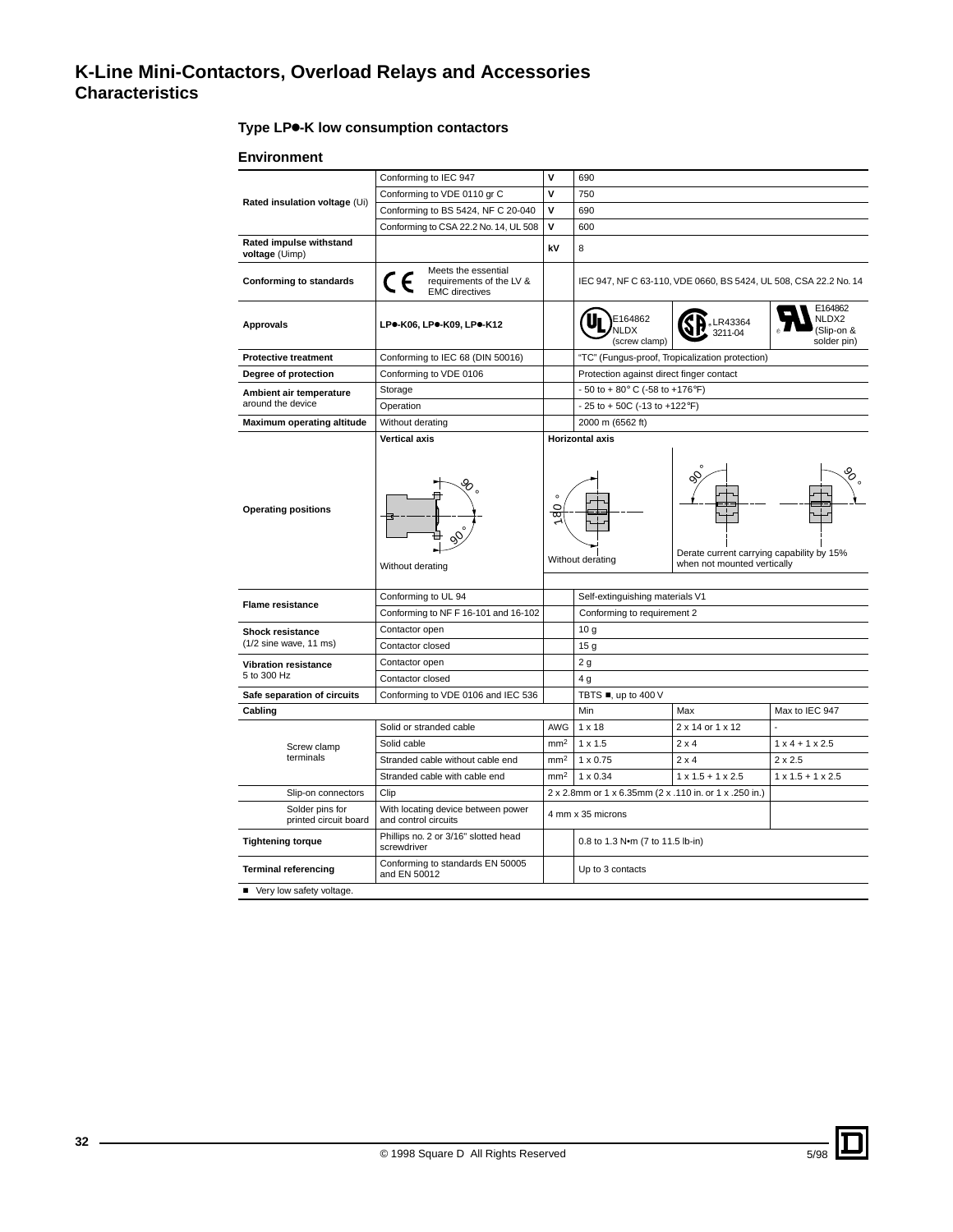# K-Line Mini-Contactors, Overload Relays and Accessories
## Characteristics

### Type LP●-K low consumption contactors

#### Environment

| | | | | | |
|---|---|---|---|---|---|
| Rated insulation voltage (Ui) | Conforming to IEC 947 | V | 690 | | |
| | Conforming to VDE 0110 gr C | V | 750 | | |
| | Conforming to BS 5424, NF C 20-040 | V | 690 | | |
| | Conforming to CSA 22.2 No. 14, UL 508 | V | 600 | | |
| Rated impulse withstand voltage (Uimp) | | kV | 8 | | |
| Conforming to standards | CE Meets the essential requirements of the LV & EMC directives | | IEC 947, NF C 63-110, VDE 0660, BS 5424, UL 508, CSA 22.2 No. 14 | | |
| Approvals | LP●-K06, LP●-K09, LP●-K12 | | UL E164862 NLDX (screw clamp) | CSA LR43364 3211-04 | E164862 NLDX2 (Slip-on & solder pin) |
| Protective treatment | Conforming to IEC 68 (DIN 50016) | | "TC" (Fungus-proof, Tropicalization protection) | | |
| Degree of protection | Conforming to VDE 0106 | | Protection against direct finger contact | | |
| Ambient air temperature around the device | Storage | | - 50 to + 80° C (-58 to +176°F) | | |
| | Operation | | - 25 to + 50C (-13 to +122°F) | | |
| Maximum operating altitude | Without derating | | 2000 m (6562 ft) | | |
| Operating positions | Vertical axis: 90°, 90° — Without derating | | Horizontal axis: 180° — Without derating | 90° — Derate current carrying capability by 15% when not mounted vertically | 90° |
| Flame resistance | Conforming to UL 94 | | Self-extinguishing materials V1 | | |
| | Conforming to NF F 16-101 and 16-102 | | Conforming to requirement 2 | | |
| Shock resistance (1/2 sine wave, 11 ms) | Contactor open | | 10 g | | |
| | Contactor closed | | 15 g | | |
| Vibration resistance 5 to 300 Hz | Contactor open | | 2 g | | |
| | Contactor closed | | 4 g | | |
| Safe separation of circuits | Conforming to VDE 0106 and IEC 536 | | TBTS ■, up to 400 V | | |
| Cabling | | | Min | Max | Max to IEC 947 |
| Screw clamp terminals | Solid or stranded cable | AWG | 1 x 18 | 2 x 14 or 1 x 12 | - |
| | Solid cable | $mm^2$ | 1 x 1.5 | 2 x 4 | 1 x 4 + 1 x 2.5 |
| | Stranded cable without cable end | $mm^2$ | 1 x 0.75 | 2 x 4 | 2 x 2.5 |
| | Stranded cable with cable end | $mm^2$ | 1 x 0.34 | 1 x 1.5 + 1 x 2.5 | 1 x 1.5 + 1 x 2.5 |
| Slip-on connectors | Clip | | 2 x 2.8mm or 1 x 6.35mm (2 x .110 in. or 1 x .250 in.) | | |
| Solder pins for printed circuit board | With locating device between power and control circuits | | 4 mm x 35 microns | | |
| Tightening torque | Phillips no. 2 or 3/16" slotted head screwdriver | | 0.8 to 1.3 N•m (7 to 11.5 lb-in) | | |
| Terminal referencing | Conforming to standards EN 50005 and EN 50012 | | Up to 3 contacts | | |

■ Very low safety voltage.

© 1998 Square D All Rights Reserved 5/98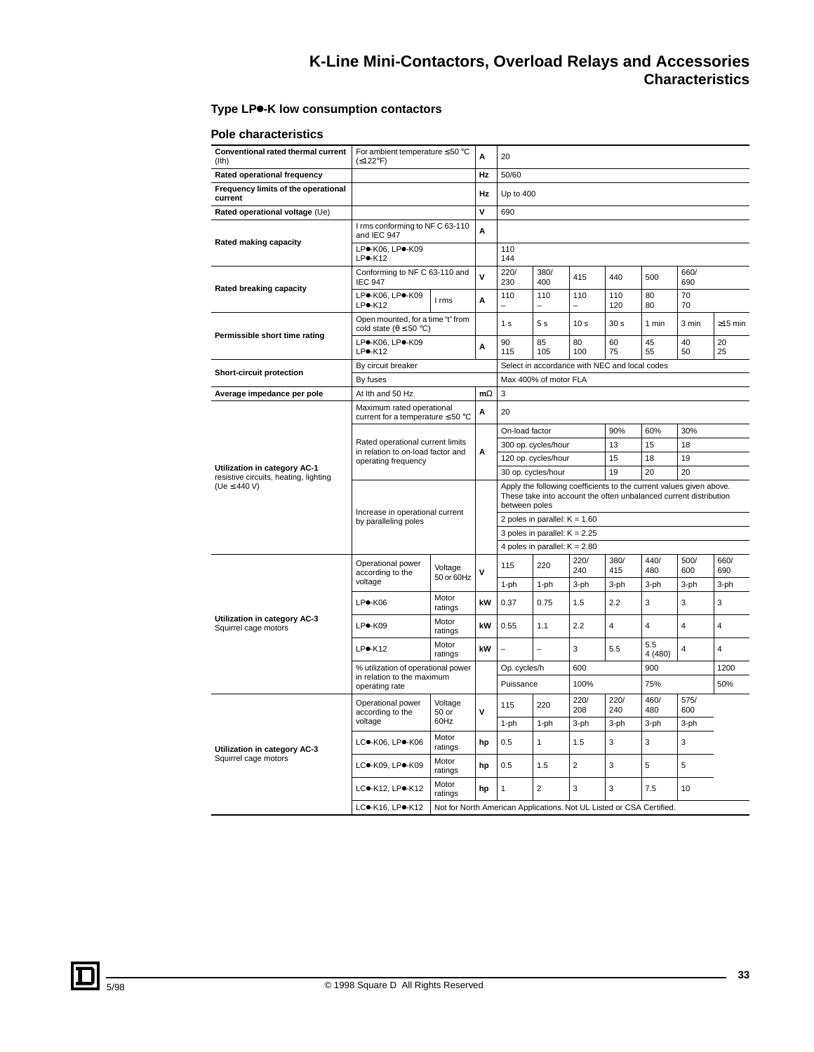# K-Line Mini-Contactors, Overload Relays and Accessories
## Characteristics

### Type LP●-K low consumption contactors

### Pole characteristics

| | | | | | | | | | | |
|---|---|---|---|---|---|---|---|---|---|---|
| **Conventional rated thermal current** (Ith) | For ambient temperature ≤ 50 °C (≤122°F) | A | 20 | | | | | | | |
| **Rated operational frequency** | | Hz | 50/60 | | | | | | | |
| **Frequency limits of the operational current** | | Hz | Up to 400 | | | | | | | |
| **Rated operational voltage** (Ue) | | V | 690 | | | | | | | |
| **Rated making capacity** | I rms conforming to NF C 63-110 and IEC 947 | A | | | | | | | | |
| | LP●-K06, LP●-K09<br>LP●-K12 | | 110<br>144 | | | | | | | |
| **Rated breaking capacity** | Conforming to NF C 63-110 and IEC 947 | V | 220/230 | 380/400 | 415 | 440 | 500 | 660/690 | | |
| | LP●-K06, LP●-K09<br>LP●-K12 — I rms | A | 110<br>– | 110<br>– | 110<br>– | 110<br>120 | 80<br>80 | 70<br>70 | | |
| **Permissible short time rating** | Open mounted, for a time "t" from cold state (θ ≤ 50 °C) | | 1 s | 5 s | 10 s | 30 s | 1 min | 3 min | ≥15 min | |
| | LP●-K06, LP●-K09<br>LP●-K12 | A | 90<br>115 | 85<br>105 | 80<br>100 | 60<br>75 | 45<br>55 | 40<br>50 | 20<br>25 | |
| **Short-circuit protection** | By circuit breaker | | Select in accordance with NEC and local codes | | | | | | | |
| | By fuses | | Max 400% of motor FLA | | | | | | | |
| **Average impedance per pole** | At Ith and 50 Hz | mΩ | 3 | | | | | | | |
| **Utilization in category AC-1** resistive circuits, heating, lighting (Ue ≤ 440 V) | Maximum rated operational current for a temperature ≤ 50 °C | A | 20 | | | | | | | |
| | Rated operational current limits in relation to on-load factor and operating frequency | A | On-load factor | | | 90% | 60% | 30% | | |
| | | | 300 op. cycles/hour | | | 13 | 15 | 18 | | |
| | | | 120 op. cycles/hour | | | 15 | 18 | 19 | | |
| | | | 30 op. cycles/hour | | | 19 | 20 | 20 | | |
| | Increase in operational current by paralleling poles | | Apply the following coefficients to the current values given above. These take into account the often unbalanced current distribution between poles | | | | | | | |
| | | | 2 poles in parallel: K = 1.60 | | | | | | | |
| | | | 3 poles in parallel: K = 2.25 | | | | | | | |
| | | | 4 poles in parallel: K = 2.80 | | | | | | | |
| **Utilization in category AC-3** Squirrel cage motors | Operational power according to the voltage — Voltage 50 or 60Hz | V | 115<br>1-ph | 220<br>1-ph | 220/240<br>3-ph | 380/415<br>3-ph | 440/480<br>3-ph | 500/600<br>3-ph | 660/690<br>3-ph | |
| | LP●-K06 — Motor ratings | kW | 0.37 | 0.75 | 1.5 | 2.2 | 3 | 3 | 3 | |
| | LP●-K09 — Motor ratings | kW | 0.55 | 1.1 | 2.2 | 4 | 4 | 4 | 4 | |
| | LP●-K12 — Motor ratings | kW | – | – | 3 | 5.5 | 5.5<br>4 (480) | 4 | 4 | |
| | % utilization of operational power in relation to the maximum operating rate | | Op. cycles/h | | 600 | | 900 | | 1200 | |
| | | | Puissance | | 100% | | 75% | | 50% | |
| **Utilization in category AC-3** Squirrel cage motors | Operational power according to the voltage — Voltage 50 or 60Hz | V | 115<br>1-ph | 220<br>1-ph | 220/208<br>3-ph | 220/240<br>3-ph | 460/480<br>3-ph | 575/600<br>3-ph | | |
| | LC●-K06, LP●-K06 — Motor ratings | hp | 0.5 | 1 | 1.5 | 3 | 3 | 3 | | |
| | LC●-K09, LP●-K09 — Motor ratings | hp | 0.5 | 1.5 | 2 | 3 | 5 | 5 | | |
| | LC●-K12, LP●-K12 — Motor ratings | hp | 1 | 2 | 3 | 3 | 7.5 | 10 | | |
| | LC●-K16, LP●-K12 | | Not for North American Applications. Not UL Listed or CSA Certified. | | | | | | | |

5/98 © 1998 Square D All Rights Reserved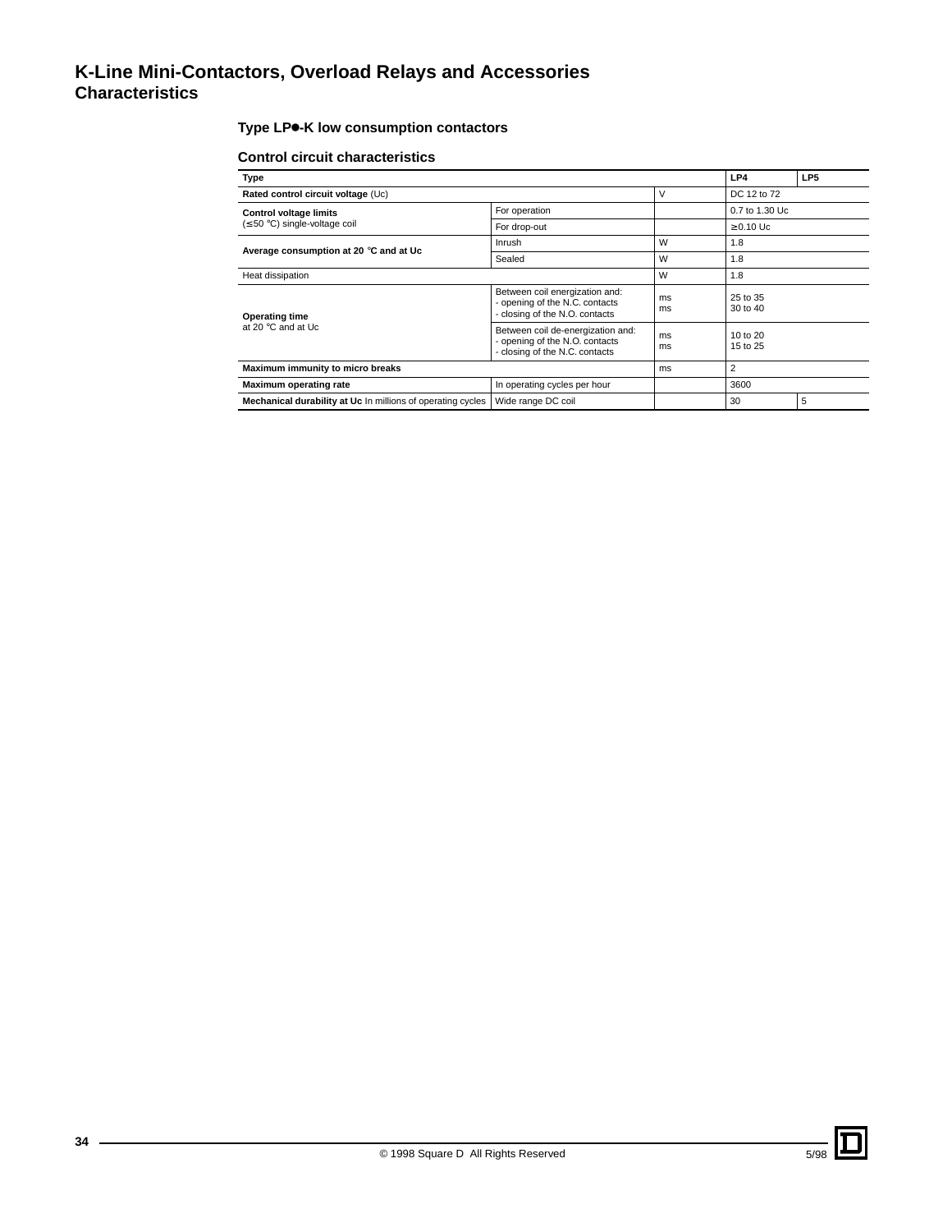# K-Line Mini-Contactors, Overload Relays and Accessories
## Characteristics

### Type LP●-K low consumption contactors

### Control circuit characteristics

| Type | | | LP4 | LP5 |
|---|---|---|---|---|
| **Rated control circuit voltage** (Uc) | | V | DC 12 to 72 | |
| **Control voltage limits** (≤ 50 °C) single-voltage coil | For operation | | 0.7 to 1.30 Uc | |
| | For drop-out | | ≥ 0.10 Uc | |
| **Average consumption at 20 °C and at Uc** | Inrush | W | 1.8 | |
| | Sealed | W | 1.8 | |
| Heat dissipation | | W | 1.8 | |
| **Operating time** at 20 °C and at Uc | Between coil energization and: - opening of the N.C. contacts - closing of the N.O. contacts | ms ms | 25 to 35 30 to 40 | |
| | Between coil de-energization and: - opening of the N.O. contacts - closing of the N.C. contacts | ms ms | 10 to 20 15 to 25 | |
| **Maximum immunity to micro breaks** | | ms | 2 | |
| **Maximum operating rate** | In operating cycles per hour | | 3600 | |
| **Mechanical durability at Uc** In millions of operating cycles | Wide range DC coil | | 30 | 5 |

© 1998 Square D All Rights Reserved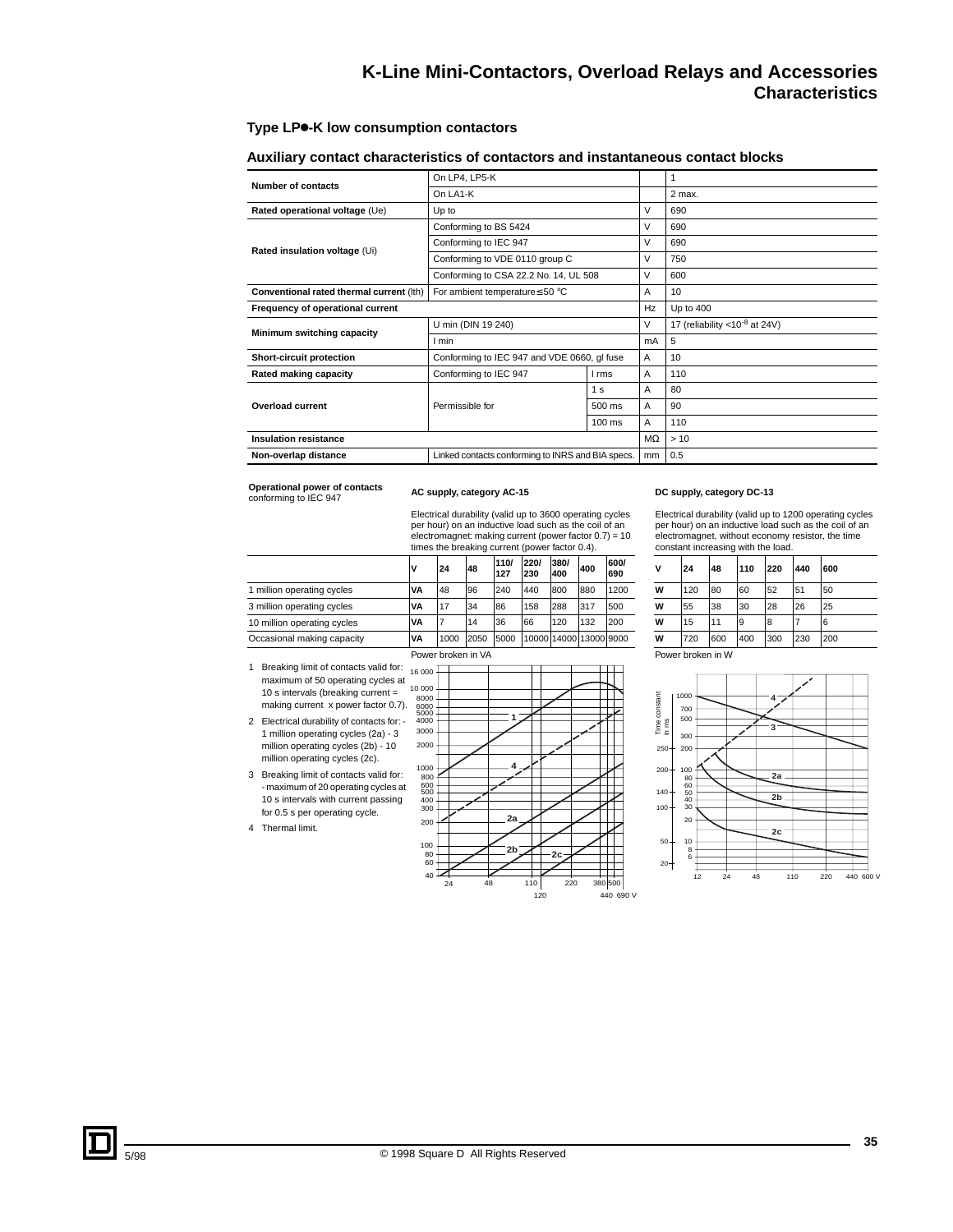# K-Line Mini-Contactors, Overload Relays and Accessories
## Characteristics

### Type LP●-K low consumption contactors

### Auxiliary contact characteristics of contactors and instantaneous contact blocks

| | | | | |
|---|---|---|---|---|
| **Number of contacts** | On LP4, LP5-K | | | 1 |
| | On LA1-K | | | 2 max. |
| **Rated operational voltage** (Ue) | Up to | | V | 690 |
| **Rated insulation voltage** (Ui) | Conforming to BS 5424 | | V | 690 |
| | Conforming to IEC 947 | | V | 690 |
| | Conforming to VDE 0110 group C | | V | 750 |
| | Conforming to CSA 22.2 No. 14, UL 508 | | V | 600 |
| **Conventional rated thermal current** (Ith) | For ambient temperature ≤ 50 °C | | A | 10 |
| **Frequency of operational current** | | | Hz | Up to 400 |
| **Minimum switching capacity** | U min (DIN 19 240) | | V | 17 (reliability <$10^{-8}$ at 24V) |
| | I min | | mA | 5 |
| **Short-circuit protection** | Conforming to IEC 947 and VDE 0660, gI fuse | | A | 10 |
| **Rated making capacity** | Conforming to IEC 947 | I rms | A | 110 |
| **Overload current** | Permissible for | 1 s | A | 80 |
| | | 500 ms | A | 90 |
| | | 100 ms | A | 110 |
| **Insulation resistance** | | | MΩ | > 10 |
| **Non-overlap distance** | Linked contacts conforming to INRS and BIA specs. | | mm | 0.5 |

**Operational power of contacts** conforming to IEC 947

**AC supply, category AC-15**

Electrical durability (valid up to 3600 operating cycles per hour) on an inductive load such as the coil of an electromagnet: making current (power factor 0.7) = 10 times the breaking current (power factor 0.4).

| | V | 24 | 48 | 110/127 | 220/230 | 380/400 | 400 | 600/690 |
|---|---|---|---|---|---|---|---|---|
| 1 million operating cycles | VA | 48 | 96 | 240 | 440 | 800 | 880 | 1200 |
| 3 million operating cycles | VA | 17 | 34 | 86 | 158 | 288 | 317 | 500 |
| 10 million operating cycles | VA | 7 | 14 | 36 | 66 | 120 | 132 | 200 |
| Occasional making capacity | VA | 1000 | 2050 | 5000 | 10000 | 14000 | 13000 | 9000 |

**DC supply, category DC-13**

Electrical durability (valid up to 1200 operating cycles per hour) on an inductive load such as the coil of an electromagnet, without economy resistor, the time constant increasing with the load.

| V | 24 | 48 | 110 | 220 | 440 | 600 |
|---|---|---|---|---|---|---|
| W | 120 | 80 | 60 | 52 | 51 | 50 |
| W | 55 | 38 | 30 | 28 | 26 | 25 |
| W | 15 | 11 | 9 | 8 | 7 | 6 |
| W | 720 | 600 | 400 | 300 | 230 | 200 |

1 Breaking limit of contacts valid for: maximum of 50 operating cycles at 10 s intervals (breaking current = making current x power factor 0.7).

2 Electrical durability of contacts for: - 1 million operating cycles (2a) - 3 million operating cycles (2b) - 10 million operating cycles (2c).

3 Breaking limit of contacts valid for: - maximum of 20 operating cycles at 10 s intervals with current passing for 0.5 s per operating cycle.

4 Thermal limit.

Power broken in VA

Power broken in W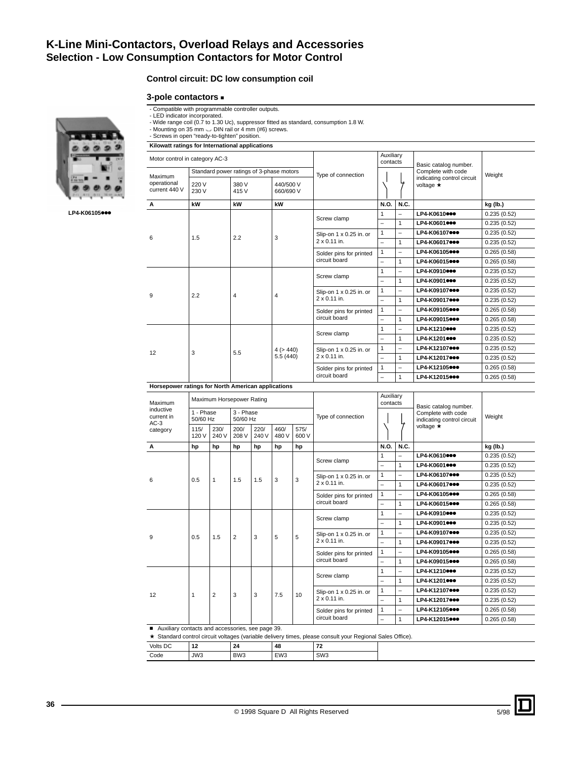# K-Line Mini-Contactors, Overload Relays and Accessories
## Selection - Low Consumption Contactors for Motor Control

### Control circuit: DC low consumption coil

### 3-pole contactors ■

- Compatible with programmable controller outputs.
- LED indicator incorporated.
- Wide range coil (0.7 to 1.30 Uc), suppressor fitted as standard, consumption 1.8 W.
- Mounting on 35 mm ⌴ DIN rail or 4 mm (#6) screws.
- Screws in open "ready-to-tighten" position.

LP4-K06105●●●

**Kilowatt ratings for International applications**

| Motor control in category AC-3 | | | | Type of connection | Auxiliary contacts | | Basic catalog number. Complete with code indicating control circuit voltage ★ | Weight |
|---|---|---|---|---|---|---|---|---|
| Maximum operational current 440 V | Standard power ratings of 3-phase motors | | | | | | | |
| | 220 V 230 V | 380 V 415 V | 440/500 V 660/690 V | | | | | |
| A | kW | kW | kW | | N.O. | N.C. | | kg (lb.) |
| 6 | 1.5 | 2.2 | 3 | Screw clamp | 1 | – | LP4-K0610●●● | 0.235 (0.52) |
| | | | | | – | 1 | LP4-K0601●●● | 0.235 (0.52) |
| | | | | Slip-on 1 x 0.25 in. or 2 x 0.11 in. | 1 | – | LP4-K06107●●● | 0.235 (0.52) |
| | | | | | – | 1 | LP4-K06017●●● | 0.235 (0.52) |
| | | | | Solder pins for printed circuit board | 1 | – | LP4-K06105●●● | 0.265 (0.58) |
| | | | | | – | 1 | LP4-K06015●●● | 0.265 (0.58) |
| 9 | 2.2 | 4 | 4 | Screw clamp | 1 | – | LP4-K0910●●● | 0.235 (0.52) |
| | | | | | – | 1 | LP4-K0901●●● | 0.235 (0.52) |
| | | | | Slip-on 1 x 0.25 in. or 2 x 0.11 in. | 1 | – | LP4-K09107●●● | 0.235 (0.52) |
| | | | | | – | 1 | LP4-K09017●●● | 0.235 (0.52) |
| | | | | Solder pins for printed circuit board | 1 | – | LP4-K09105●●● | 0.265 (0.58) |
| | | | | | – | 1 | LP4-K09015●●● | 0.265 (0.58) |
| 12 | 3 | 5.5 | 4 (> 440) 5.5 (440) | Screw clamp | 1 | – | LP4-K1210●●● | 0.235 (0.52) |
| | | | | | – | 1 | LP4-K1201●●● | 0.235 (0.52) |
| | | | | Slip-on 1 x 0.25 in. or 2 x 0.11 in. | 1 | – | LP4-K12107●●● | 0.235 (0.52) |
| | | | | | – | 1 | LP4-K12017●●● | 0.235 (0.52) |
| | | | | Solder pins for printed circuit board | 1 | – | LP4-K12105●●● | 0.265 (0.58) |
| | | | | | – | 1 | LP4-K12015●●● | 0.265 (0.58) |

**Horsepower ratings for North American applications**

| Maximum inductive current in AC-3 category | Maximum Horsepower Rating | | | | | | Type of connection | Auxiliary contacts | | Basic catalog number. Complete with code indicating control circuit voltage ★ | Weight |
|---|---|---|---|---|---|---|---|---|---|---|---|
| | 1 - Phase 50/60 Hz | | 3 - Phase 50/60 Hz | | | | | | | | |
| | 115/ 120 V | 230/ 240 V | 200/ 208 V | 220/ 240 V | 460/ 480 V | 575/ 600 V | | | | | |
| A | hp | hp | hp | hp | hp | hp | | N.O. | N.C. | | kg (lb.) |
| 6 | 0.5 | 1 | 1.5 | 1.5 | 3 | 3 | Screw clamp | 1 | – | LP4-K0610●●● | 0.235 (0.52) |
| | | | | | | | | – | 1 | LP4-K0601●●● | 0.235 (0.52) |
| | | | | | | | Slip-on 1 x 0.25 in. or 2 x 0.11 in. | 1 | – | LP4-K06107●●● | 0.235 (0.52) |
| | | | | | | | | – | 1 | LP4-K06017●●● | 0.235 (0.52) |
| | | | | | | | Solder pins for printed circuit board | 1 | – | LP4-K06105●●● | 0.265 (0.58) |
| | | | | | | | | – | 1 | LP4-K06015●●● | 0.265 (0.58) |
| 9 | 0.5 | 1.5 | 2 | 3 | 5 | 5 | Screw clamp | 1 | – | LP4-K0910●●● | 0.235 (0.52) |
| | | | | | | | | – | 1 | LP4-K0901●●● | 0.235 (0.52) |
| | | | | | | | Slip-on 1 x 0.25 in. or 2 x 0.11 in. | 1 | – | LP4-K09107●●● | 0.235 (0.52) |
| | | | | | | | | – | 1 | LP4-K09017●●● | 0.235 (0.52) |
| | | | | | | | Solder pins for printed circuit board | 1 | – | LP4-K09105●●● | 0.265 (0.58) |
| | | | | | | | | – | 1 | LP4-K09015●●● | 0.265 (0.58) |
| 12 | 1 | 2 | 3 | 3 | 7.5 | 10 | Screw clamp | 1 | – | LP4-K1210●●● | 0.235 (0.52) |
| | | | | | | | | – | 1 | LP4-K1201●●● | 0.235 (0.52) |
| | | | | | | | Slip-on 1 x 0.25 in. or 2 x 0.11 in. | 1 | – | LP4-K12107●●● | 0.235 (0.52) |
| | | | | | | | | – | 1 | LP4-K12017●●● | 0.235 (0.52) |
| | | | | | | | Solder pins for printed circuit board | 1 | – | LP4-K12105●●● | 0.265 (0.58) |
| | | | | | | | | – | 1 | LP4-K12015●●● | 0.265 (0.58) |

■ Auxiliary contacts and accessories, see page 39.

★ Standard control circuit voltages (variable delivery times, please consult your Regional Sales Office).

| Volts DC | 12 | 24 | 48 | 72 |
|---|---|---|---|---|
| Code | JW3 | BW3 | EW3 | SW3 |

© 1998 Square D All Rights Reserved

5/98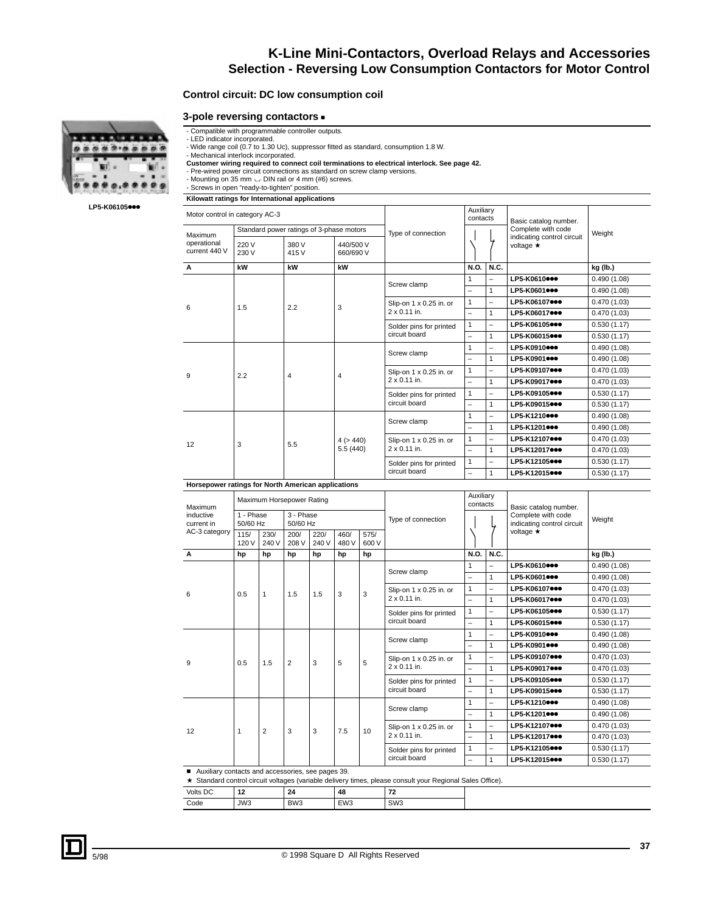# K-Line Mini-Contactors, Overload Relays and Accessories

## Selection - Reversing Low Consumption Contactors for Motor Control

### Control circuit: DC low consumption coil

### 3-pole reversing contactors ■

LP5-K06105●●●

- Compatible with programmable controller outputs.
- LED indicator incorporated.
- Wide range coil (0.7 to 1.30 Uc), suppressor fitted as standard, consumption 1.8 W.
- Mechanical interlock incorporated.

**Customer wiring required to connect coil terminations to electrical interlock. See page 42.**

- Pre-wired power circuit connections as standard on screw clamp versions.
- Mounting on 35 mm DIN rail or 4 mm (#6) screws.
- Screws in open "ready-to-tighten" position.

**Kilowatt ratings for International applications**

| Motor control in category AC-3 | | | | Type of connection | Auxiliary contacts | | Basic catalog number. Complete with code indicating control circuit voltage ★ | Weight |
|---|---|---|---|---|---|---|---|---|
| Maximum operational current 440 V | Standard power ratings of 3-phase motors | | | | | | | |
| | 220 V 230 V | 380 V 415 V | 440/500 V 660/690 V | | | | | |
| A | kW | kW | kW | | N.O. | N.C. | | kg (lb.) |
| 6 | 1.5 | 2.2 | 3 | Screw clamp | 1 | – | LP5-K0610●●● | 0.490 (1.08) |
| | | | | | – | 1 | LP5-K0601●●● | 0.490 (1.08) |
| | | | | Slip-on 1 x 0.25 in. or 2 x 0.11 in. | 1 | – | LP5-K06107●●● | 0.470 (1.03) |
| | | | | | – | 1 | LP5-K06017●●● | 0.470 (1.03) |
| | | | | Solder pins for printed circuit board | 1 | – | LP5-K06105●●● | 0.530 (1.17) |
| | | | | | – | 1 | LP5-K06015●●● | 0.530 (1.17) |
| 9 | 2.2 | 4 | 4 | Screw clamp | 1 | – | LP5-K0910●●● | 0.490 (1.08) |
| | | | | | – | 1 | LP5-K0901●●● | 0.490 (1.08) |
| | | | | Slip-on 1 x 0.25 in. or 2 x 0.11 in. | 1 | – | LP5-K09107●●● | 0.470 (1.03) |
| | | | | | – | 1 | LP5-K09017●●● | 0.470 (1.03) |
| | | | | Solder pins for printed circuit board | 1 | – | LP5-K09105●●● | 0.530 (1.17) |
| | | | | | – | 1 | LP5-K09015●●● | 0.530 (1.17) |
| 12 | 3 | 5.5 | 4 (> 440) 5.5 (440) | Screw clamp | 1 | – | LP5-K1210●●● | 0.490 (1.08) |
| | | | | | – | 1 | LP5-K1201●●● | 0.490 (1.08) |
| | | | | Slip-on 1 x 0.25 in. or 2 x 0.11 in. | 1 | – | LP5-K12107●●● | 0.470 (1.03) |
| | | | | | – | 1 | LP5-K12017●●● | 0.470 (1.03) |
| | | | | Solder pins for printed circuit board | 1 | – | LP5-K12105●●● | 0.530 (1.17) |
| | | | | | – | 1 | LP5-K12015●●● | 0.530 (1.17) |

**Horsepower ratings for North American applications**

| Maximum inductive current in AC-3 category | Maximum Horsepower Rating | | | | | | Type of connection | Auxiliary contacts | | Basic catalog number. Complete with code indicating control circuit voltage ★ | Weight |
|---|---|---|---|---|---|---|---|---|---|---|---|
| | 1 - Phase 50/60 Hz | | 3 - Phase 50/60 Hz | | | | | | | | |
| | 115/ 120 V | 230/ 240 V | 200/ 208 V | 220/ 240 V | 460/ 480 V | 575/ 600 V | | | | | |
| A | hp | hp | hp | hp | hp | hp | | N.O. | N.C. | | kg (lb.) |
| 6 | 0.5 | 1 | 1.5 | 1.5 | 3 | 3 | Screw clamp | 1 | – | LP5-K0610●●● | 0.490 (1.08) |
| | | | | | | | | – | 1 | LP5-K0601●●● | 0.490 (1.08) |
| | | | | | | | Slip-on 1 x 0.25 in. or 2 x 0.11 in. | 1 | – | LP5-K06107●●● | 0.470 (1.03) |
| | | | | | | | | – | 1 | LP5-K06017●●● | 0.470 (1.03) |
| | | | | | | | Solder pins for printed circuit board | 1 | – | LP5-K06105●●● | 0.530 (1.17) |
| | | | | | | | | – | 1 | LP5-K06015●●● | 0.530 (1.17) |
| 9 | 0.5 | 1.5 | 2 | 3 | 5 | 5 | Screw clamp | 1 | – | LP5-K0910●●● | 0.490 (1.08) |
| | | | | | | | | – | 1 | LP5-K0901●●● | 0.490 (1.08) |
| | | | | | | | Slip-on 1 x 0.25 in. or 2 x 0.11 in. | 1 | – | LP5-K09107●●● | 0.470 (1.03) |
| | | | | | | | | – | 1 | LP5-K09017●●● | 0.470 (1.03) |
| | | | | | | | Solder pins for printed circuit board | 1 | – | LP5-K09105●●● | 0.530 (1.17) |
| | | | | | | | | – | 1 | LP5-K09015●●● | 0.530 (1.17) |
| 12 | 1 | 2 | 3 | 3 | 7.5 | 10 | Screw clamp | 1 | – | LP5-K1210●●● | 0.490 (1.08) |
| | | | | | | | | – | 1 | LP5-K1201●●● | 0.490 (1.08) |
| | | | | | | | Slip-on 1 x 0.25 in. or 2 x 0.11 in. | 1 | – | LP5-K12107●●● | 0.470 (1.03) |
| | | | | | | | | – | 1 | LP5-K12017●●● | 0.470 (1.03) |
| | | | | | | | Solder pins for printed circuit board | 1 | – | LP5-K12105●●● | 0.530 (1.17) |
| | | | | | | | | – | 1 | LP5-K12015●●● | 0.530 (1.17) |

■ Auxiliary contacts and accessories, see pages 39.

★ Standard control circuit voltages (variable delivery times, please consult your Regional Sales Office).

| Volts DC | 12 | 24 | 48 | 72 |
|---|---|---|---|---|
| Code | JW3 | BW3 | EW3 | SW3 |

5/98 © 1998 Square D All Rights Reserved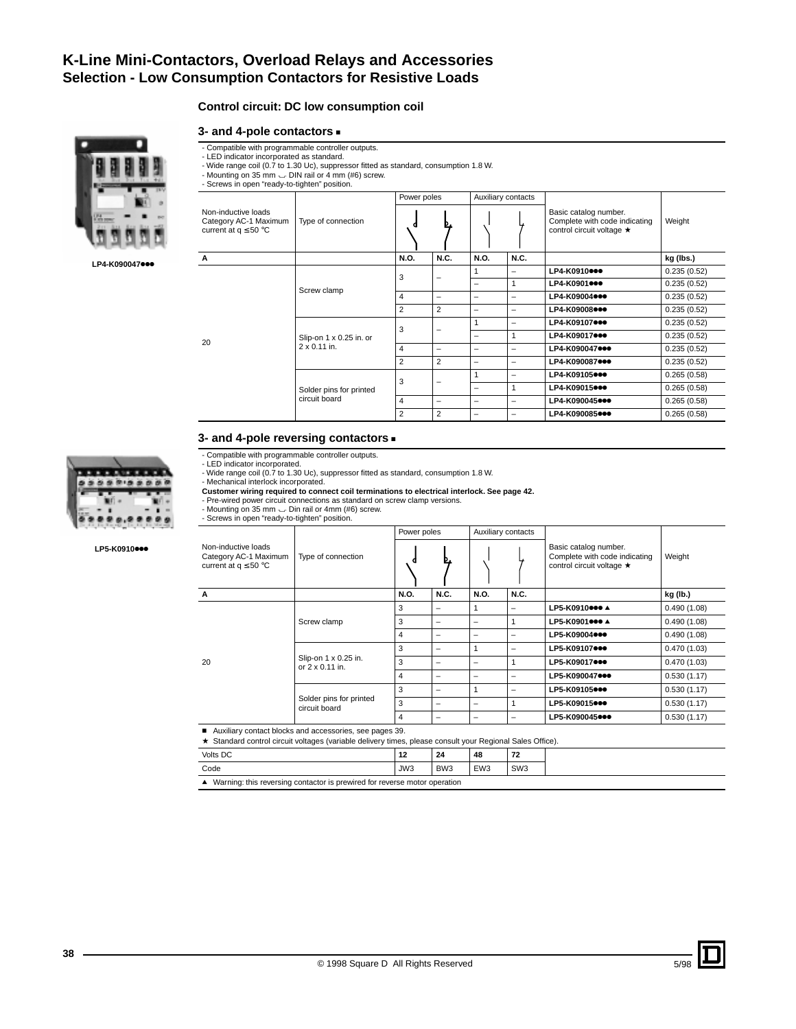# K-Line Mini-Contactors, Overload Relays and Accessories
## Selection - Low Consumption Contactors for Resistive Loads

### Control circuit: DC low consumption coil

### 3- and 4-pole contactors ■

LP4-K090047●●●

- Compatible with programmable controller outputs.
- LED indicator incorporated as standard.
- Wide range coil (0.7 to 1.30 Uc), suppressor fitted as standard, consumption 1.8 W.
- Mounting on 35 mm DIN rail or 4 mm (#6) screw.
- Screws in open "ready-to-tighten" position.

| Non-inductive loads Category AC-1 Maximum current at θ ≤ 50 °C | Type of connection | Power poles | | Auxiliary contacts | | Basic catalog number. Complete with code indicating control circuit voltage ★ | Weight |
|---|---|---|---|---|---|---|---|
| A | | N.O. | N.C. | N.O. | N.C. | | kg (lbs.) |
| 20 | Screw clamp | 3 | – | 1 | – | LP4-K0910●●● | 0.235 (0.52) |
| | | | | – | 1 | LP4-K0901●●● | 0.235 (0.52) |
| | | 4 | – | – | – | LP4-K09004●●● | 0.235 (0.52) |
| | | 2 | 2 | – | – | LP4-K09008●●● | 0.235 (0.52) |
| | Slip-on 1 x 0.25 in. or 2 x 0.11 in. | 3 | – | 1 | – | LP4-K09107●●● | 0.235 (0.52) |
| | | | | – | 1 | LP4-K09017●●● | 0.235 (0.52) |
| | | 4 | – | – | – | LP4-K090047●●● | 0.235 (0.52) |
| | | 2 | 2 | – | – | LP4-K090087●●● | 0.235 (0.52) |
| | Solder pins for printed circuit board | 3 | – | 1 | – | LP4-K09105●●● | 0.265 (0.58) |
| | | | | – | 1 | LP4-K09015●●● | 0.265 (0.58) |
| | | 4 | – | – | – | LP4-K090045●●● | 0.265 (0.58) |
| | | 2 | 2 | – | – | LP4-K090085●●● | 0.265 (0.58) |

### 3- and 4-pole reversing contactors ■

LP5-K0910●●●

- Compatible with programmable controller outputs.
- LED indicator incorporated.
- Wide range coil (0.7 to 1.30 Uc), suppressor fitted as standard, consumption 1.8 W.
- Mechanical interlock incorporated.

**Customer wiring required to connect coil terminations to electrical interlock. See page 42.**

- Pre-wired power circuit connections as standard on screw clamp versions.
- Mounting on 35 mm Din rail or 4mm (#6) screw.
- Screws in open "ready-to-tighten" position.

| Non-inductive loads Category AC-1 Maximum current at θ ≤ 50 °C | Type of connection | Power poles | | Auxiliary contacts | | Basic catalog number. Complete with code indicating control circuit voltage ★ | Weight |
|---|---|---|---|---|---|---|---|
| A | | N.O. | N.C. | N.O. | N.C. | | kg (lb.) |
| 20 | Screw clamp | 3 | – | 1 | – | LP5-K0910●●● ▲ | 0.490 (1.08) |
| | | 3 | – | – | 1 | LP5-K0901●●● ▲ | 0.490 (1.08) |
| | | 4 | – | – | – | LP5-K09004●●● | 0.490 (1.08) |
| | Slip-on 1 x 0.25 in. or 2 x 0.11 in. | 3 | – | 1 | – | LP5-K09107●●● | 0.470 (1.03) |
| | | 3 | – | – | 1 | LP5-K09017●●● | 0.470 (1.03) |
| | | 4 | – | – | – | LP5-K090047●●● | 0.530 (1.17) |
| | Solder pins for printed circuit board | 3 | – | 1 | – | LP5-K09105●●● | 0.530 (1.17) |
| | | 3 | – | – | 1 | LP5-K09015●●● | 0.530 (1.17) |
| | | 4 | – | – | – | LP5-K090045●●● | 0.530 (1.17) |

■ Auxiliary contact blocks and accessories, see pages 39.

★ Standard control circuit voltages (variable delivery times, please consult your Regional Sales Office).

| Volts DC | 12 | 24 | 48 | 72 |
|---|---|---|---|---|
| Code | JW3 | BW3 | EW3 | SW3 |

▲ Warning: this reversing contactor is prewired for reverse motor operation

© 1998 Square D All Rights Reserved 5/98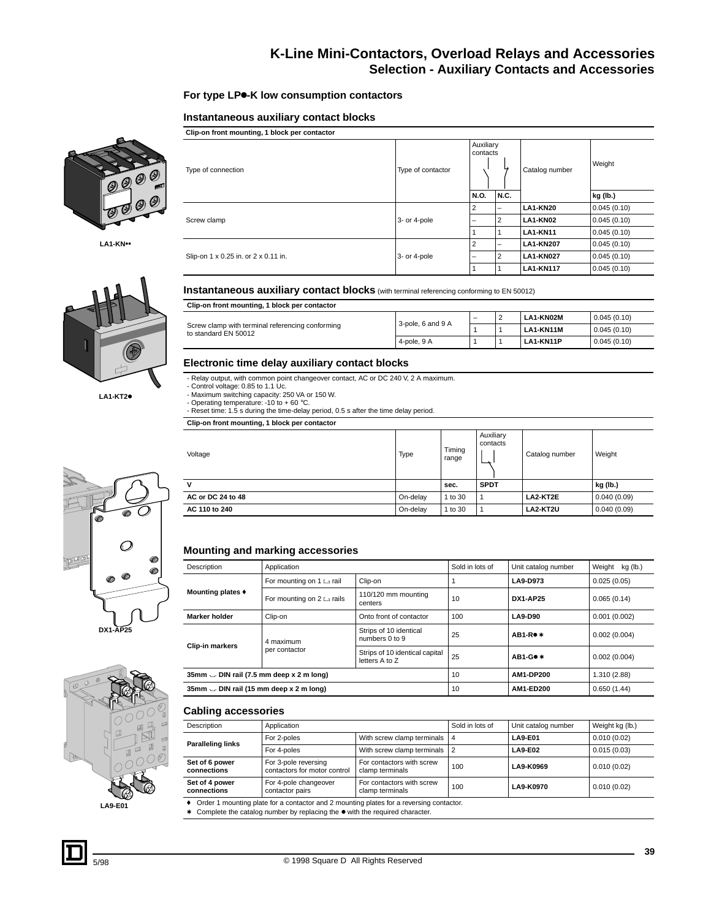# K-Line Mini-Contactors, Overload Relays and Accessories
## Selection - Auxiliary Contacts and Accessories

### For type LP●-K low consumption contactors

### Instantaneous auxiliary contact blocks

LA1-KN••

| Clip-on front mounting, 1 block per contactor | | | | | |
|---|---|---|---|---|---|
| Type of connection | Type of contactor | Auxiliary contacts | | Catalog number | Weight |
| | | N.O. | N.C. | | kg (lb.) |
| Screw clamp | 3- or 4-pole | 2 | – | LA1-KN20 | 0.045 (0.10) |
| | | – | 2 | LA1-KN02 | 0.045 (0.10) |
| | | 1 | 1 | LA1-KN11 | 0.045 (0.10) |
| Slip-on 1 x 0.25 in. or 2 x 0.11 in. | 3- or 4-pole | 2 | – | LA1-KN207 | 0.045 (0.10) |
| | | – | 2 | LA1-KN027 | 0.045 (0.10) |
| | | 1 | 1 | LA1-KN117 | 0.045 (0.10) |

### Instantaneous auxiliary contact blocks (with terminal referencing conforming to EN 50012)

| Clip-on front mounting, 1 block per contactor | | | | | |
|---|---|---|---|---|---|
| Screw clamp with terminal referencing conforming to standard EN 50012 | 3-pole, 6 and 9 A | – | 2 | LA1-KN02M | 0.045 (0.10) |
| | | 1 | 1 | LA1-KN11M | 0.045 (0.10) |
| | 4-pole, 9 A | 1 | 1 | LA1-KN11P | 0.045 (0.10) |

LA1-KT2●

### Electronic time delay auxiliary contact blocks

- Relay output, with common point changeover contact, AC or DC 240 V, 2 A maximum.
- Control voltage: 0.85 to 1.1 Uc.
- Maximum switching capacity: 250 VA or 150 W.
- Operating temperature: -10 to + 60 °C.
- Reset time: 1.5 s during the time-delay period, 0.5 s after the time delay period.

| Clip-on front mounting, 1 block per contactor | | | | | |
|---|---|---|---|---|---|
| Voltage | Type | Timing range | Auxiliary contacts | Catalog number | Weight |
| V | | sec. | SPDT | | kg (lb.) |
| AC or DC 24 to 48 | On-delay | 1 to 30 | 1 | LA2-KT2E | 0.040 (0.09) |
| AC 110 to 240 | On-delay | 1 to 30 | 1 | LA2-KT2U | 0.040 (0.09) |

DX1-AP25

### Mounting and marking accessories

| Description | Application | | Sold in lots of | Unit catalog number | Weight kg (lb.) |
|---|---|---|---|---|---|
| Mounting plates ♦ | For mounting on 1 ⊔ rail | Clip-on | 1 | LA9-D973 | 0.025 (0.05) |
| | For mounting on 2 ⊔ rails | 110/120 mm mounting centers | 10 | DX1-AP25 | 0.065 (0.14) |
| Marker holder | Clip-on | Onto front of contactor | 100 | LA9-D90 | 0.001 (0.002) |
| Clip-in markers | 4 maximum per contactor | Strips of 10 identical numbers 0 to 9 | 25 | AB1-R● ∗ | 0.002 (0.004) |
| | | Strips of 10 identical capital letters A to Z | 25 | AB1-G● ∗ | 0.002 (0.004) |
| 35mm ⌣ DIN rail (7.5 mm deep x 2 m long) | | | 10 | AM1-DP200 | 1.310 (2.88) |
| 35mm ⌣ DIN rail (15 mm deep x 2 m long) | | | 10 | AM1-ED200 | 0.650 (1.44) |

LA9-E01

### Cabling accessories

| Description | Application | | Sold in lots of | Unit catalog number | Weight kg (lb.) |
|---|---|---|---|---|---|
| Paralleling links | For 2-poles | With screw clamp terminals | 4 | LA9-E01 | 0.010 (0.02) |
| | For 4-poles | With screw clamp terminals | 2 | LA9-E02 | 0.015 (0.03) |
| Set of 6 power connections | For 3-pole reversing contactors for motor control | For contactors with screw clamp terminals | 100 | LA9-K0969 | 0.010 (0.02) |
| Set of 4 power connections | For 4-pole changeover contactor pairs | For contactors with screw clamp terminals | 100 | LA9-K0970 | 0.010 (0.02) |

♦ Order 1 mounting plate for a contactor and 2 mounting plates for a reversing contactor.
∗ Complete the catalog number by replacing the ● with the required character.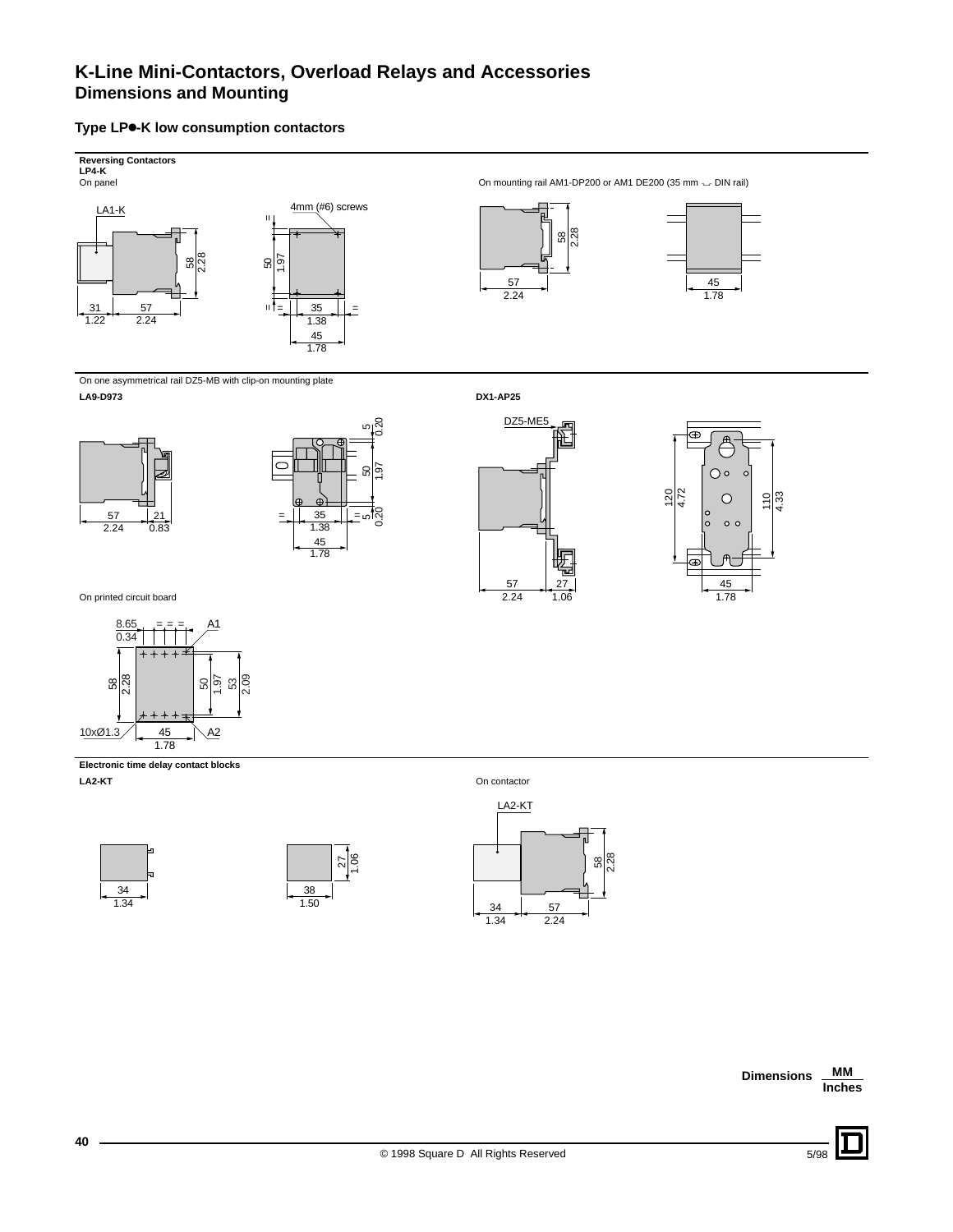# K-Line Mini-Contactors, Overload Relays and Accessories
## Dimensions and Mounting

### Type LP●-K low consumption contactors

**Reversing Contactors**
**LP4-K**

On panel

LA1-K

4mm (#6) screws

31 / 1.22 — 57 / 2.24 — 58 / 2.28

50 / 1.97 — 35 / 1.38 — 45 / 1.78

On mounting rail AM1-DP200 or AM1 DE200 (35 mm DIN rail)

57 / 2.24 — 58 / 2.28 — 45 / 1.78

On one asymmetrical rail DZ5-MB with clip-on mounting plate

**LA9-D973**

57 / 2.24 — 21 / 0.83

5 / 0.20 — 50 / 1.97 — 5 / 0.20 — 35 / 1.38 — 45 / 1.78

**DX1-AP25**

DZ5-ME5

57 / 2.24 — 27 / 1.06

120 / 4.72 — 110 / 4.33 — 45 / 1.78

On printed circuit board

8.65 / 0.34 — A1 — A2 — 10xØ1.3

58 / 2.28 — 50 / 1.97 — 53 / 2.09 — 45 / 1.78

**Electronic time delay contact blocks**

**LA2-KT**

34 / 1.34

27 / 1.06 — 38 / 1.50

On contactor

LA2-KT

34 / 1.34 — 57 / 2.24 — 58 / 2.28

Dimensions MM / Inches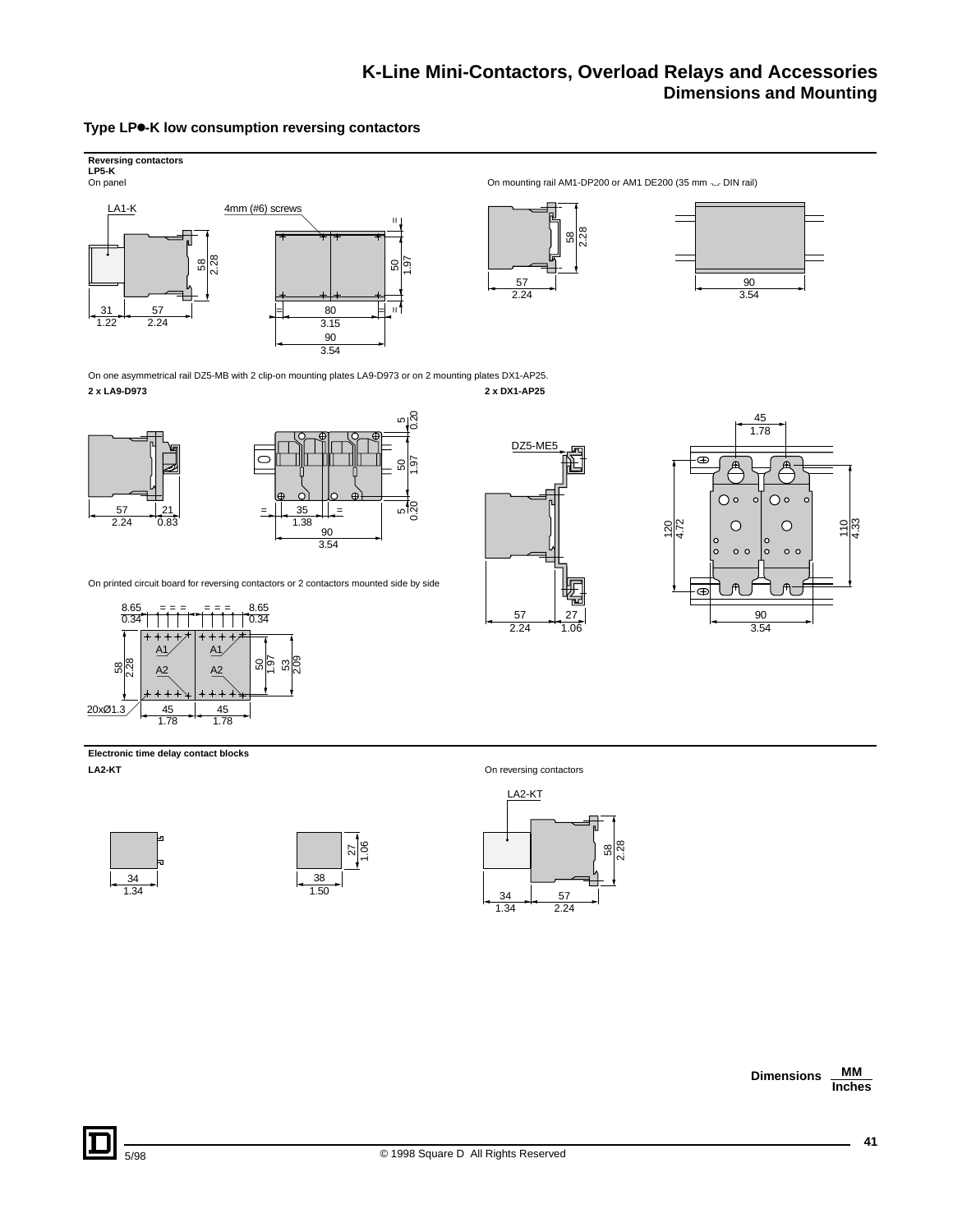# K-Line Mini-Contactors, Overload Relays and Accessories
## Dimensions and Mounting

### Type LP●-K low consumption reversing contactors

**Reversing contactors**
**LP5-K**

On panel

LA1-K

4mm (#6) screws

31 / 1.22, 57 / 2.24, 58 / 2.28, 50 / 1.97, 80 / 3.15, 90 / 3.54

On mounting rail AM1-DP200 or AM1 DE200 (35 mm ⌴ DIN rail)

57 / 2.24, 58 / 2.28, 90 / 3.54

On one asymmetrical rail DZ5-MB with 2 clip-on mounting plates LA9-D973 or on 2 mounting plates DX1-AP25.

**2 x LA9-D973**

57 / 2.24, 21 / 0.83, 5 / 0.20, 50 / 1.97, 5 / 0.20, 35 / 1.38, 90 / 3.54

**2 x DX1-AP25**

DZ5-ME5

57 / 2.24, 27 / 1.06, 45 / 1.78, 120 / 4.72, 110 / 4.33, 90 / 3.54

On printed circuit board for reversing contactors or 2 contactors mounted side by side

8.65 / 0.34, 8.65 / 0.34, 58 / 2.28, 50 / 1.97, 53 / 2.09, A1, A2, 20xØ1.3, 45 / 1.78, 45 / 1.78

**Electronic time delay contact blocks**

**LA2-KT**

34 / 1.34, 27 / 1.06, 38 / 1.50

On reversing contactors

LA2-KT

34 / 1.34, 57 / 2.24, 58 / 2.28

Dimensions: MM / Inches

5/98 © 1998 Square D All Rights Reserved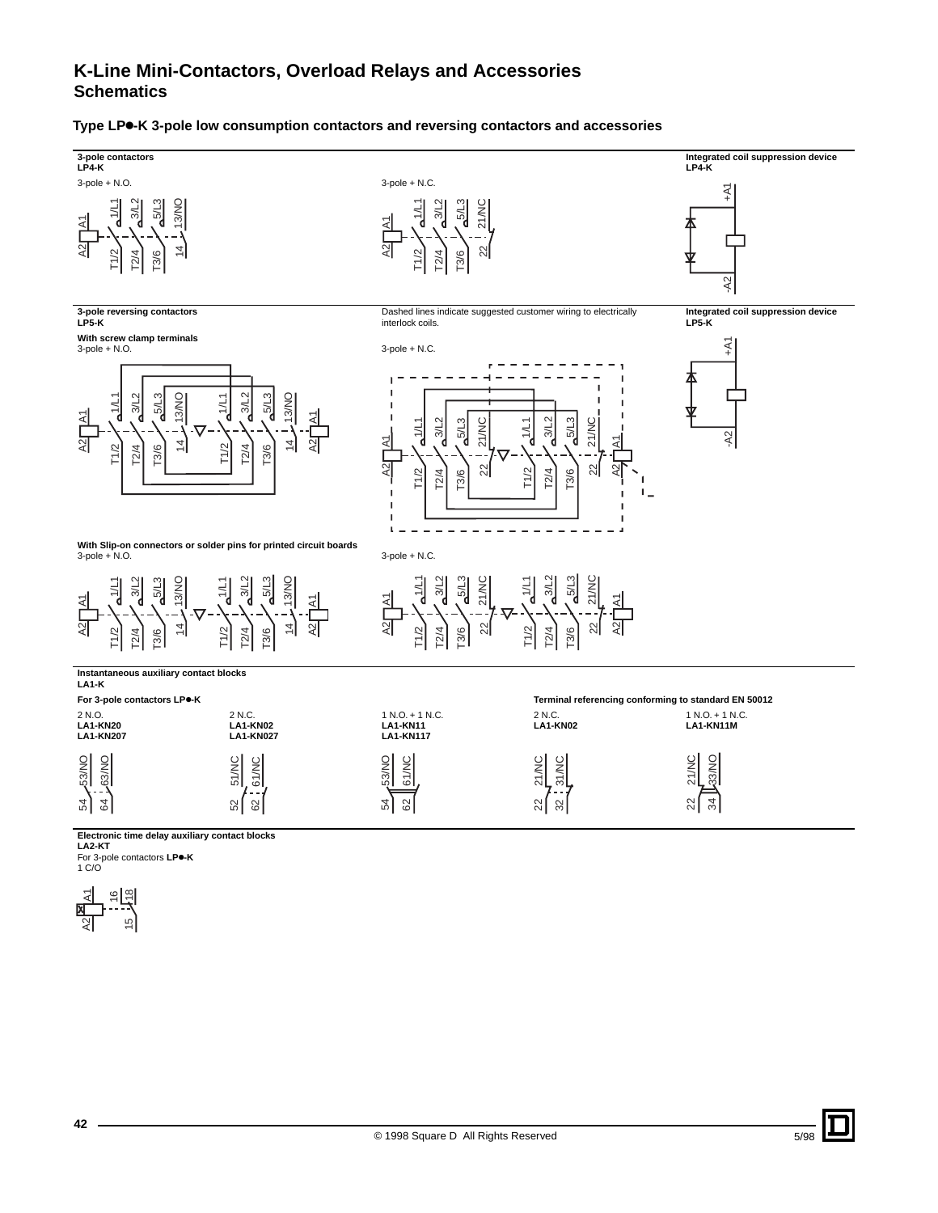# K-Line Mini-Contactors, Overload Relays and Accessories
## Schematics

### Type LP●-K 3-pole low consumption contactors and reversing contactors and accessories

**3-pole contactors**
**LP4-K**

3-pole + N.O.

A1, 1/L1, 3/L2, 5/L3, 13/NO
A2, T1/2, T2/4, T3/6, 14

3-pole + N.C.

A1, 1/L1, 3/L2, 5/L3, 21/NC
A2, T1/2, T2/4, T3/6, 22

**Integrated coil suppression device**
**LP4-K**

+A1
-A2

**3-pole reversing contactors**
**LP5-K**

Dashed lines indicate suggested customer wiring to electrically interlock coils.

**Integrated coil suppression device**
**LP5-K**

+A1
-A2

**With screw clamp terminals**

3-pole + N.O.

A1, 1/L1, 3/L2, 5/L3, 13/NO, 1/L1, 3/L2, 5/L3, 13/NO, A1
A2, T1/2, T2/4, T3/6, 14, T1/2, T2/4, T3/6, 14, A2

3-pole + N.C.

A1, 1/L1, 3/L2, 5/L3, 21/NC, 1/L1, 3/L2, 5/L3, 21/NC, A1
A2, T1/2, T2/4, T3/6, 22, T1/2, T2/4, T3/6, 22, A2

**With Slip-on connectors or solder pins for printed circuit boards**

3-pole + N.O.

A1, 1/L1, 3/L2, 5/L3, 13/NO, 1/L1, 3/L2, 5/L3, 13/NO, A1
A2, T1/2, T2/4, T3/6, 14, T1/2, T2/4, T3/6, 14, A2

3-pole + N.C.

A1, 1/L1, 3/L2, 5/L3, 21/NC, 1/L1, 3/L2, 5/L3, 21/NC, A1
A2, T1/2, T2/4, T3/6, 22, T1/2, T2/4, T3/6, 22, A2

**Instantaneous auxiliary contact blocks**
**LA1-K**

**For 3-pole contactors LP●-K**

**Terminal referencing conforming to standard EN 50012**

| 2 N.O. | 2 N.C. | 1 N.O. + 1 N.C. | 2 N.C. | 1 N.O. + 1 N.C. |
|---|---|---|---|---|
| **LA1-KN20** | **LA1-KN02** | **LA1-KN11** | **LA1-KN02** | **LA1-KN11M** |
| **LA1-KN207** | **LA1-KN027** | **LA1-KN117** | | |
| 53/NO, 63/NO / 54, 64 | 51/NC, 61/NC / 52, 62 | 53/NO, 61/NC / 54, 62 | 21/NC, 31/NC / 22, 32 | 21/NC, 33/NO / 22, 34 |

**Electronic time delay auxiliary contact blocks**
**LA2-KT**
For 3-pole contactors **LP●-K**
1 C/O

A1, 16, 18
A2, 15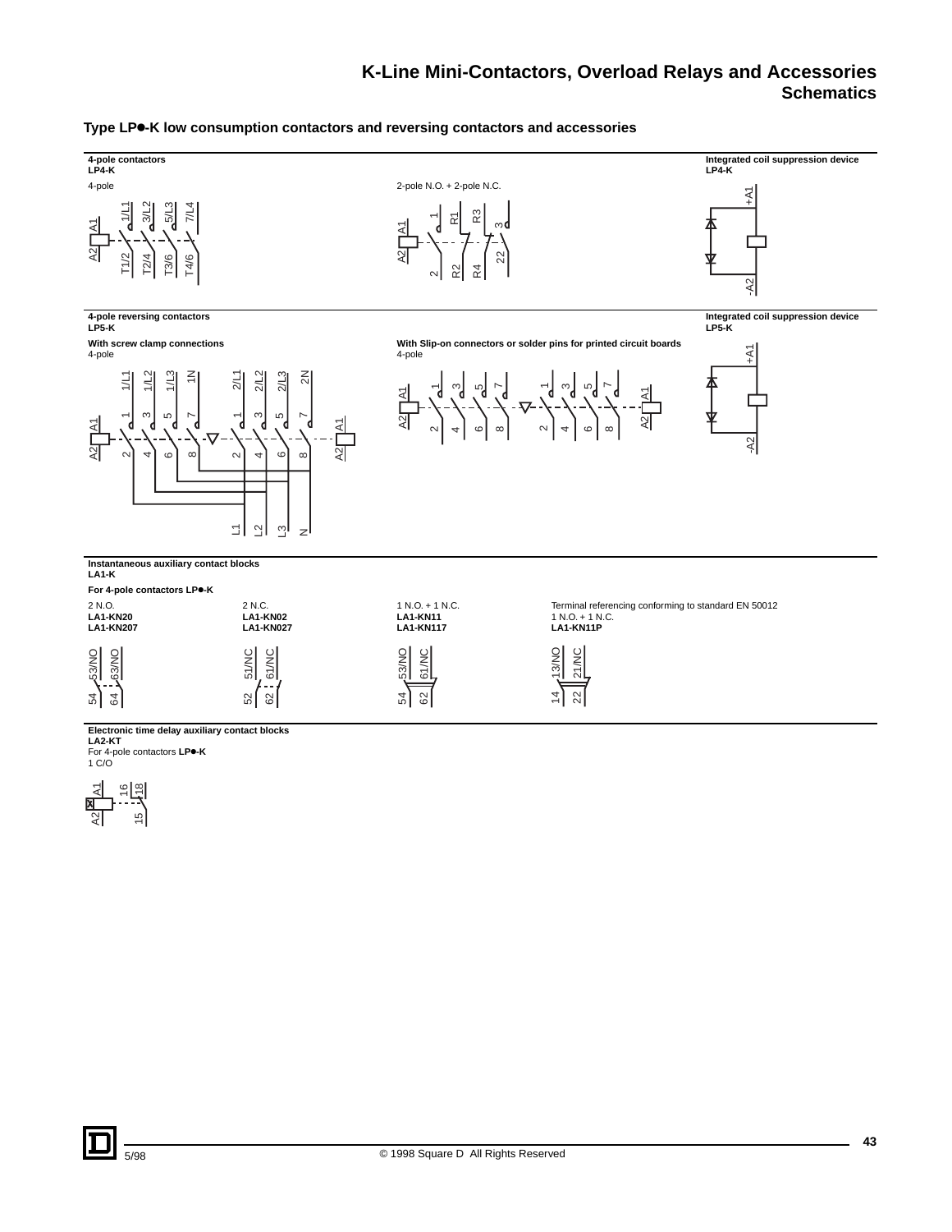## Type LP●-K low consumption contactors and reversing contactors and accessories

**4-pole contactors**
**LP4-K**

4-pole

A1, A2, 1/L1, 3/L2, 5/L3, 7/L4, T1/2, T2/4, T3/6, T4/6

2-pole N.O. + 2-pole N.C.

A1, A2, 1, R1, R3, 3, 2, R2, R4, 22

**Integrated coil suppression device**
**LP4-K**

+A1, -A2

**4-pole reversing contactors**
**LP5-K**

**With screw clamp connections**
4-pole

1/L1, 1/L2, 1/L3, 1N, 2/L1, 2/L2, 2/L3, 2N, A1, A2, 1, 3, 5, 7, 2, 4, 6, 8, L1, L2, L3, N

**With Slip-on connectors or solder pins for printed circuit boards**
4-pole

A1, A2, 1, 3, 5, 7, 2, 4, 6, 8

**Integrated coil suppression device**
**LP5-K**

+A1, -A2

**Instantaneous auxiliary contact blocks**
**LA1-K**

**For 4-pole contactors LP●-K**

| 2 N.O. | 2 N.C. | 1 N.O. + 1 N.C. | Terminal referencing conforming to standard EN 50012 1 N.O. + 1 N.C. |
|---|---|---|---|
| **LA1-KN20** | **LA1-KN02** | **LA1-KN11** | **LA1-KN11P** |
| **LA1-KN207** | **LA1-KN027** | **LA1-KN117** | |
| 53/NO, 63/NO, 54, 64 | 51/NC, 61/NC, 52, 62 | 53/NO, 61/NC, 54, 62 | 13/NO, 21/NC, 14, 22 |

**Electronic time delay auxiliary contact blocks**
**LA2-KT**
For 4-pole contactors **LP●-K**
1 C/O

A1, A2, 16, 18, 15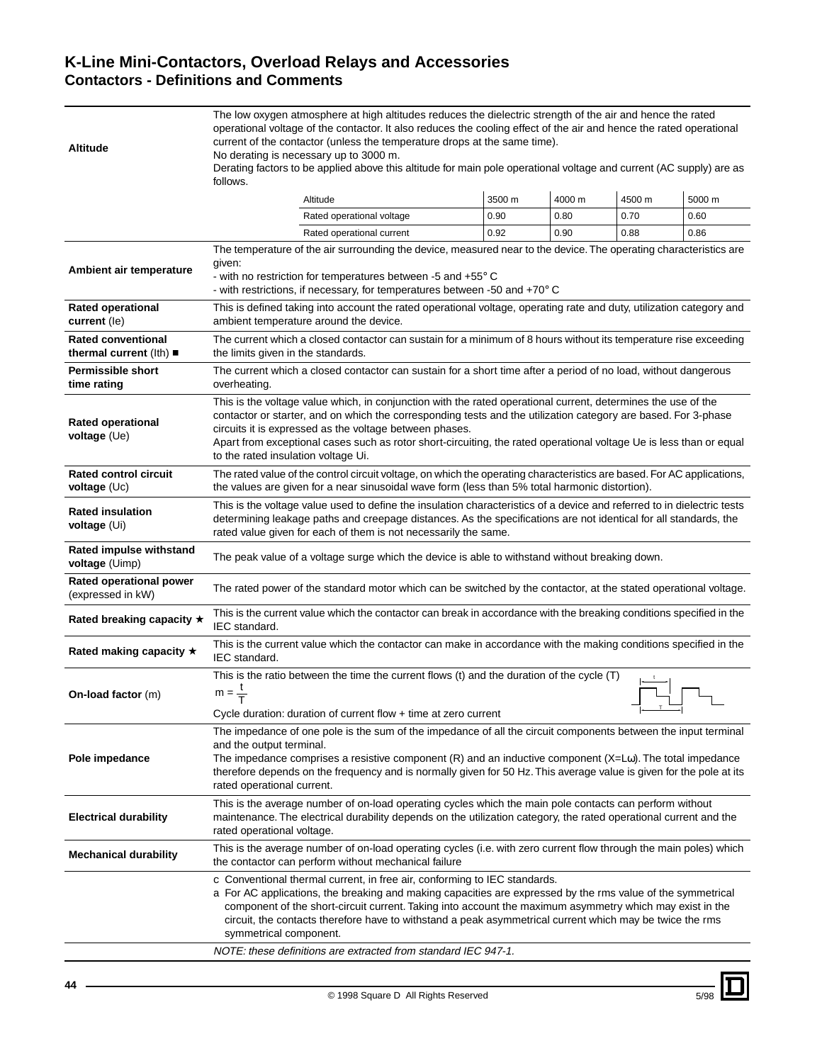# K-Line Mini-Contactors, Overload Relays and Accessories
## Contactors - Definitions and Comments

| | |
|---|---|
| **Altitude** | The low oxygen atmosphere at high altitudes reduces the dielectric strength of the air and hence the rated operational voltage of the contactor. It also reduces the cooling effect of the air and hence the rated operational current of the contactor (unless the temperature drops at the same time). No derating is necessary up to 3000 m. Derating factors to be applied above this altitude for main pole operational voltage and current (AC supply) are as follows. |

| Altitude | 3500 m | 4000 m | 4500 m | 5000 m |
|---|---|---|---|---|
| Rated operational voltage | 0.90 | 0.80 | 0.70 | 0.60 |
| Rated operational current | 0.92 | 0.90 | 0.88 | 0.86 |

| | |
|---|---|
| **Ambient air temperature** | The temperature of the air surrounding the device, measured near to the device. The operating characteristics are given:<br>- with no restriction for temperatures between -5 and +55° C<br>- with restrictions, if necessary, for temperatures between -50 and +70° C |
| **Rated operational current** (Ie) | This is defined taking into account the rated operational voltage, operating rate and duty, utilization category and ambient temperature around the device. |
| **Rated conventional thermal current** (Ith) ■ | The current which a closed contactor can sustain for a minimum of 8 hours without its temperature rise exceeding the limits given in the standards. |
| **Permissible short time rating** | The current which a closed contactor can sustain for a short time after a period of no load, without dangerous overheating. |
| **Rated operational voltage** (Ue) | This is the voltage value which, in conjunction with the rated operational current, determines the use of the contactor or starter, and on which the corresponding tests and the utilization category are based. For 3-phase circuits it is expressed as the voltage between phases.<br>Apart from exceptional cases such as rotor short-circuiting, the rated operational voltage Ue is less than or equal to the rated insulation voltage Ui. |
| **Rated control circuit voltage** (Uc) | The rated value of the control circuit voltage, on which the operating characteristics are based. For AC applications, the values are given for a near sinusoidal wave form (less than 5% total harmonic distortion). |
| **Rated insulation voltage** (Ui) | This is the voltage value used to define the insulation characteristics of a device and referred to in dielectric tests determining leakage paths and creepage distances. As the specifications are not identical for all standards, the rated value given for each of them is not necessarily the same. |
| **Rated impulse withstand voltage** (Uimp) | The peak value of a voltage surge which the device is able to withstand without breaking down. |
| **Rated operational power** (expressed in kW) | The rated power of the standard motor which can be switched by the contactor, at the stated operational voltage. |
| **Rated breaking capacity** ★ | This is the current value which the contactor can break in accordance with the breaking conditions specified in the IEC standard. |
| **Rated making capacity** ★ | This is the current value which the contactor can make in accordance with the making conditions specified in the IEC standard. |
| **On-load factor** (m) | This is the ratio between the time the current flows (t) and the duration of the cycle (T)<br>$m = \frac{t}{T}$<br>Cycle duration: duration of current flow + time at zero current |
| **Pole impedance** | The impedance of one pole is the sum of the impedance of all the circuit components between the input terminal and the output terminal.<br>The impedance comprises a resistive component (R) and an inductive component ($X=L\omega$). The total impedance therefore depends on the frequency and is normally given for 50 Hz. This average value is given for the pole at its rated operational current. |
| **Electrical durability** | This is the average number of on-load operating cycles which the main pole contacts can perform without maintenance. The electrical durability depends on the utilization category, the rated operational current and the rated operational voltage. |
| **Mechanical durability** | This is the average number of on-load operating cycles (i.e. with zero current flow through the main poles) which the contactor can perform without mechanical failure |

c Conventional thermal current, in free air, conforming to IEC standards.

a For AC applications, the breaking and making capacities are expressed by the rms value of the symmetrical component of the short-circuit current. Taking into account the maximum asymmetry which may exist in the circuit, the contacts therefore have to withstand a peak asymmetrical current which may be twice the rms symmetrical component.

*NOTE: these definitions are extracted from standard IEC 947-1.*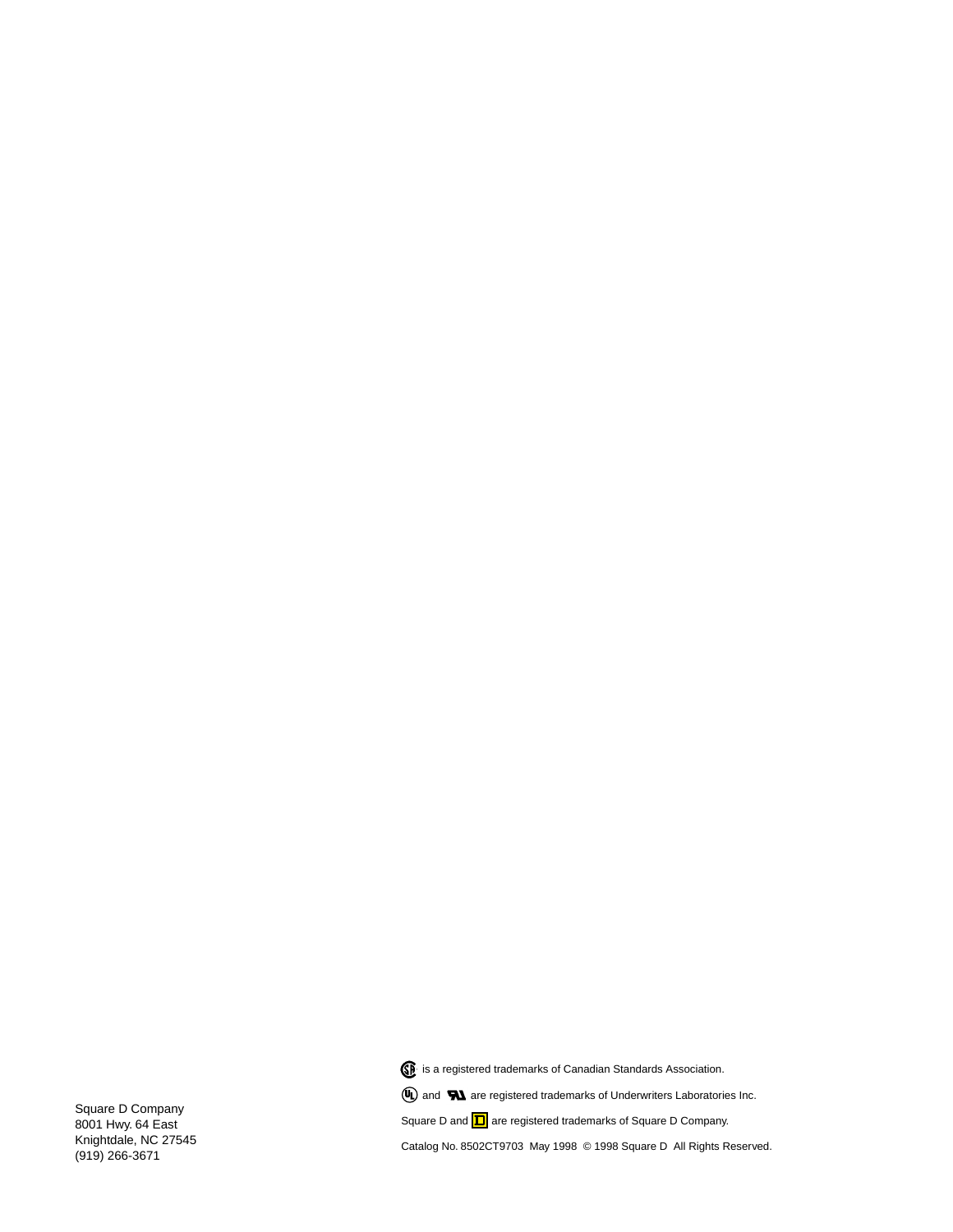Square D Company
8001 Hwy. 64 East
Knightdale, NC 27545
(919) 266-3671

SA is a registered trademarks of Canadian Standards Association.

UL and RU are registered trademarks of Underwriters Laboratories Inc.

Square D and D are registered trademarks of Square D Company.

Catalog No. 8502CT9703 May 1998 © 1998 Square D All Rights Reserved.